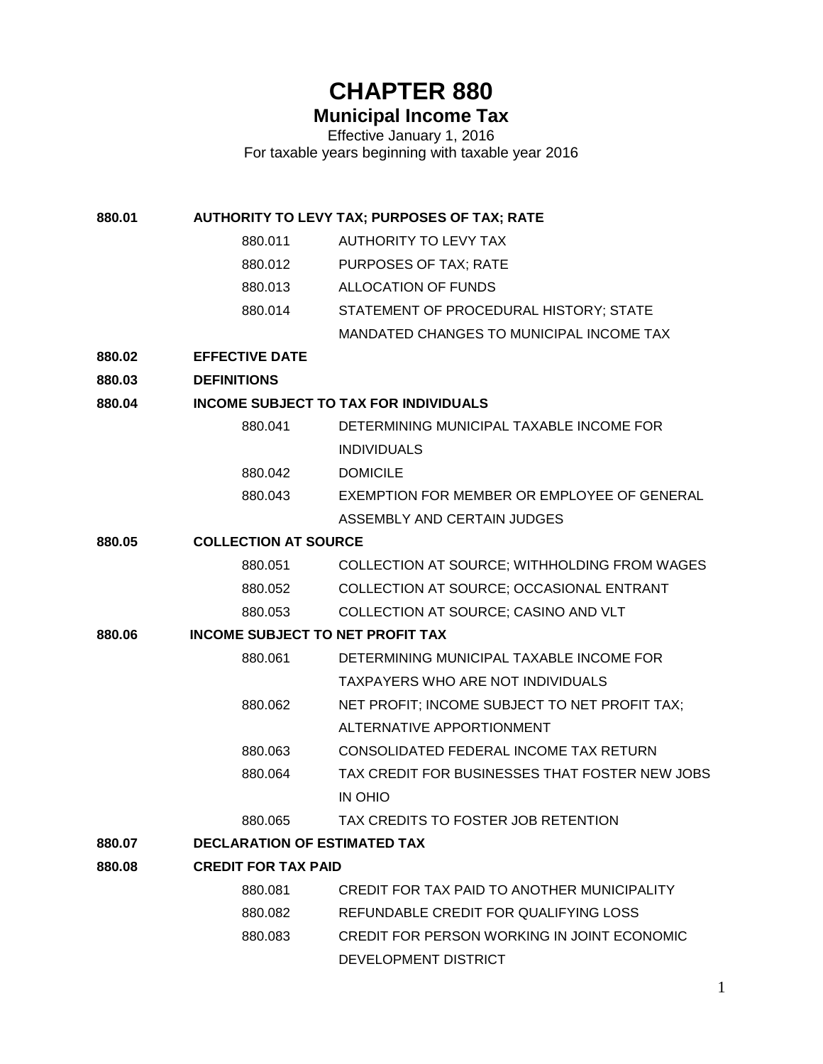# CHAPTER 880

## Municipal Income Tax

Effective January 1, 2016

For taxable years beginning with taxable year 2016

**880.01 AUTHORITY TO LEVY TAX; PURPOSES OF TAX; RATE**

- 880.011 AUTHORITY TO LEVY TAX
- 880.012 PURPOSES OF TAX; RATE
- 880.013 ALLOCATION OF FUNDS
- 880.014 STATEMENT OF PROCEDURAL HISTORY; STATE MANDATED CHANGES TO MUNICIPAL INCOME TAX

**880.02 EFFECTIVE DATE**

**880.03 DEFINITIONS**

**880.04 INCOME SUBJECT TO TAX FOR INDIVIDUALS**

- 880.041 DETERMINING MUNICIPAL TAXABLE INCOME FOR INDIVIDUALS
- 880.042 DOMICILE
- 880.043 EXEMPTION FOR MEMBER OR EMPLOYEE OF GENERAL ASSEMBLY AND CERTAIN JUDGES

**880.05 COLLECTION AT SOURCE**

- 880.051 COLLECTION AT SOURCE; WITHHOLDING FROM WAGES
- 880.052 COLLECTION AT SOURCE; OCCASIONAL ENTRANT
- 880.053 COLLECTION AT SOURCE; CASINO AND VLT

**880.06 INCOME SUBJECT TO NET PROFIT TAX**

- 880.061 DETERMINING MUNICIPAL TAXABLE INCOME FOR TAXPAYERS WHO ARE NOT INDIVIDUALS
- 880.062 NET PROFIT; INCOME SUBJECT TO NET PROFIT TAX; ALTERNATIVE APPORTIONMENT
- 880.063 CONSOLIDATED FEDERAL INCOME TAX RETURN
- 880.064 TAX CREDIT FOR BUSINESSES THAT FOSTER NEW JOBS IN OHIO
- 880.065 TAX CREDITS TO FOSTER JOB RETENTION

**880.07 DECLARATION OF ESTIMATED TAX**

**880.08 CREDIT FOR TAX PAID**

- 880.081 CREDIT FOR TAX PAID TO ANOTHER MUNICIPALITY
- 880.082 REFUNDABLE CREDIT FOR QUALIFYING LOSS
- 880.083 CREDIT FOR PERSON WORKING IN JOINT ECONOMIC DEVELOPMENT DISTRICT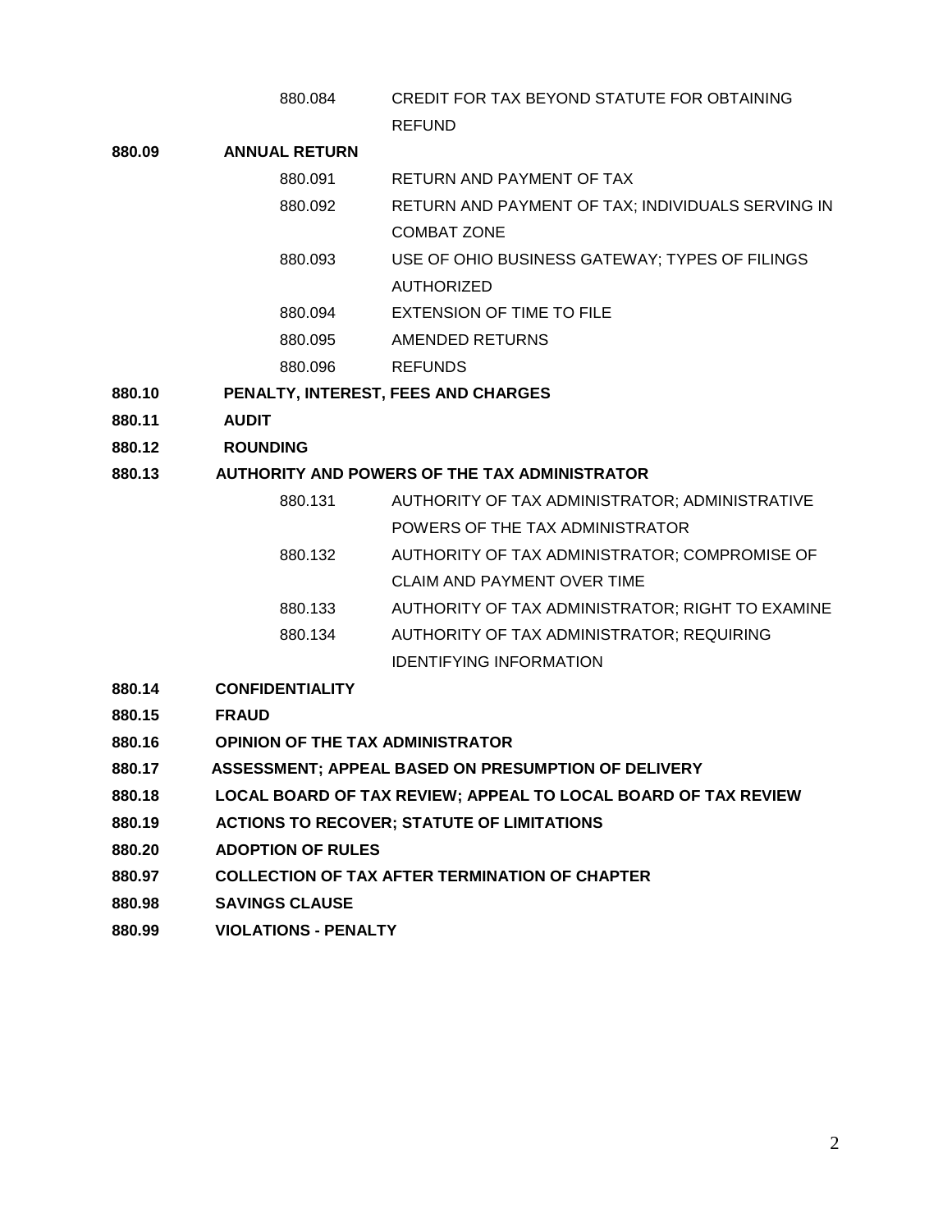| | | |
|---|---|---|
| | 880.084 | CREDIT FOR TAX BEYOND STATUTE FOR OBTAINING REFUND |
| **880.09** | **ANNUAL RETURN** | |
| | 880.091 | RETURN AND PAYMENT OF TAX |
| | 880.092 | RETURN AND PAYMENT OF TAX; INDIVIDUALS SERVING IN COMBAT ZONE |
| | 880.093 | USE OF OHIO BUSINESS GATEWAY; TYPES OF FILINGS AUTHORIZED |
| | 880.094 | EXTENSION OF TIME TO FILE |
| | 880.095 | AMENDED RETURNS |
| | 880.096 | REFUNDS |
| **880.10** | **PENALTY, INTEREST, FEES AND CHARGES** | |
| **880.11** | **AUDIT** | |
| **880.12** | **ROUNDING** | |
| **880.13** | **AUTHORITY AND POWERS OF THE TAX ADMINISTRATOR** | |
| | 880.131 | AUTHORITY OF TAX ADMINISTRATOR; ADMINISTRATIVE POWERS OF THE TAX ADMINISTRATOR |
| | 880.132 | AUTHORITY OF TAX ADMINISTRATOR; COMPROMISE OF CLAIM AND PAYMENT OVER TIME |
| | 880.133 | AUTHORITY OF TAX ADMINISTRATOR; RIGHT TO EXAMINE |
| | 880.134 | AUTHORITY OF TAX ADMINISTRATOR; REQUIRING IDENTIFYING INFORMATION |
| **880.14** | **CONFIDENTIALITY** | |
| **880.15** | **FRAUD** | |
| **880.16** | **OPINION OF THE TAX ADMINISTRATOR** | |
| **880.17** | **ASSESSMENT; APPEAL BASED ON PRESUMPTION OF DELIVERY** | |
| **880.18** | **LOCAL BOARD OF TAX REVIEW; APPEAL TO LOCAL BOARD OF TAX REVIEW** | |
| **880.19** | **ACTIONS TO RECOVER; STATUTE OF LIMITATIONS** | |
| **880.20** | **ADOPTION OF RULES** | |
| **880.97** | **COLLECTION OF TAX AFTER TERMINATION OF CHAPTER** | |
| **880.98** | **SAVINGS CLAUSE** | |
| **880.99** | **VIOLATIONS - PENALTY** | |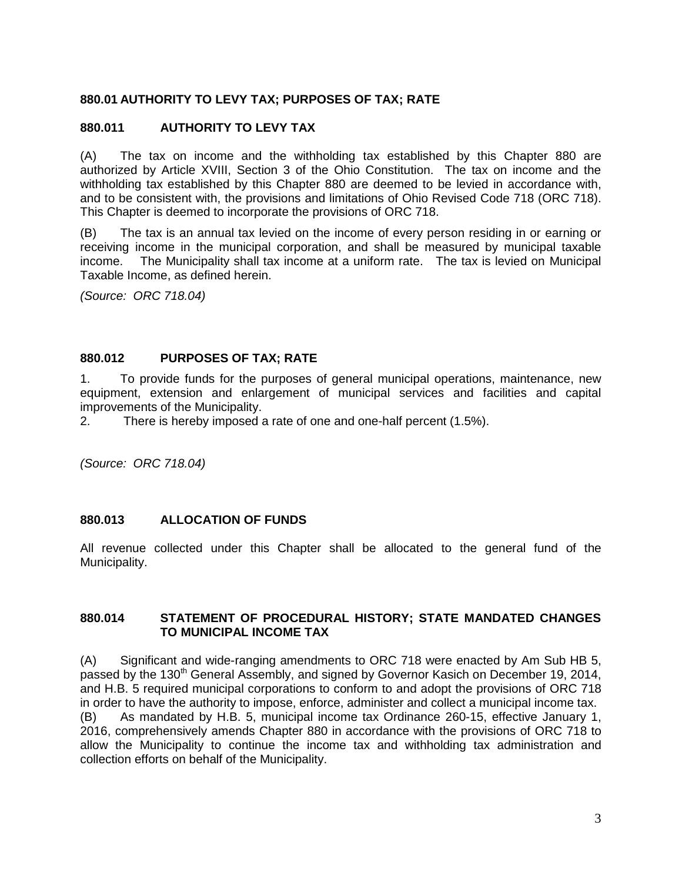## 880.01 AUTHORITY TO LEVY TAX; PURPOSES OF TAX; RATE

### 880.011 AUTHORITY TO LEVY TAX

(A) The tax on income and the withholding tax established by this Chapter 880 are authorized by Article XVIII, Section 3 of the Ohio Constitution. The tax on income and the withholding tax established by this Chapter 880 are deemed to be levied in accordance with, and to be consistent with, the provisions and limitations of Ohio Revised Code 718 (ORC 718). This Chapter is deemed to incorporate the provisions of ORC 718.

(B) The tax is an annual tax levied on the income of every person residing in or earning or receiving income in the municipal corporation, and shall be measured by municipal taxable income. The Municipality shall tax income at a uniform rate. The tax is levied on Municipal Taxable Income, as defined herein.

*(Source: ORC 718.04)*

### 880.012 PURPOSES OF TAX; RATE

1. To provide funds for the purposes of general municipal operations, maintenance, new equipment, extension and enlargement of municipal services and facilities and capital improvements of the Municipality.
2. There is hereby imposed a rate of one and one-half percent (1.5%).

*(Source: ORC 718.04)*

### 880.013 ALLOCATION OF FUNDS

All revenue collected under this Chapter shall be allocated to the general fund of the Municipality.

### 880.014 STATEMENT OF PROCEDURAL HISTORY; STATE MANDATED CHANGES TO MUNICIPAL INCOME TAX

(A) Significant and wide-ranging amendments to ORC 718 were enacted by Am Sub HB 5, passed by the 130th General Assembly, and signed by Governor Kasich on December 19, 2014, and H.B. 5 required municipal corporations to conform to and adopt the provisions of ORC 718 in order to have the authority to impose, enforce, administer and collect a municipal income tax.

(B) As mandated by H.B. 5, municipal income tax Ordinance 260-15, effective January 1, 2016, comprehensively amends Chapter 880 in accordance with the provisions of ORC 718 to allow the Municipality to continue the income tax and withholding tax administration and collection efforts on behalf of the Municipality.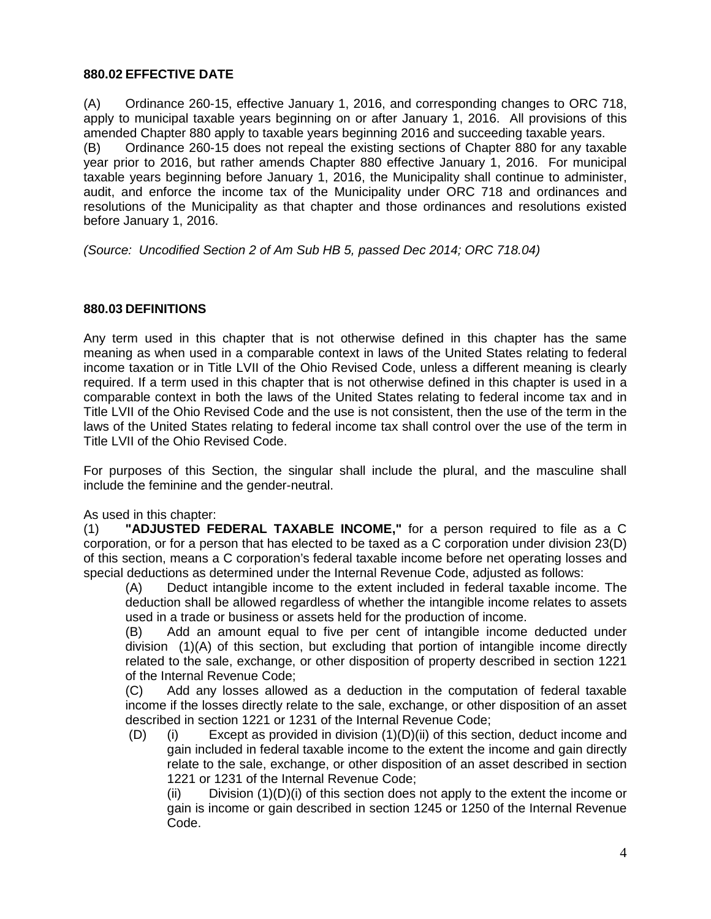### 880.02 EFFECTIVE DATE

(A) Ordinance 260-15, effective January 1, 2016, and corresponding changes to ORC 718, apply to municipal taxable years beginning on or after January 1, 2016. All provisions of this amended Chapter 880 apply to taxable years beginning 2016 and succeeding taxable years.

(B) Ordinance 260-15 does not repeal the existing sections of Chapter 880 for any taxable year prior to 2016, but rather amends Chapter 880 effective January 1, 2016. For municipal taxable years beginning before January 1, 2016, the Municipality shall continue to administer, audit, and enforce the income tax of the Municipality under ORC 718 and ordinances and resolutions of the Municipality as that chapter and those ordinances and resolutions existed before January 1, 2016.

*(Source: Uncodified Section 2 of Am Sub HB 5, passed Dec 2014; ORC 718.04)*

### 880.03 DEFINITIONS

Any term used in this chapter that is not otherwise defined in this chapter has the same meaning as when used in a comparable context in laws of the United States relating to federal income taxation or in Title LVII of the Ohio Revised Code, unless a different meaning is clearly required. If a term used in this chapter that is not otherwise defined in this chapter is used in a comparable context in both the laws of the United States relating to federal income tax and in Title LVII of the Ohio Revised Code and the use is not consistent, then the use of the term in the laws of the United States relating to federal income tax shall control over the use of the term in Title LVII of the Ohio Revised Code.

For purposes of this Section, the singular shall include the plural, and the masculine shall include the feminine and the gender-neutral.

As used in this chapter:

(1) **"ADJUSTED FEDERAL TAXABLE INCOME,"** for a person required to file as a C corporation, or for a person that has elected to be taxed as a C corporation under division 23(D) of this section, means a C corporation's federal taxable income before net operating losses and special deductions as determined under the Internal Revenue Code, adjusted as follows:

(A) Deduct intangible income to the extent included in federal taxable income. The deduction shall be allowed regardless of whether the intangible income relates to assets used in a trade or business or assets held for the production of income.

(B) Add an amount equal to five per cent of intangible income deducted under division (1)(A) of this section, but excluding that portion of intangible income directly related to the sale, exchange, or other disposition of property described in section 1221 of the Internal Revenue Code;

(C) Add any losses allowed as a deduction in the computation of federal taxable income if the losses directly relate to the sale, exchange, or other disposition of an asset described in section 1221 or 1231 of the Internal Revenue Code;

(D) (i) Except as provided in division (1)(D)(ii) of this section, deduct income and gain included in federal taxable income to the extent the income and gain directly relate to the sale, exchange, or other disposition of an asset described in section 1221 or 1231 of the Internal Revenue Code;

(ii) Division (1)(D)(i) of this section does not apply to the extent the income or gain is income or gain described in section 1245 or 1250 of the Internal Revenue Code.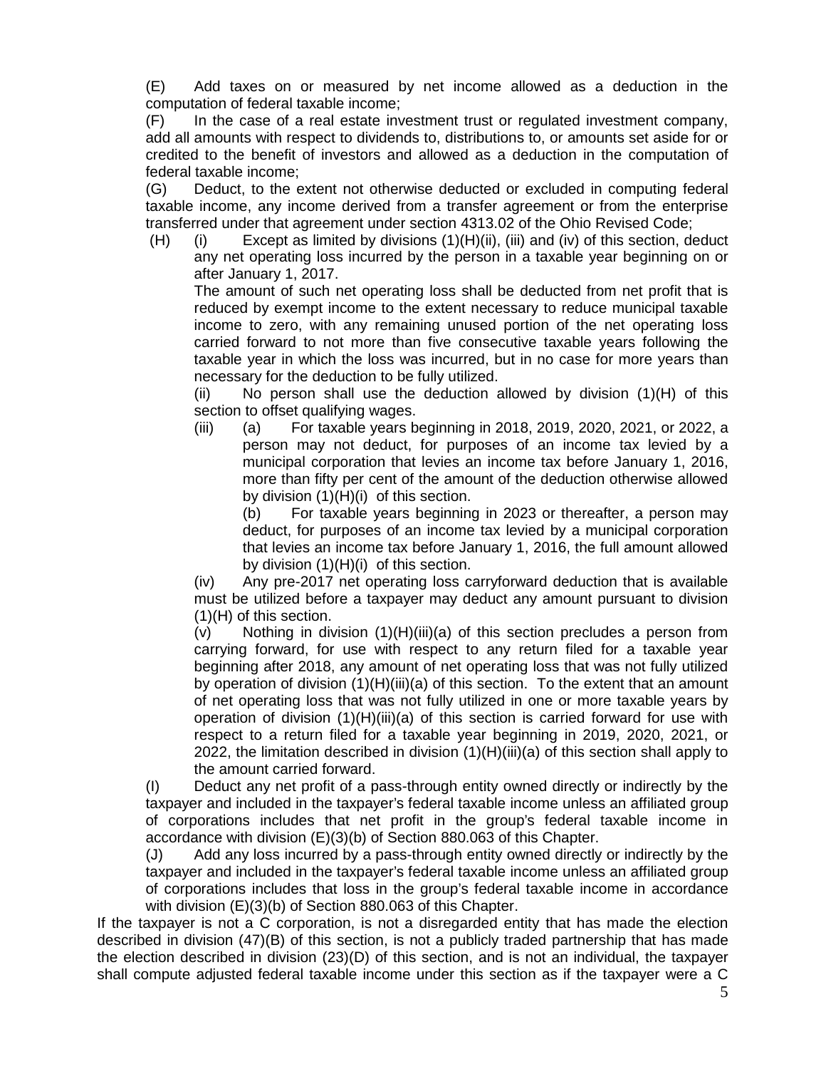(E) Add taxes on or measured by net income allowed as a deduction in the computation of federal taxable income;

(F) In the case of a real estate investment trust or regulated investment company, add all amounts with respect to dividends to, distributions to, or amounts set aside for or credited to the benefit of investors and allowed as a deduction in the computation of federal taxable income;

(G) Deduct, to the extent not otherwise deducted or excluded in computing federal taxable income, any income derived from a transfer agreement or from the enterprise transferred under that agreement under section 4313.02 of the Ohio Revised Code;

(H) (i) Except as limited by divisions (1)(H)(ii), (iii) and (iv) of this section, deduct any net operating loss incurred by the person in a taxable year beginning on or after January 1, 2017.

The amount of such net operating loss shall be deducted from net profit that is reduced by exempt income to the extent necessary to reduce municipal taxable income to zero, with any remaining unused portion of the net operating loss carried forward to not more than five consecutive taxable years following the taxable year in which the loss was incurred, but in no case for more years than necessary for the deduction to be fully utilized.

(ii) No person shall use the deduction allowed by division (1)(H) of this section to offset qualifying wages.

(iii) (a) For taxable years beginning in 2018, 2019, 2020, 2021, or 2022, a person may not deduct, for purposes of an income tax levied by a municipal corporation that levies an income tax before January 1, 2016, more than fifty per cent of the amount of the deduction otherwise allowed by division (1)(H)(i) of this section.

(b) For taxable years beginning in 2023 or thereafter, a person may deduct, for purposes of an income tax levied by a municipal corporation that levies an income tax before January 1, 2016, the full amount allowed by division (1)(H)(i) of this section.

(iv) Any pre-2017 net operating loss carryforward deduction that is available must be utilized before a taxpayer may deduct any amount pursuant to division (1)(H) of this section.

(v) Nothing in division (1)(H)(iii)(a) of this section precludes a person from carrying forward, for use with respect to any return filed for a taxable year beginning after 2018, any amount of net operating loss that was not fully utilized by operation of division (1)(H)(iii)(a) of this section. To the extent that an amount of net operating loss that was not fully utilized in one or more taxable years by operation of division (1)(H)(iii)(a) of this section is carried forward for use with respect to a return filed for a taxable year beginning in 2019, 2020, 2021, or 2022, the limitation described in division (1)(H)(iii)(a) of this section shall apply to the amount carried forward.

(I) Deduct any net profit of a pass-through entity owned directly or indirectly by the taxpayer and included in the taxpayer's federal taxable income unless an affiliated group of corporations includes that net profit in the group's federal taxable income in accordance with division (E)(3)(b) of Section 880.063 of this Chapter.

(J) Add any loss incurred by a pass-through entity owned directly or indirectly by the taxpayer and included in the taxpayer's federal taxable income unless an affiliated group of corporations includes that loss in the group's federal taxable income in accordance with division (E)(3)(b) of Section 880.063 of this Chapter.

If the taxpayer is not a C corporation, is not a disregarded entity that has made the election described in division (47)(B) of this section, is not a publicly traded partnership that has made the election described in division (23)(D) of this section, and is not an individual, the taxpayer shall compute adjusted federal taxable income under this section as if the taxpayer were a C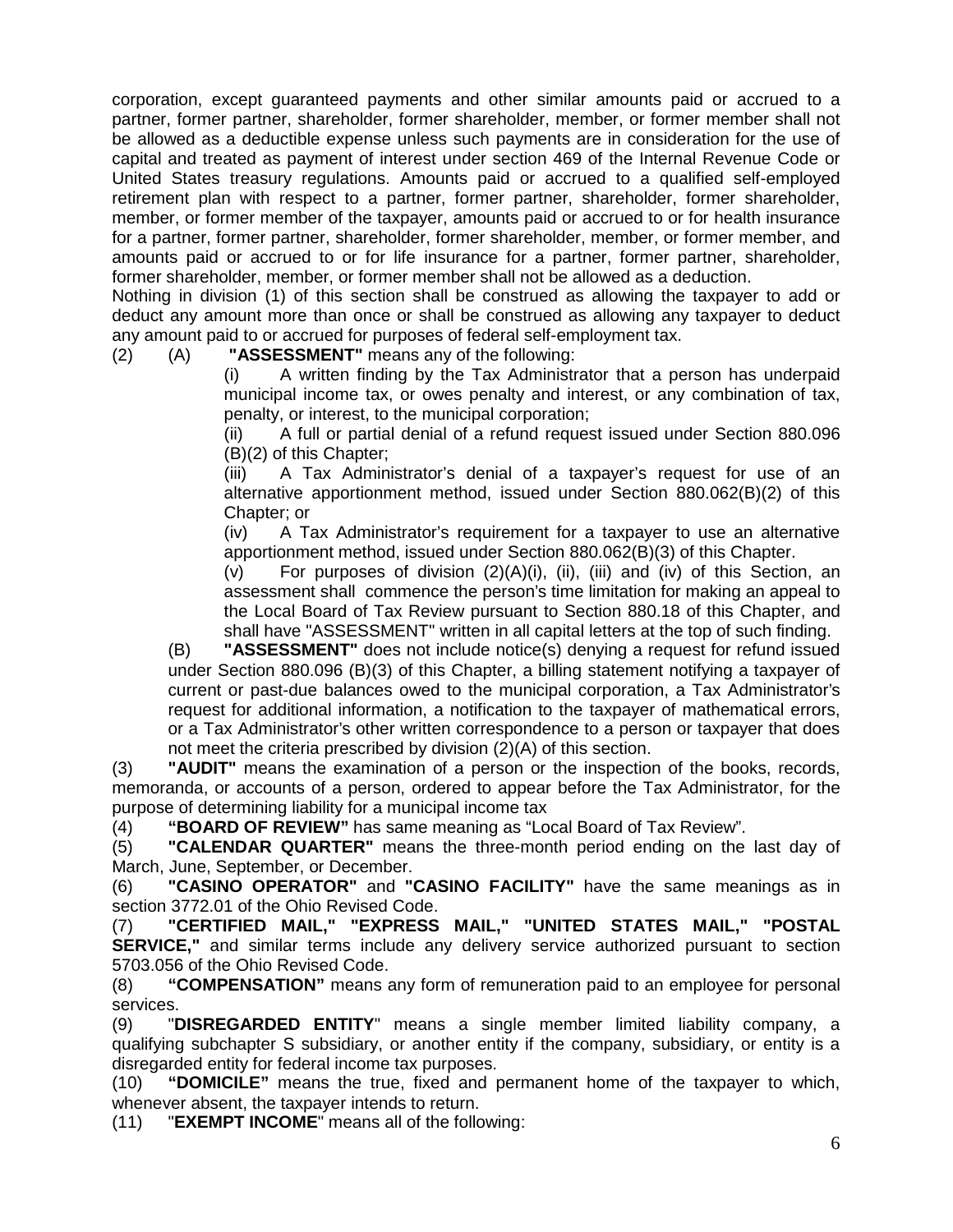corporation, except guaranteed payments and other similar amounts paid or accrued to a partner, former partner, shareholder, former shareholder, member, or former member shall not be allowed as a deductible expense unless such payments are in consideration for the use of capital and treated as payment of interest under section 469 of the Internal Revenue Code or United States treasury regulations. Amounts paid or accrued to a qualified self-employed retirement plan with respect to a partner, former partner, shareholder, former shareholder, member, or former member of the taxpayer, amounts paid or accrued to or for health insurance for a partner, former partner, shareholder, former shareholder, member, or former member, and amounts paid or accrued to or for life insurance for a partner, former partner, shareholder, former shareholder, member, or former member shall not be allowed as a deduction.

Nothing in division (1) of this section shall be construed as allowing the taxpayer to add or deduct any amount more than once or shall be construed as allowing any taxpayer to deduct any amount paid to or accrued for purposes of federal self-employment tax.

(2) (A) **"ASSESSMENT"** means any of the following:

(i) A written finding by the Tax Administrator that a person has underpaid municipal income tax, or owes penalty and interest, or any combination of tax, penalty, or interest, to the municipal corporation;

(ii) A full or partial denial of a refund request issued under Section 880.096 (B)(2) of this Chapter;

(iii) A Tax Administrator's denial of a taxpayer's request for use of an alternative apportionment method, issued under Section 880.062(B)(2) of this Chapter; or

(iv) A Tax Administrator's requirement for a taxpayer to use an alternative apportionment method, issued under Section 880.062(B)(3) of this Chapter.

(v) For purposes of division (2)(A)(i), (ii), (iii) and (iv) of this Section, an assessment shall commence the person's time limitation for making an appeal to the Local Board of Tax Review pursuant to Section 880.18 of this Chapter, and shall have "ASSESSMENT" written in all capital letters at the top of such finding.

(B) **"ASSESSMENT"** does not include notice(s) denying a request for refund issued under Section 880.096 (B)(3) of this Chapter, a billing statement notifying a taxpayer of current or past-due balances owed to the municipal corporation, a Tax Administrator's request for additional information, a notification to the taxpayer of mathematical errors, or a Tax Administrator's other written correspondence to a person or taxpayer that does not meet the criteria prescribed by division (2)(A) of this section.

(3) **"AUDIT"** means the examination of a person or the inspection of the books, records, memoranda, or accounts of a person, ordered to appear before the Tax Administrator, for the purpose of determining liability for a municipal income tax

(4) **"BOARD OF REVIEW"** has same meaning as "Local Board of Tax Review".

(5) **"CALENDAR QUARTER"** means the three-month period ending on the last day of March, June, September, or December.

(6) **"CASINO OPERATOR"** and **"CASINO FACILITY"** have the same meanings as in section 3772.01 of the Ohio Revised Code.

(7) **"CERTIFIED MAIL," "EXPRESS MAIL," "UNITED STATES MAIL," "POSTAL SERVICE,"** and similar terms include any delivery service authorized pursuant to section 5703.056 of the Ohio Revised Code.

(8) **"COMPENSATION"** means any form of remuneration paid to an employee for personal services.

(9) "**DISREGARDED ENTITY**" means a single member limited liability company, a qualifying subchapter S subsidiary, or another entity if the company, subsidiary, or entity is a disregarded entity for federal income tax purposes.

(10) **"DOMICILE"** means the true, fixed and permanent home of the taxpayer to which, whenever absent, the taxpayer intends to return.

(11) "**EXEMPT INCOME**" means all of the following: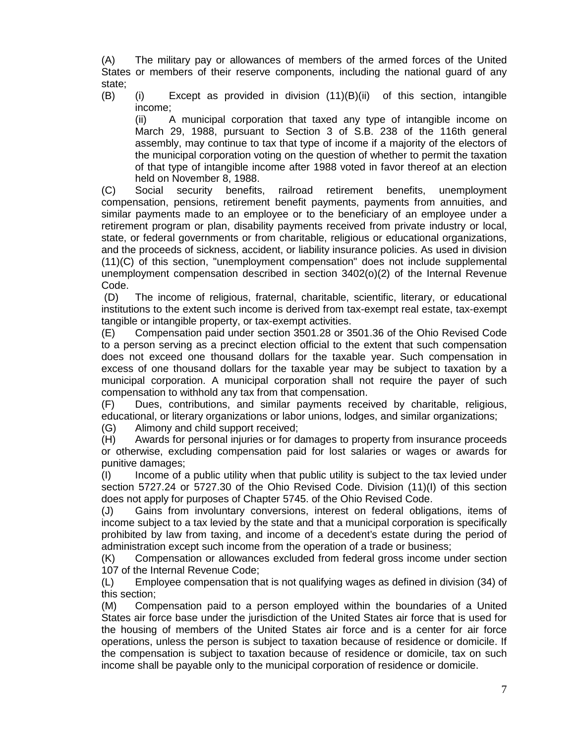(A) The military pay or allowances of members of the armed forces of the United States or members of their reserve components, including the national guard of any state;

(B) (i) Except as provided in division (11)(B)(ii) of this section, intangible income;

(ii) A municipal corporation that taxed any type of intangible income on March 29, 1988, pursuant to Section 3 of S.B. 238 of the 116th general assembly, may continue to tax that type of income if a majority of the electors of the municipal corporation voting on the question of whether to permit the taxation of that type of intangible income after 1988 voted in favor thereof at an election held on November 8, 1988.

(C) Social security benefits, railroad retirement benefits, unemployment compensation, pensions, retirement benefit payments, payments from annuities, and similar payments made to an employee or to the beneficiary of an employee under a retirement program or plan, disability payments received from private industry or local, state, or federal governments or from charitable, religious or educational organizations, and the proceeds of sickness, accident, or liability insurance policies. As used in division (11)(C) of this section, "unemployment compensation" does not include supplemental unemployment compensation described in section 3402(o)(2) of the Internal Revenue Code.

(D) The income of religious, fraternal, charitable, scientific, literary, or educational institutions to the extent such income is derived from tax-exempt real estate, tax-exempt tangible or intangible property, or tax-exempt activities.

(E) Compensation paid under section 3501.28 or 3501.36 of the Ohio Revised Code to a person serving as a precinct election official to the extent that such compensation does not exceed one thousand dollars for the taxable year. Such compensation in excess of one thousand dollars for the taxable year may be subject to taxation by a municipal corporation. A municipal corporation shall not require the payer of such compensation to withhold any tax from that compensation.

(F) Dues, contributions, and similar payments received by charitable, religious, educational, or literary organizations or labor unions, lodges, and similar organizations;

(G) Alimony and child support received;

(H) Awards for personal injuries or for damages to property from insurance proceeds or otherwise, excluding compensation paid for lost salaries or wages or awards for punitive damages;

(I) Income of a public utility when that public utility is subject to the tax levied under section 5727.24 or 5727.30 of the Ohio Revised Code. Division (11)(I) of this section does not apply for purposes of Chapter 5745. of the Ohio Revised Code.

(J) Gains from involuntary conversions, interest on federal obligations, items of income subject to a tax levied by the state and that a municipal corporation is specifically prohibited by law from taxing, and income of a decedent's estate during the period of administration except such income from the operation of a trade or business;

(K) Compensation or allowances excluded from federal gross income under section 107 of the Internal Revenue Code;

(L) Employee compensation that is not qualifying wages as defined in division (34) of this section;

(M) Compensation paid to a person employed within the boundaries of a United States air force base under the jurisdiction of the United States air force that is used for the housing of members of the United States air force and is a center for air force operations, unless the person is subject to taxation because of residence or domicile. If the compensation is subject to taxation because of residence or domicile, tax on such income shall be payable only to the municipal corporation of residence or domicile.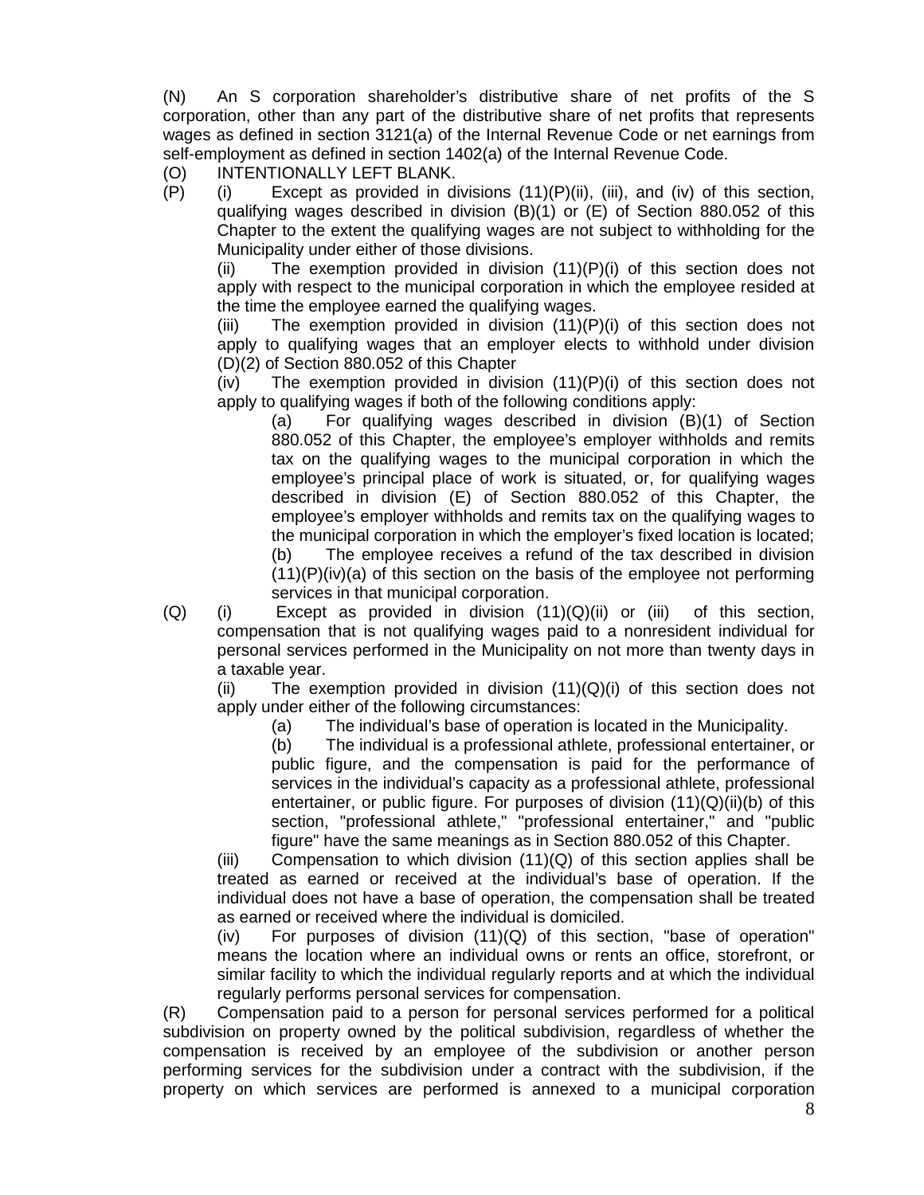(N) An S corporation shareholder's distributive share of net profits of the S corporation, other than any part of the distributive share of net profits that represents wages as defined in section 3121(a) of the Internal Revenue Code or net earnings from self-employment as defined in section 1402(a) of the Internal Revenue Code.

(O) INTENTIONALLY LEFT BLANK.

(P) (i) Except as provided in divisions (11)(P)(ii), (iii), and (iv) of this section, qualifying wages described in division (B)(1) or (E) of Section 880.052 of this Chapter to the extent the qualifying wages are not subject to withholding for the Municipality under either of those divisions.

(ii) The exemption provided in division (11)(P)(i) of this section does not apply with respect to the municipal corporation in which the employee resided at the time the employee earned the qualifying wages.

(iii) The exemption provided in division (11)(P)(i) of this section does not apply to qualifying wages that an employer elects to withhold under division (D)(2) of Section 880.052 of this Chapter

(iv) The exemption provided in division (11)(P)(i) of this section does not apply to qualifying wages if both of the following conditions apply:

(a) For qualifying wages described in division (B)(1) of Section 880.052 of this Chapter, the employee's employer withholds and remits tax on the qualifying wages to the municipal corporation in which the employee's principal place of work is situated, or, for qualifying wages described in division (E) of Section 880.052 of this Chapter, the employee's employer withholds and remits tax on the qualifying wages to the municipal corporation in which the employer's fixed location is located;

(b) The employee receives a refund of the tax described in division (11)(P)(iv)(a) of this section on the basis of the employee not performing services in that municipal corporation.

(Q) (i) Except as provided in division (11)(Q)(ii) or (iii) of this section, compensation that is not qualifying wages paid to a nonresident individual for personal services performed in the Municipality on not more than twenty days in a taxable year.

(ii) The exemption provided in division (11)(Q)(i) of this section does not apply under either of the following circumstances:

(a) The individual's base of operation is located in the Municipality.

(b) The individual is a professional athlete, professional entertainer, or public figure, and the compensation is paid for the performance of services in the individual's capacity as a professional athlete, professional entertainer, or public figure. For purposes of division (11)(Q)(ii)(b) of this section, "professional athlete," "professional entertainer," and "public figure" have the same meanings as in Section 880.052 of this Chapter.

(iii) Compensation to which division (11)(Q) of this section applies shall be treated as earned or received at the individual's base of operation. If the individual does not have a base of operation, the compensation shall be treated as earned or received where the individual is domiciled.

(iv) For purposes of division (11)(Q) of this section, "base of operation" means the location where an individual owns or rents an office, storefront, or similar facility to which the individual regularly reports and at which the individual regularly performs personal services for compensation.

(R) Compensation paid to a person for personal services performed for a political subdivision on property owned by the political subdivision, regardless of whether the compensation is received by an employee of the subdivision or another person performing services for the subdivision under a contract with the subdivision, if the property on which services are performed is annexed to a municipal corporation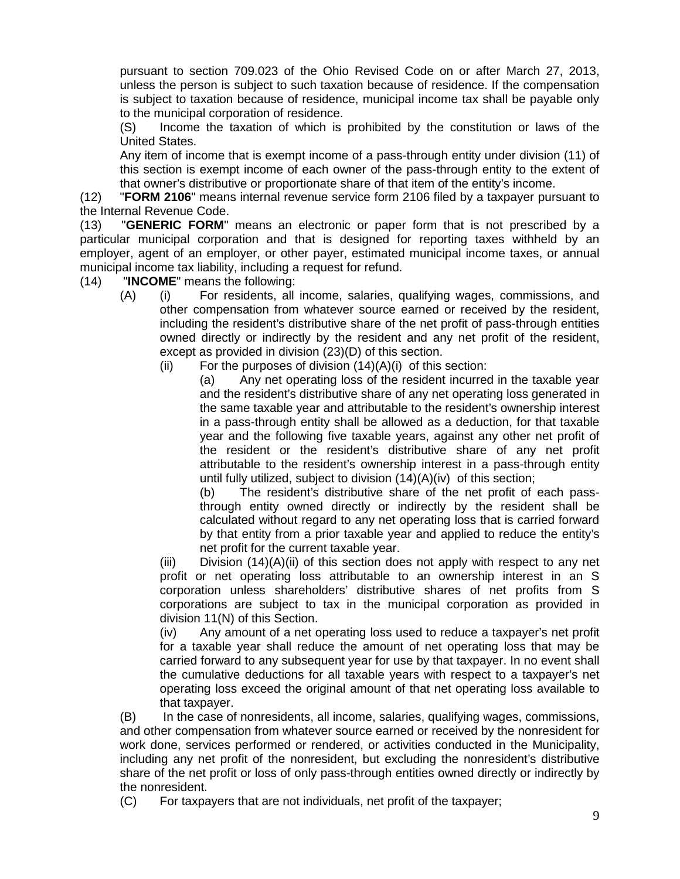pursuant to section 709.023 of the Ohio Revised Code on or after March 27, 2013, unless the person is subject to such taxation because of residence. If the compensation is subject to taxation because of residence, municipal income tax shall be payable only to the municipal corporation of residence.

(S) Income the taxation of which is prohibited by the constitution or laws of the United States.

Any item of income that is exempt income of a pass-through entity under division (11) of this section is exempt income of each owner of the pass-through entity to the extent of that owner's distributive or proportionate share of that item of the entity's income.

(12) "**FORM 2106**" means internal revenue service form 2106 filed by a taxpayer pursuant to the Internal Revenue Code.

(13) "**GENERIC FORM**" means an electronic or paper form that is not prescribed by a particular municipal corporation and that is designed for reporting taxes withheld by an employer, agent of an employer, or other payer, estimated municipal income taxes, or annual municipal income tax liability, including a request for refund.

(14) "**INCOME**" means the following:

(A) (i) For residents, all income, salaries, qualifying wages, commissions, and other compensation from whatever source earned or received by the resident, including the resident's distributive share of the net profit of pass-through entities owned directly or indirectly by the resident and any net profit of the resident, except as provided in division (23)(D) of this section.

(ii) For the purposes of division (14)(A)(i) of this section:

(a) Any net operating loss of the resident incurred in the taxable year and the resident's distributive share of any net operating loss generated in the same taxable year and attributable to the resident's ownership interest in a pass-through entity shall be allowed as a deduction, for that taxable year and the following five taxable years, against any other net profit of the resident or the resident's distributive share of any net profit attributable to the resident's ownership interest in a pass-through entity until fully utilized, subject to division (14)(A)(iv) of this section;

(b) The resident's distributive share of the net profit of each pass-through entity owned directly or indirectly by the resident shall be calculated without regard to any net operating loss that is carried forward by that entity from a prior taxable year and applied to reduce the entity's net profit for the current taxable year.

(iii) Division (14)(A)(ii) of this section does not apply with respect to any net profit or net operating loss attributable to an ownership interest in an S corporation unless shareholders' distributive shares of net profits from S corporations are subject to tax in the municipal corporation as provided in division 11(N) of this Section.

(iv) Any amount of a net operating loss used to reduce a taxpayer's net profit for a taxable year shall reduce the amount of net operating loss that may be carried forward to any subsequent year for use by that taxpayer. In no event shall the cumulative deductions for all taxable years with respect to a taxpayer's net operating loss exceed the original amount of that net operating loss available to that taxpayer.

(B) In the case of nonresidents, all income, salaries, qualifying wages, commissions, and other compensation from whatever source earned or received by the nonresident for work done, services performed or rendered, or activities conducted in the Municipality, including any net profit of the nonresident, but excluding the nonresident's distributive share of the net profit or loss of only pass-through entities owned directly or indirectly by the nonresident.

(C) For taxpayers that are not individuals, net profit of the taxpayer;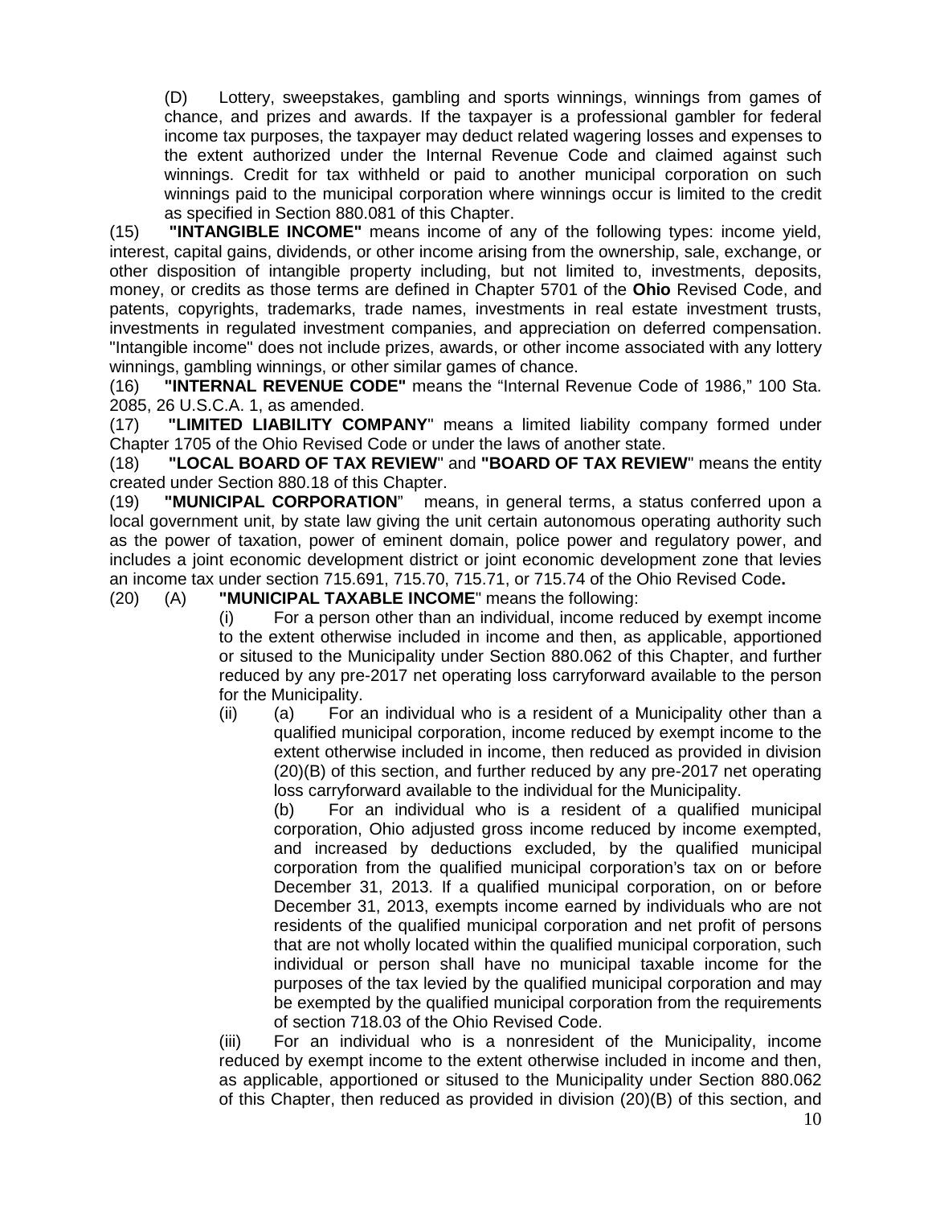(D) Lottery, sweepstakes, gambling and sports winnings, winnings from games of chance, and prizes and awards. If the taxpayer is a professional gambler for federal income tax purposes, the taxpayer may deduct related wagering losses and expenses to the extent authorized under the Internal Revenue Code and claimed against such winnings. Credit for tax withheld or paid to another municipal corporation on such winnings paid to the municipal corporation where winnings occur is limited to the credit as specified in Section 880.081 of this Chapter.

(15) **"INTANGIBLE INCOME"** means income of any of the following types: income yield, interest, capital gains, dividends, or other income arising from the ownership, sale, exchange, or other disposition of intangible property including, but not limited to, investments, deposits, money, or credits as those terms are defined in Chapter 5701 of the **Ohio** Revised Code, and patents, copyrights, trademarks, trade names, investments in real estate investment trusts, investments in regulated investment companies, and appreciation on deferred compensation. "Intangible income" does not include prizes, awards, or other income associated with any lottery winnings, gambling winnings, or other similar games of chance.

(16) **"INTERNAL REVENUE CODE"** means the "Internal Revenue Code of 1986," 100 Sta. 2085, 26 U.S.C.A. 1, as amended.

(17) **"LIMITED LIABILITY COMPANY"** means a limited liability company formed under Chapter 1705 of the Ohio Revised Code or under the laws of another state.

(18) **"LOCAL BOARD OF TAX REVIEW"** and **"BOARD OF TAX REVIEW"** means the entity created under Section 880.18 of this Chapter.

(19) **"MUNICIPAL CORPORATION"** means, in general terms, a status conferred upon a local government unit, by state law giving the unit certain autonomous operating authority such as the power of taxation, power of eminent domain, police power and regulatory power, and includes a joint economic development district or joint economic development zone that levies an income tax under section 715.691, 715.70, 715.71, or 715.74 of the Ohio Revised Code**.**

(20) (A) **"MUNICIPAL TAXABLE INCOME"** means the following:

(i) For a person other than an individual, income reduced by exempt income to the extent otherwise included in income and then, as applicable, apportioned or sitused to the Municipality under Section 880.062 of this Chapter, and further reduced by any pre-2017 net operating loss carryforward available to the person for the Municipality.

(ii) (a) For an individual who is a resident of a Municipality other than a qualified municipal corporation, income reduced by exempt income to the extent otherwise included in income, then reduced as provided in division (20)(B) of this section, and further reduced by any pre-2017 net operating loss carryforward available to the individual for the Municipality.

(b) For an individual who is a resident of a qualified municipal corporation, Ohio adjusted gross income reduced by income exempted, and increased by deductions excluded, by the qualified municipal corporation from the qualified municipal corporation's tax on or before December 31, 2013. If a qualified municipal corporation, on or before December 31, 2013, exempts income earned by individuals who are not residents of the qualified municipal corporation and net profit of persons that are not wholly located within the qualified municipal corporation, such individual or person shall have no municipal taxable income for the purposes of the tax levied by the qualified municipal corporation and may be exempted by the qualified municipal corporation from the requirements of section 718.03 of the Ohio Revised Code.

(iii) For an individual who is a nonresident of the Municipality, income reduced by exempt income to the extent otherwise included in income and then, as applicable, apportioned or sitused to the Municipality under Section 880.062 of this Chapter, then reduced as provided in division (20)(B) of this section, and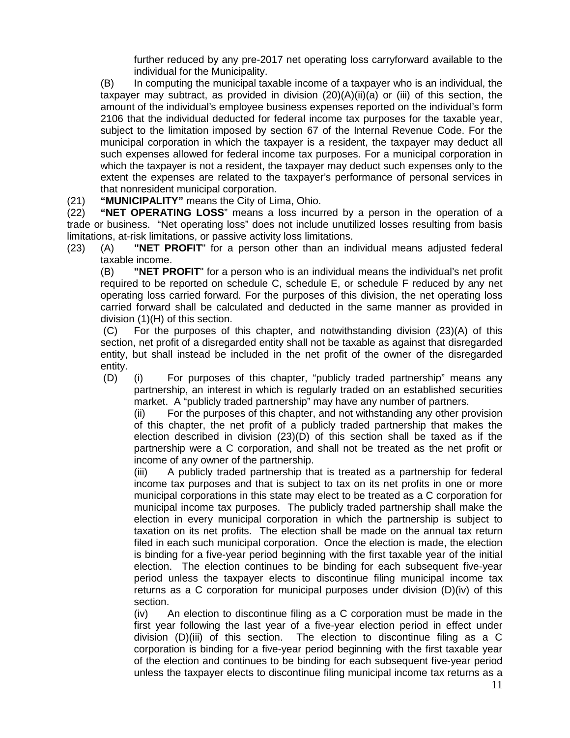further reduced by any pre-2017 net operating loss carryforward available to the individual for the Municipality.

(B) In computing the municipal taxable income of a taxpayer who is an individual, the taxpayer may subtract, as provided in division (20)(A)(ii)(a) or (iii) of this section, the amount of the individual's employee business expenses reported on the individual's form 2106 that the individual deducted for federal income tax purposes for the taxable year, subject to the limitation imposed by section 67 of the Internal Revenue Code. For the municipal corporation in which the taxpayer is a resident, the taxpayer may deduct all such expenses allowed for federal income tax purposes. For a municipal corporation in which the taxpayer is not a resident, the taxpayer may deduct such expenses only to the extent the expenses are related to the taxpayer's performance of personal services in that nonresident municipal corporation.

(21) **"MUNICIPALITY"** means the City of Lima, Ohio.

(22) **"NET OPERATING LOSS**" means a loss incurred by a person in the operation of a trade or business. "Net operating loss" does not include unutilized losses resulting from basis limitations, at-risk limitations, or passive activity loss limitations.

(23) (A) **"NET PROFIT**" for a person other than an individual means adjusted federal taxable income.

(B) **"NET PROFIT**" for a person who is an individual means the individual's net profit required to be reported on schedule C, schedule E, or schedule F reduced by any net operating loss carried forward. For the purposes of this division, the net operating loss carried forward shall be calculated and deducted in the same manner as provided in division (1)(H) of this section.

(C) For the purposes of this chapter, and notwithstanding division (23)(A) of this section, net profit of a disregarded entity shall not be taxable as against that disregarded entity, but shall instead be included in the net profit of the owner of the disregarded entity.

(D) (i) For purposes of this chapter, "publicly traded partnership" means any partnership, an interest in which is regularly traded on an established securities market. A "publicly traded partnership" may have any number of partners.

(ii) For the purposes of this chapter, and not withstanding any other provision of this chapter, the net profit of a publicly traded partnership that makes the election described in division (23)(D) of this section shall be taxed as if the partnership were a C corporation, and shall not be treated as the net profit or income of any owner of the partnership.

(iii) A publicly traded partnership that is treated as a partnership for federal income tax purposes and that is subject to tax on its net profits in one or more municipal corporations in this state may elect to be treated as a C corporation for municipal income tax purposes. The publicly traded partnership shall make the election in every municipal corporation in which the partnership is subject to taxation on its net profits. The election shall be made on the annual tax return filed in each such municipal corporation. Once the election is made, the election is binding for a five-year period beginning with the first taxable year of the initial election. The election continues to be binding for each subsequent five-year period unless the taxpayer elects to discontinue filing municipal income tax returns as a C corporation for municipal purposes under division (D)(iv) of this section.

(iv) An election to discontinue filing as a C corporation must be made in the first year following the last year of a five-year election period in effect under division (D)(iii) of this section. The election to discontinue filing as a C corporation is binding for a five-year period beginning with the first taxable year of the election and continues to be binding for each subsequent five-year period unless the taxpayer elects to discontinue filing municipal income tax returns as a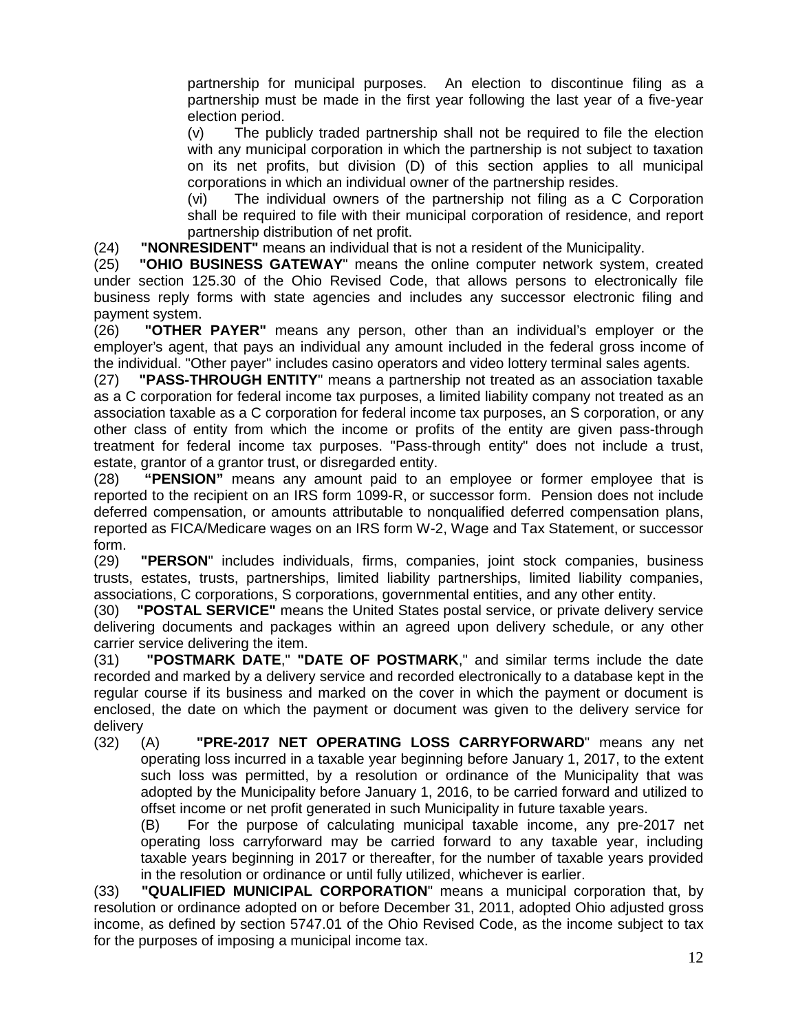partnership for municipal purposes. An election to discontinue filing as a partnership must be made in the first year following the last year of a five-year election period.

(v) The publicly traded partnership shall not be required to file the election with any municipal corporation in which the partnership is not subject to taxation on its net profits, but division (D) of this section applies to all municipal corporations in which an individual owner of the partnership resides.

(vi) The individual owners of the partnership not filing as a C Corporation shall be required to file with their municipal corporation of residence, and report partnership distribution of net profit.

(24) **"NONRESIDENT"** means an individual that is not a resident of the Municipality.

(25) **"OHIO BUSINESS GATEWAY"** means the online computer network system, created under section 125.30 of the Ohio Revised Code, that allows persons to electronically file business reply forms with state agencies and includes any successor electronic filing and payment system.

(26) **"OTHER PAYER"** means any person, other than an individual's employer or the employer's agent, that pays an individual any amount included in the federal gross income of the individual. "Other payer" includes casino operators and video lottery terminal sales agents.

(27) **"PASS-THROUGH ENTITY"** means a partnership not treated as an association taxable as a C corporation for federal income tax purposes, a limited liability company not treated as an association taxable as a C corporation for federal income tax purposes, an S corporation, or any other class of entity from which the income or profits of the entity are given pass-through treatment for federal income tax purposes. "Pass-through entity" does not include a trust, estate, grantor of a grantor trust, or disregarded entity.

(28) **"PENSION"** means any amount paid to an employee or former employee that is reported to the recipient on an IRS form 1099-R, or successor form. Pension does not include deferred compensation, or amounts attributable to nonqualified deferred compensation plans, reported as FICA/Medicare wages on an IRS form W-2, Wage and Tax Statement, or successor form.

(29) **"PERSON"** includes individuals, firms, companies, joint stock companies, business trusts, estates, trusts, partnerships, limited liability partnerships, limited liability companies, associations, C corporations, S corporations, governmental entities, and any other entity.

(30) **"POSTAL SERVICE"** means the United States postal service, or private delivery service delivering documents and packages within an agreed upon delivery schedule, or any other carrier service delivering the item.

(31) **"POSTMARK DATE**," **"DATE OF POSTMARK**," and similar terms include the date recorded and marked by a delivery service and recorded electronically to a database kept in the regular course if its business and marked on the cover in which the payment or document is enclosed, the date on which the payment or document was given to the delivery service for delivery

(32) (A) **"PRE-2017 NET OPERATING LOSS CARRYFORWARD"** means any net operating loss incurred in a taxable year beginning before January 1, 2017, to the extent such loss was permitted, by a resolution or ordinance of the Municipality that was adopted by the Municipality before January 1, 2016, to be carried forward and utilized to offset income or net profit generated in such Municipality in future taxable years.

(B) For the purpose of calculating municipal taxable income, any pre-2017 net operating loss carryforward may be carried forward to any taxable year, including taxable years beginning in 2017 or thereafter, for the number of taxable years provided in the resolution or ordinance or until fully utilized, whichever is earlier.

(33) **"QUALIFIED MUNICIPAL CORPORATION"** means a municipal corporation that, by resolution or ordinance adopted on or before December 31, 2011, adopted Ohio adjusted gross income, as defined by section 5747.01 of the Ohio Revised Code, as the income subject to tax for the purposes of imposing a municipal income tax.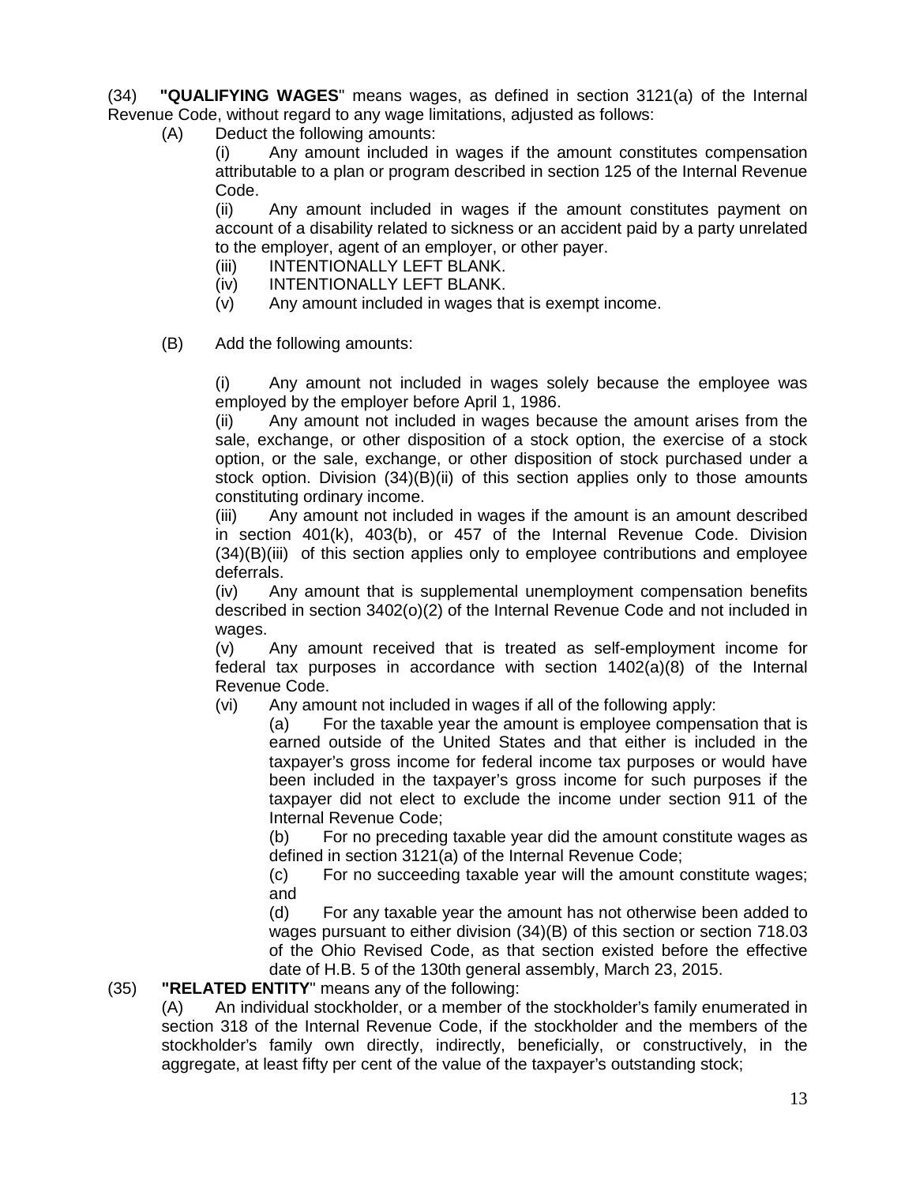(34) **"QUALIFYING WAGES**" means wages, as defined in section 3121(a) of the Internal Revenue Code, without regard to any wage limitations, adjusted as follows:

(A) Deduct the following amounts:

(i) Any amount included in wages if the amount constitutes compensation attributable to a plan or program described in section 125 of the Internal Revenue Code.

(ii) Any amount included in wages if the amount constitutes payment on account of a disability related to sickness or an accident paid by a party unrelated to the employer, agent of an employer, or other payer.

(iii) INTENTIONALLY LEFT BLANK.

(iv) INTENTIONALLY LEFT BLANK.

(v) Any amount included in wages that is exempt income.

(B) Add the following amounts:

(i) Any amount not included in wages solely because the employee was employed by the employer before April 1, 1986.

(ii) Any amount not included in wages because the amount arises from the sale, exchange, or other disposition of a stock option, the exercise of a stock option, or the sale, exchange, or other disposition of stock purchased under a stock option. Division (34)(B)(ii) of this section applies only to those amounts constituting ordinary income.

(iii) Any amount not included in wages if the amount is an amount described in section 401(k), 403(b), or 457 of the Internal Revenue Code. Division (34)(B)(iii) of this section applies only to employee contributions and employee deferrals.

(iv) Any amount that is supplemental unemployment compensation benefits described in section 3402(o)(2) of the Internal Revenue Code and not included in wages.

(v) Any amount received that is treated as self-employment income for federal tax purposes in accordance with section 1402(a)(8) of the Internal Revenue Code.

(vi) Any amount not included in wages if all of the following apply:

(a) For the taxable year the amount is employee compensation that is earned outside of the United States and that either is included in the taxpayer's gross income for federal income tax purposes or would have been included in the taxpayer's gross income for such purposes if the taxpayer did not elect to exclude the income under section 911 of the Internal Revenue Code;

(b) For no preceding taxable year did the amount constitute wages as defined in section 3121(a) of the Internal Revenue Code;

(c) For no succeeding taxable year will the amount constitute wages; and

(d) For any taxable year the amount has not otherwise been added to wages pursuant to either division (34)(B) of this section or section 718.03 of the Ohio Revised Code, as that section existed before the effective date of H.B. 5 of the 130th general assembly, March 23, 2015.

(35) **"RELATED ENTITY**" means any of the following:

(A) An individual stockholder, or a member of the stockholder's family enumerated in section 318 of the Internal Revenue Code, if the stockholder and the members of the stockholder's family own directly, indirectly, beneficially, or constructively, in the aggregate, at least fifty per cent of the value of the taxpayer's outstanding stock;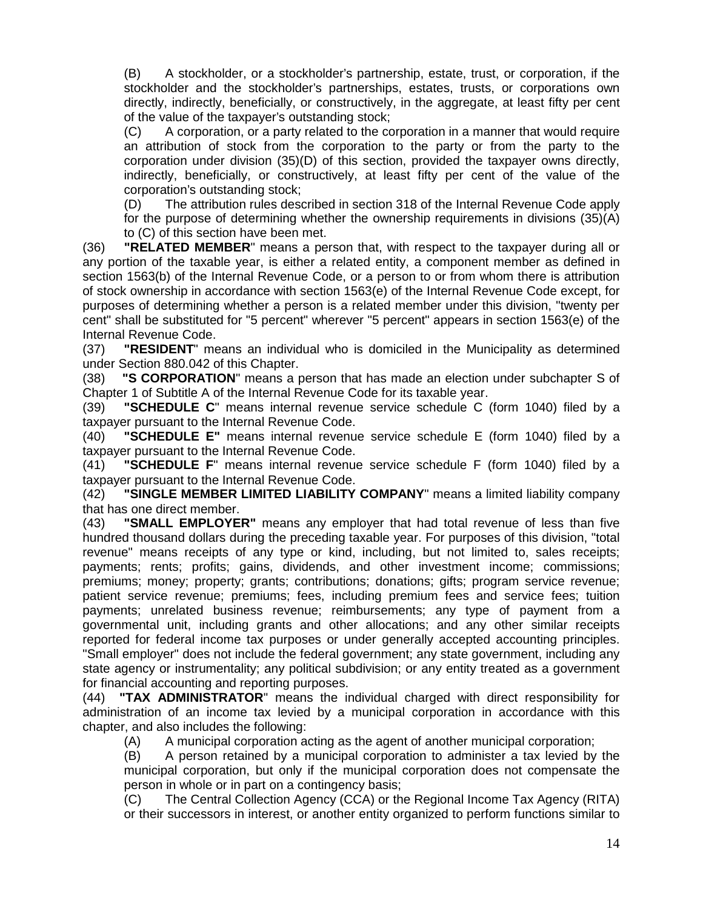(B) A stockholder, or a stockholder's partnership, estate, trust, or corporation, if the stockholder and the stockholder's partnerships, estates, trusts, or corporations own directly, indirectly, beneficially, or constructively, in the aggregate, at least fifty per cent of the value of the taxpayer's outstanding stock;

(C) A corporation, or a party related to the corporation in a manner that would require an attribution of stock from the corporation to the party or from the party to the corporation under division (35)(D) of this section, provided the taxpayer owns directly, indirectly, beneficially, or constructively, at least fifty per cent of the value of the corporation's outstanding stock;

(D) The attribution rules described in section 318 of the Internal Revenue Code apply for the purpose of determining whether the ownership requirements in divisions (35)(A) to (C) of this section have been met.

(36) **"RELATED MEMBER"** means a person that, with respect to the taxpayer during all or any portion of the taxable year, is either a related entity, a component member as defined in section 1563(b) of the Internal Revenue Code, or a person to or from whom there is attribution of stock ownership in accordance with section 1563(e) of the Internal Revenue Code except, for purposes of determining whether a person is a related member under this division, "twenty per cent" shall be substituted for "5 percent" wherever "5 percent" appears in section 1563(e) of the Internal Revenue Code.

(37) **"RESIDENT"** means an individual who is domiciled in the Municipality as determined under Section 880.042 of this Chapter.

(38) **"S CORPORATION"** means a person that has made an election under subchapter S of Chapter 1 of Subtitle A of the Internal Revenue Code for its taxable year.

(39) **"SCHEDULE C"** means internal revenue service schedule C (form 1040) filed by a taxpayer pursuant to the Internal Revenue Code.

(40) **"SCHEDULE E"** means internal revenue service schedule E (form 1040) filed by a taxpayer pursuant to the Internal Revenue Code.

(41) **"SCHEDULE F"** means internal revenue service schedule F (form 1040) filed by a taxpayer pursuant to the Internal Revenue Code.

(42) **"SINGLE MEMBER LIMITED LIABILITY COMPANY"** means a limited liability company that has one direct member.

(43) **"SMALL EMPLOYER"** means any employer that had total revenue of less than five hundred thousand dollars during the preceding taxable year. For purposes of this division, "total revenue" means receipts of any type or kind, including, but not limited to, sales receipts; payments; rents; profits; gains, dividends, and other investment income; commissions; premiums; money; property; grants; contributions; donations; gifts; program service revenue; patient service revenue; premiums; fees, including premium fees and service fees; tuition payments; unrelated business revenue; reimbursements; any type of payment from a governmental unit, including grants and other allocations; and any other similar receipts reported for federal income tax purposes or under generally accepted accounting principles. "Small employer" does not include the federal government; any state government, including any state agency or instrumentality; any political subdivision; or any entity treated as a government for financial accounting and reporting purposes.

(44) **"TAX ADMINISTRATOR"** means the individual charged with direct responsibility for administration of an income tax levied by a municipal corporation in accordance with this chapter, and also includes the following:

(A) A municipal corporation acting as the agent of another municipal corporation;

(B) A person retained by a municipal corporation to administer a tax levied by the municipal corporation, but only if the municipal corporation does not compensate the person in whole or in part on a contingency basis;

(C) The Central Collection Agency (CCA) or the Regional Income Tax Agency (RITA) or their successors in interest, or another entity organized to perform functions similar to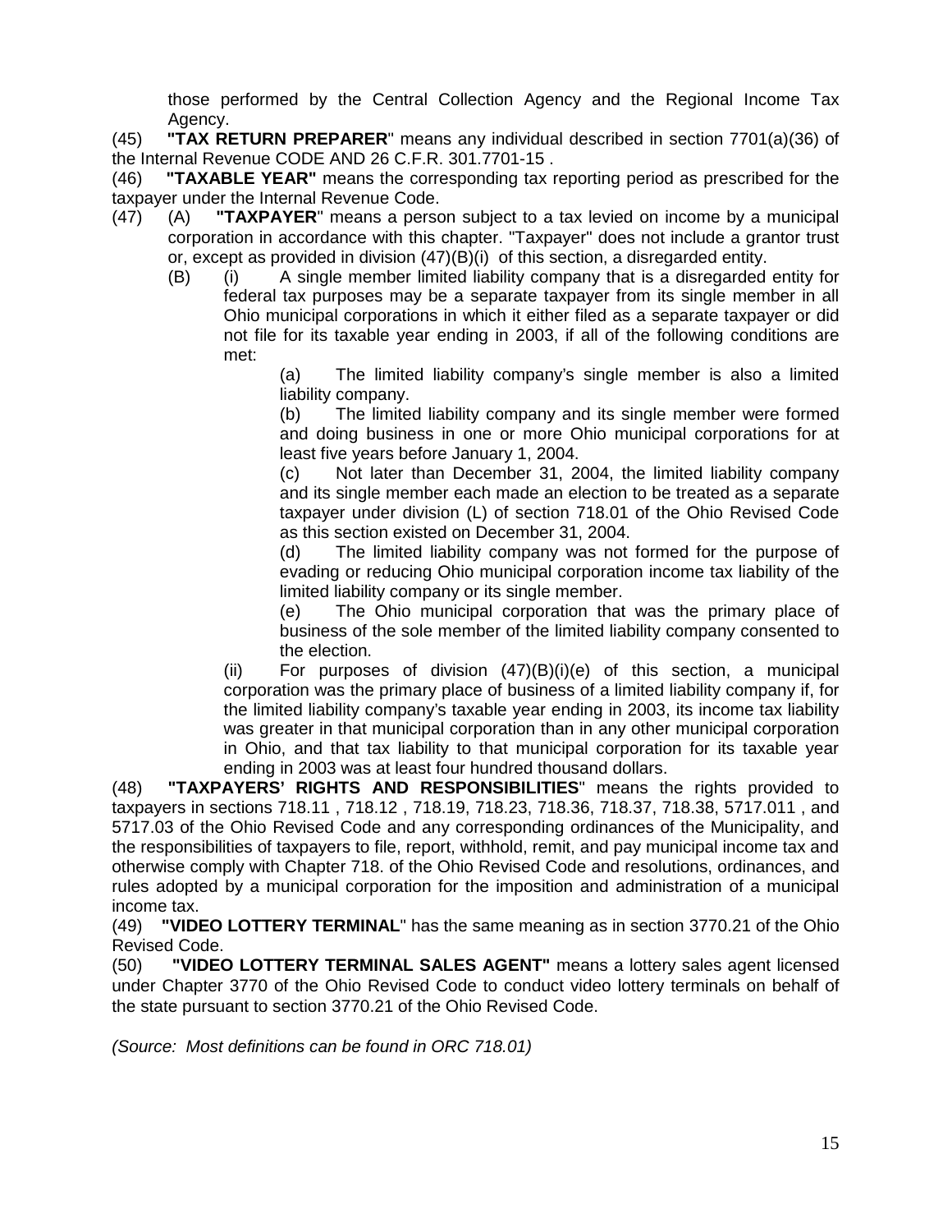those performed by the Central Collection Agency and the Regional Income Tax Agency.

(45) **"TAX RETURN PREPARER**" means any individual described in section 7701(a)(36) of the Internal Revenue CODE AND 26 C.F.R. 301.7701-15 .

(46) **"TAXABLE YEAR"** means the corresponding tax reporting period as prescribed for the taxpayer under the Internal Revenue Code.

(47) (A) **"TAXPAYER**" means a person subject to a tax levied on income by a municipal corporation in accordance with this chapter. "Taxpayer" does not include a grantor trust or, except as provided in division (47)(B)(i) of this section, a disregarded entity.

(B) (i) A single member limited liability company that is a disregarded entity for federal tax purposes may be a separate taxpayer from its single member in all Ohio municipal corporations in which it either filed as a separate taxpayer or did not file for its taxable year ending in 2003, if all of the following conditions are met:

(a) The limited liability company's single member is also a limited liability company.

(b) The limited liability company and its single member were formed and doing business in one or more Ohio municipal corporations for at least five years before January 1, 2004.

(c) Not later than December 31, 2004, the limited liability company and its single member each made an election to be treated as a separate taxpayer under division (L) of section 718.01 of the Ohio Revised Code as this section existed on December 31, 2004.

(d) The limited liability company was not formed for the purpose of evading or reducing Ohio municipal corporation income tax liability of the limited liability company or its single member.

(e) The Ohio municipal corporation that was the primary place of business of the sole member of the limited liability company consented to the election.

(ii) For purposes of division (47)(B)(i)(e) of this section, a municipal corporation was the primary place of business of a limited liability company if, for the limited liability company's taxable year ending in 2003, its income tax liability was greater in that municipal corporation than in any other municipal corporation in Ohio, and that tax liability to that municipal corporation for its taxable year ending in 2003 was at least four hundred thousand dollars.

(48) **"TAXPAYERS' RIGHTS AND RESPONSIBILITIES**" means the rights provided to taxpayers in sections 718.11 , 718.12 , 718.19, 718.23, 718.36, 718.37, 718.38, 5717.011 , and 5717.03 of the Ohio Revised Code and any corresponding ordinances of the Municipality, and the responsibilities of taxpayers to file, report, withhold, remit, and pay municipal income tax and otherwise comply with Chapter 718. of the Ohio Revised Code and resolutions, ordinances, and rules adopted by a municipal corporation for the imposition and administration of a municipal income tax.

(49) **"VIDEO LOTTERY TERMINAL**" has the same meaning as in section 3770.21 of the Ohio Revised Code.

(50) **"VIDEO LOTTERY TERMINAL SALES AGENT"** means a lottery sales agent licensed under Chapter 3770 of the Ohio Revised Code to conduct video lottery terminals on behalf of the state pursuant to section 3770.21 of the Ohio Revised Code.

*(Source: Most definitions can be found in ORC 718.01)*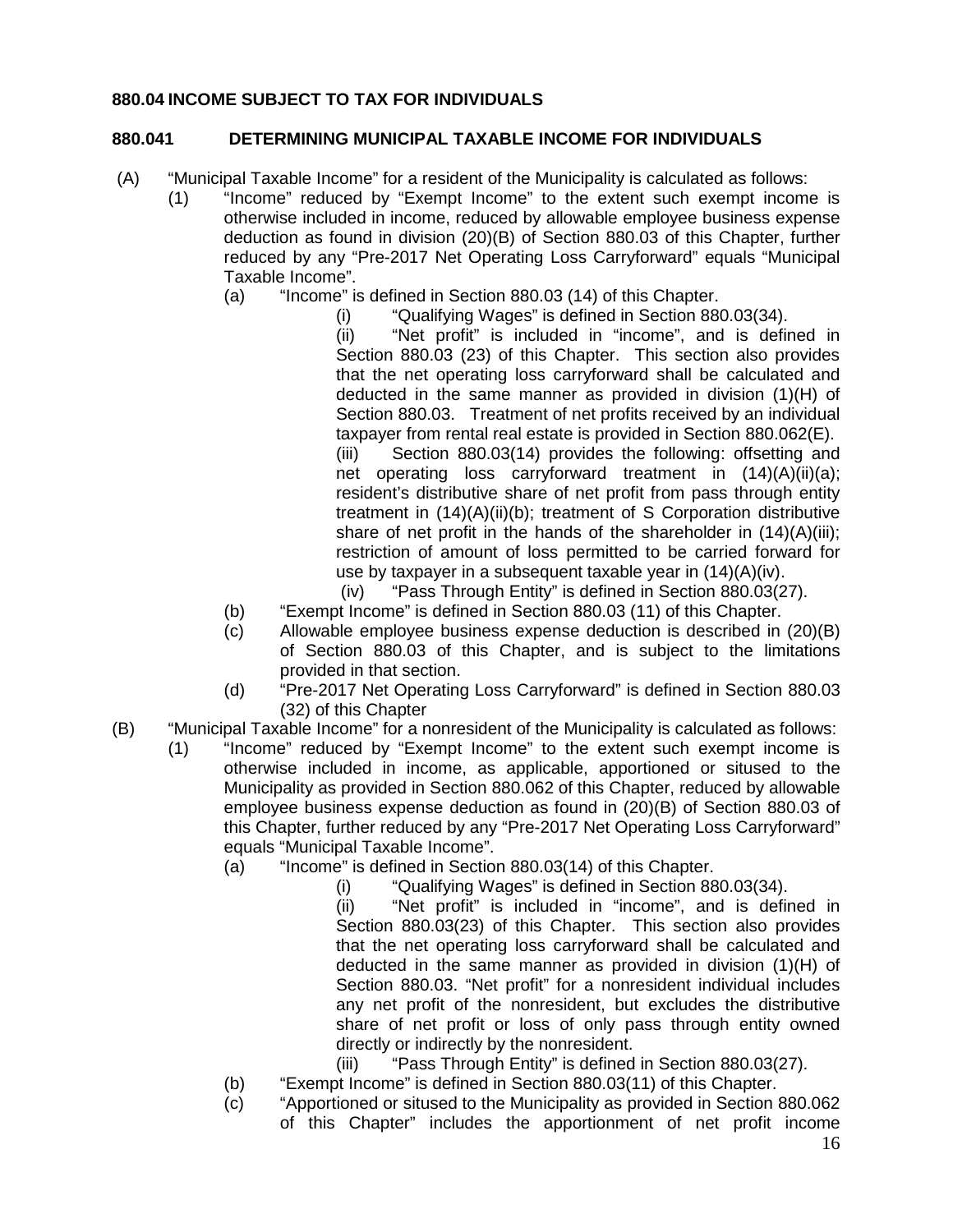## 880.04 INCOME SUBJECT TO TAX FOR INDIVIDUALS

### 880.041 DETERMINING MUNICIPAL TAXABLE INCOME FOR INDIVIDUALS

(A) "Municipal Taxable Income" for a resident of the Municipality is calculated as follows:

(1) "Income" reduced by "Exempt Income" to the extent such exempt income is otherwise included in income, reduced by allowable employee business expense deduction as found in division (20)(B) of Section 880.03 of this Chapter, further reduced by any "Pre-2017 Net Operating Loss Carryforward" equals "Municipal Taxable Income".

(a) "Income" is defined in Section 880.03 (14) of this Chapter.

(i) "Qualifying Wages" is defined in Section 880.03(34).

(ii) "Net profit" is included in "income", and is defined in Section 880.03 (23) of this Chapter. This section also provides that the net operating loss carryforward shall be calculated and deducted in the same manner as provided in division (1)(H) of Section 880.03. Treatment of net profits received by an individual taxpayer from rental real estate is provided in Section 880.062(E).

(iii) Section 880.03(14) provides the following: offsetting and net operating loss carryforward treatment in (14)(A)(ii)(a); resident's distributive share of net profit from pass through entity treatment in (14)(A)(ii)(b); treatment of S Corporation distributive share of net profit in the hands of the shareholder in (14)(A)(iii); restriction of amount of loss permitted to be carried forward for use by taxpayer in a subsequent taxable year in (14)(A)(iv).

(iv) "Pass Through Entity" is defined in Section 880.03(27).

(b) "Exempt Income" is defined in Section 880.03 (11) of this Chapter.

(c) Allowable employee business expense deduction is described in (20)(B) of Section 880.03 of this Chapter, and is subject to the limitations provided in that section.

(d) "Pre-2017 Net Operating Loss Carryforward" is defined in Section 880.03 (32) of this Chapter

(B) "Municipal Taxable Income" for a nonresident of the Municipality is calculated as follows:

(1) "Income" reduced by "Exempt Income" to the extent such exempt income is otherwise included in income, as applicable, apportioned or sitused to the Municipality as provided in Section 880.062 of this Chapter, reduced by allowable employee business expense deduction as found in (20)(B) of Section 880.03 of this Chapter, further reduced by any "Pre-2017 Net Operating Loss Carryforward" equals "Municipal Taxable Income".

(a) "Income" is defined in Section 880.03(14) of this Chapter.

(i) "Qualifying Wages" is defined in Section 880.03(34).

(ii) "Net profit" is included in "income", and is defined in Section 880.03(23) of this Chapter. This section also provides that the net operating loss carryforward shall be calculated and deducted in the same manner as provided in division (1)(H) of Section 880.03. "Net profit" for a nonresident individual includes any net profit of the nonresident, but excludes the distributive share of net profit or loss of only pass through entity owned directly or indirectly by the nonresident.

(iii) "Pass Through Entity" is defined in Section 880.03(27).

(b) "Exempt Income" is defined in Section 880.03(11) of this Chapter.

(c) "Apportioned or sitused to the Municipality as provided in Section 880.062 of this Chapter" includes the apportionment of net profit income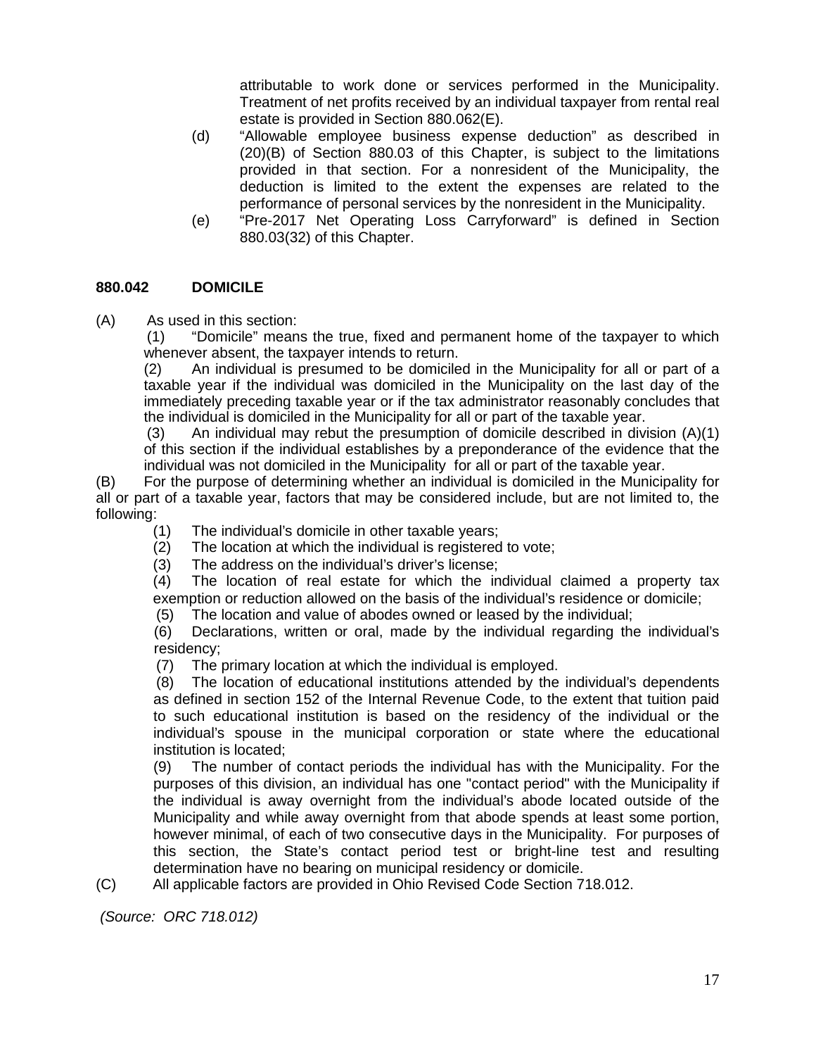attributable to work done or services performed in the Municipality. Treatment of net profits received by an individual taxpayer from rental real estate is provided in Section 880.062(E).

(d) "Allowable employee business expense deduction" as described in (20)(B) of Section 880.03 of this Chapter, is subject to the limitations provided in that section. For a nonresident of the Municipality, the deduction is limited to the extent the expenses are related to the performance of personal services by the nonresident in the Municipality.

(e) "Pre-2017 Net Operating Loss Carryforward" is defined in Section 880.03(32) of this Chapter.

### 880.042 DOMICILE

(A) As used in this section:

(1) "Domicile" means the true, fixed and permanent home of the taxpayer to which whenever absent, the taxpayer intends to return.

(2) An individual is presumed to be domiciled in the Municipality for all or part of a taxable year if the individual was domiciled in the Municipality on the last day of the immediately preceding taxable year or if the tax administrator reasonably concludes that the individual is domiciled in the Municipality for all or part of the taxable year.

(3) An individual may rebut the presumption of domicile described in division (A)(1) of this section if the individual establishes by a preponderance of the evidence that the individual was not domiciled in the Municipality for all or part of the taxable year.

(B) For the purpose of determining whether an individual is domiciled in the Municipality for all or part of a taxable year, factors that may be considered include, but are not limited to, the following:

(1) The individual's domicile in other taxable years;

(2) The location at which the individual is registered to vote;

(3) The address on the individual's driver's license;

(4) The location of real estate for which the individual claimed a property tax exemption or reduction allowed on the basis of the individual's residence or domicile;

(5) The location and value of abodes owned or leased by the individual;

(6) Declarations, written or oral, made by the individual regarding the individual's residency;

(7) The primary location at which the individual is employed.

(8) The location of educational institutions attended by the individual's dependents as defined in section 152 of the Internal Revenue Code, to the extent that tuition paid to such educational institution is based on the residency of the individual or the individual's spouse in the municipal corporation or state where the educational institution is located;

(9) The number of contact periods the individual has with the Municipality. For the purposes of this division, an individual has one "contact period" with the Municipality if the individual is away overnight from the individual's abode located outside of the Municipality and while away overnight from that abode spends at least some portion, however minimal, of each of two consecutive days in the Municipality. For purposes of this section, the State's contact period test or bright-line test and resulting determination have no bearing on municipal residency or domicile.

(C) All applicable factors are provided in Ohio Revised Code Section 718.012.

*(Source: ORC 718.012)*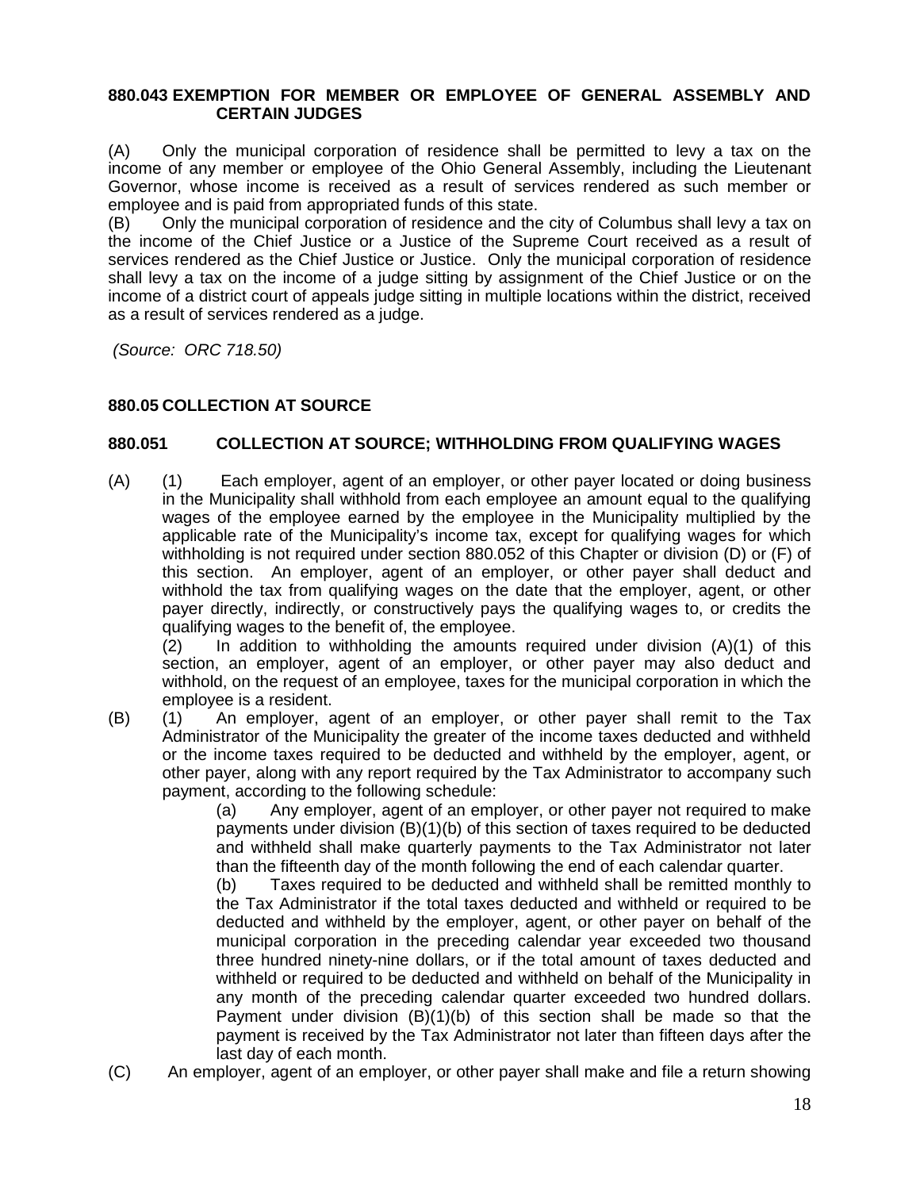**880.043 EXEMPTION FOR MEMBER OR EMPLOYEE OF GENERAL ASSEMBLY AND CERTAIN JUDGES**

(A) Only the municipal corporation of residence shall be permitted to levy a tax on the income of any member or employee of the Ohio General Assembly, including the Lieutenant Governor, whose income is received as a result of services rendered as such member or employee and is paid from appropriated funds of this state.
(B) Only the municipal corporation of residence and the city of Columbus shall levy a tax on the income of the Chief Justice or a Justice of the Supreme Court received as a result of services rendered as the Chief Justice or Justice. Only the municipal corporation of residence shall levy a tax on the income of a judge sitting by assignment of the Chief Justice or on the income of a district court of appeals judge sitting in multiple locations within the district, received as a result of services rendered as a judge.

*(Source: ORC 718.50)*

**880.05 COLLECTION AT SOURCE**

**880.051 COLLECTION AT SOURCE; WITHHOLDING FROM QUALIFYING WAGES**

(A) (1) Each employer, agent of an employer, or other payer located or doing business in the Municipality shall withhold from each employee an amount equal to the qualifying wages of the employee earned by the employee in the Municipality multiplied by the applicable rate of the Municipality's income tax, except for qualifying wages for which withholding is not required under section 880.052 of this Chapter or division (D) or (F) of this section. An employer, agent of an employer, or other payer shall deduct and withhold the tax from qualifying wages on the date that the employer, agent, or other payer directly, indirectly, or constructively pays the qualifying wages to, or credits the qualifying wages to the benefit of, the employee.

(2) In addition to withholding the amounts required under division (A)(1) of this section, an employer, agent of an employer, or other payer may also deduct and withhold, on the request of an employee, taxes for the municipal corporation in which the employee is a resident.

(B) (1) An employer, agent of an employer, or other payer shall remit to the Tax Administrator of the Municipality the greater of the income taxes deducted and withheld or the income taxes required to be deducted and withheld by the employer, agent, or other payer, along with any report required by the Tax Administrator to accompany such payment, according to the following schedule:

(a) Any employer, agent of an employer, or other payer not required to make payments under division (B)(1)(b) of this section of taxes required to be deducted and withheld shall make quarterly payments to the Tax Administrator not later than the fifteenth day of the month following the end of each calendar quarter.

(b) Taxes required to be deducted and withheld shall be remitted monthly to the Tax Administrator if the total taxes deducted and withheld or required to be deducted and withheld by the employer, agent, or other payer on behalf of the municipal corporation in the preceding calendar year exceeded two thousand three hundred ninety-nine dollars, or if the total amount of taxes deducted and withheld or required to be deducted and withheld on behalf of the Municipality in any month of the preceding calendar quarter exceeded two hundred dollars. Payment under division (B)(1)(b) of this section shall be made so that the payment is received by the Tax Administrator not later than fifteen days after the last day of each month.

(C) An employer, agent of an employer, or other payer shall make and file a return showing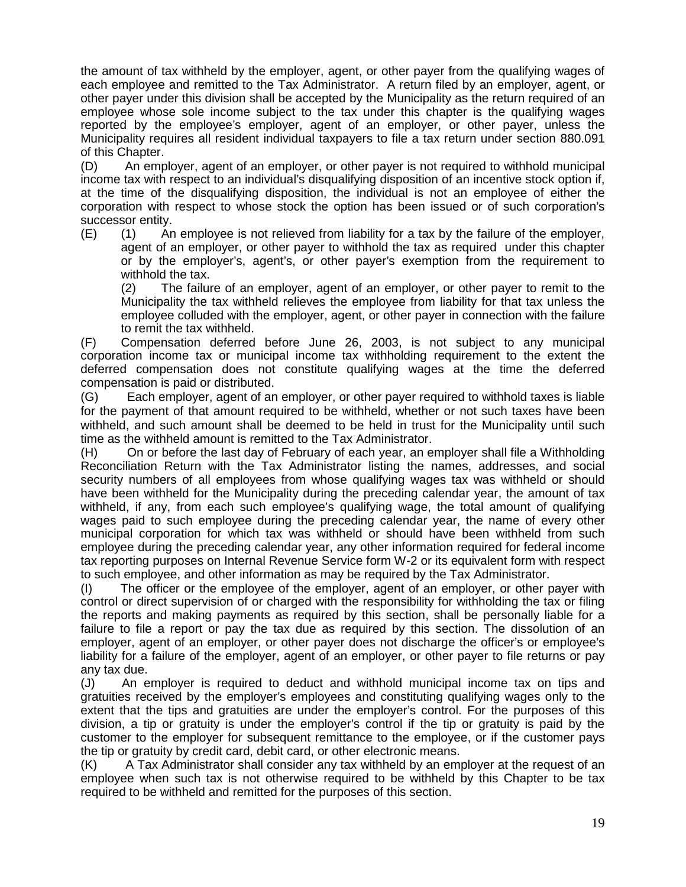the amount of tax withheld by the employer, agent, or other payer from the qualifying wages of each employee and remitted to the Tax Administrator. A return filed by an employer, agent, or other payer under this division shall be accepted by the Municipality as the return required of an employee whose sole income subject to the tax under this chapter is the qualifying wages reported by the employee's employer, agent of an employer, or other payer, unless the Municipality requires all resident individual taxpayers to file a tax return under section 880.091 of this Chapter.

(D) An employer, agent of an employer, or other payer is not required to withhold municipal income tax with respect to an individual's disqualifying disposition of an incentive stock option if, at the time of the disqualifying disposition, the individual is not an employee of either the corporation with respect to whose stock the option has been issued or of such corporation's successor entity.

(E) (1) An employee is not relieved from liability for a tax by the failure of the employer, agent of an employer, or other payer to withhold the tax as required under this chapter or by the employer's, agent's, or other payer's exemption from the requirement to withhold the tax.

(2) The failure of an employer, agent of an employer, or other payer to remit to the Municipality the tax withheld relieves the employee from liability for that tax unless the employee colluded with the employer, agent, or other payer in connection with the failure to remit the tax withheld.

(F) Compensation deferred before June 26, 2003, is not subject to any municipal corporation income tax or municipal income tax withholding requirement to the extent the deferred compensation does not constitute qualifying wages at the time the deferred compensation is paid or distributed.

(G) Each employer, agent of an employer, or other payer required to withhold taxes is liable for the payment of that amount required to be withheld, whether or not such taxes have been withheld, and such amount shall be deemed to be held in trust for the Municipality until such time as the withheld amount is remitted to the Tax Administrator.

(H) On or before the last day of February of each year, an employer shall file a Withholding Reconciliation Return with the Tax Administrator listing the names, addresses, and social security numbers of all employees from whose qualifying wages tax was withheld or should have been withheld for the Municipality during the preceding calendar year, the amount of tax withheld, if any, from each such employee's qualifying wage, the total amount of qualifying wages paid to such employee during the preceding calendar year, the name of every other municipal corporation for which tax was withheld or should have been withheld from such employee during the preceding calendar year, any other information required for federal income tax reporting purposes on Internal Revenue Service form W-2 or its equivalent form with respect to such employee, and other information as may be required by the Tax Administrator.

(I) The officer or the employee of the employer, agent of an employer, or other payer with control or direct supervision of or charged with the responsibility for withholding the tax or filing the reports and making payments as required by this section, shall be personally liable for a failure to file a report or pay the tax due as required by this section. The dissolution of an employer, agent of an employer, or other payer does not discharge the officer's or employee's liability for a failure of the employer, agent of an employer, or other payer to file returns or pay any tax due.

(J) An employer is required to deduct and withhold municipal income tax on tips and gratuities received by the employer's employees and constituting qualifying wages only to the extent that the tips and gratuities are under the employer's control. For the purposes of this division, a tip or gratuity is under the employer's control if the tip or gratuity is paid by the customer to the employer for subsequent remittance to the employee, or if the customer pays the tip or gratuity by credit card, debit card, or other electronic means.

(K) A Tax Administrator shall consider any tax withheld by an employer at the request of an employee when such tax is not otherwise required to be withheld by this Chapter to be tax required to be withheld and remitted for the purposes of this section.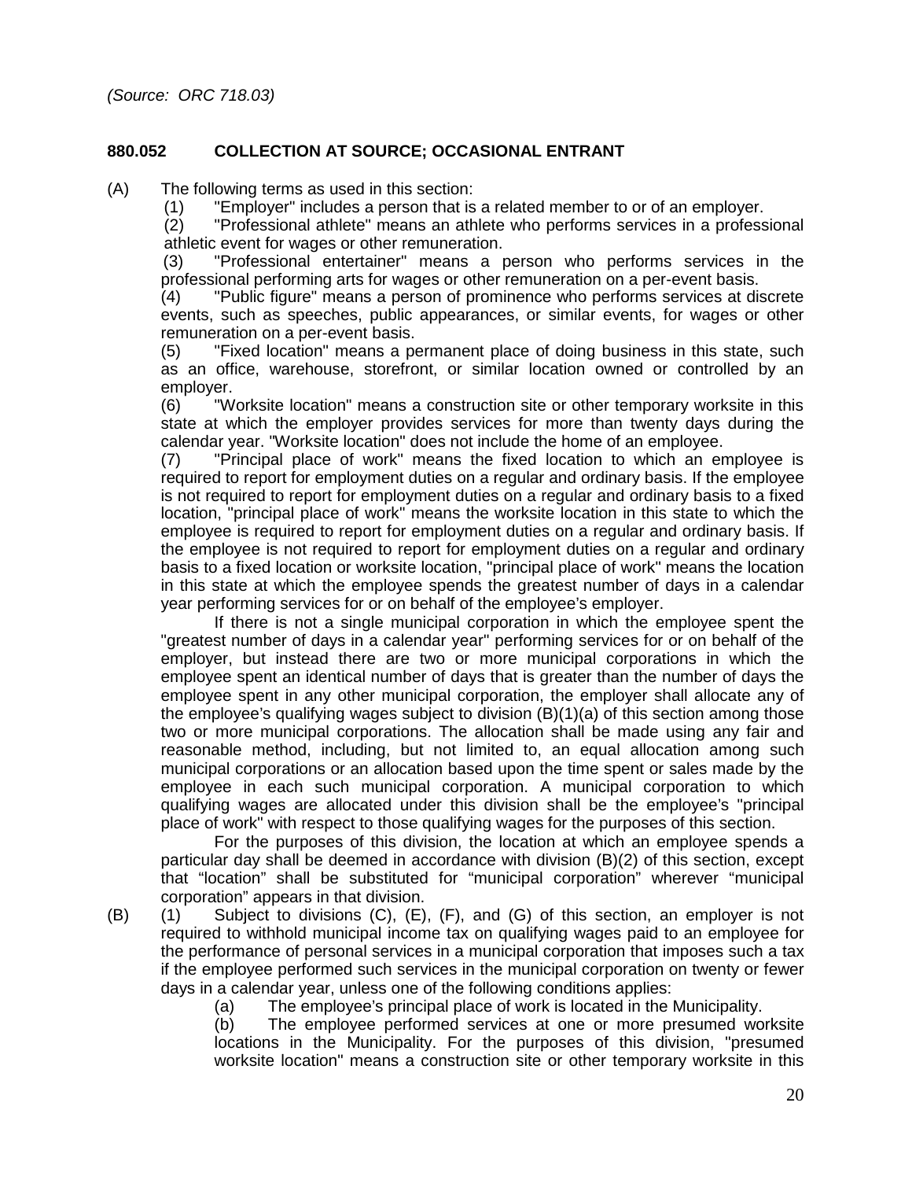*(Source: ORC 718.03)*

**880.052 COLLECTION AT SOURCE; OCCASIONAL ENTRANT**

(A) The following terms as used in this section:

(1) "Employer" includes a person that is a related member to or of an employer.

(2) "Professional athlete" means an athlete who performs services in a professional athletic event for wages or other remuneration.

(3) "Professional entertainer" means a person who performs services in the professional performing arts for wages or other remuneration on a per-event basis.

(4) "Public figure" means a person of prominence who performs services at discrete events, such as speeches, public appearances, or similar events, for wages or other remuneration on a per-event basis.

(5) "Fixed location" means a permanent place of doing business in this state, such as an office, warehouse, storefront, or similar location owned or controlled by an employer.

(6) "Worksite location" means a construction site or other temporary worksite in this state at which the employer provides services for more than twenty days during the calendar year. "Worksite location" does not include the home of an employee.

(7) "Principal place of work" means the fixed location to which an employee is required to report for employment duties on a regular and ordinary basis. If the employee is not required to report for employment duties on a regular and ordinary basis to a fixed location, "principal place of work" means the worksite location in this state to which the employee is required to report for employment duties on a regular and ordinary basis. If the employee is not required to report for employment duties on a regular and ordinary basis to a fixed location or worksite location, "principal place of work" means the location in this state at which the employee spends the greatest number of days in a calendar year performing services for or on behalf of the employee's employer.

If there is not a single municipal corporation in which the employee spent the "greatest number of days in a calendar year" performing services for or on behalf of the employer, but instead there are two or more municipal corporations in which the employee spent an identical number of days that is greater than the number of days the employee spent in any other municipal corporation, the employer shall allocate any of the employee's qualifying wages subject to division (B)(1)(a) of this section among those two or more municipal corporations. The allocation shall be made using any fair and reasonable method, including, but not limited to, an equal allocation among such municipal corporations or an allocation based upon the time spent or sales made by the employee in each such municipal corporation. A municipal corporation to which qualifying wages are allocated under this division shall be the employee's "principal place of work" with respect to those qualifying wages for the purposes of this section.

For the purposes of this division, the location at which an employee spends a particular day shall be deemed in accordance with division (B)(2) of this section, except that "location" shall be substituted for "municipal corporation" wherever "municipal corporation" appears in that division.

(B) (1) Subject to divisions (C), (E), (F), and (G) of this section, an employer is not required to withhold municipal income tax on qualifying wages paid to an employee for the performance of personal services in a municipal corporation that imposes such a tax if the employee performed such services in the municipal corporation on twenty or fewer days in a calendar year, unless one of the following conditions applies:

(a) The employee's principal place of work is located in the Municipality.

(b) The employee performed services at one or more presumed worksite locations in the Municipality. For the purposes of this division, "presumed worksite location" means a construction site or other temporary worksite in this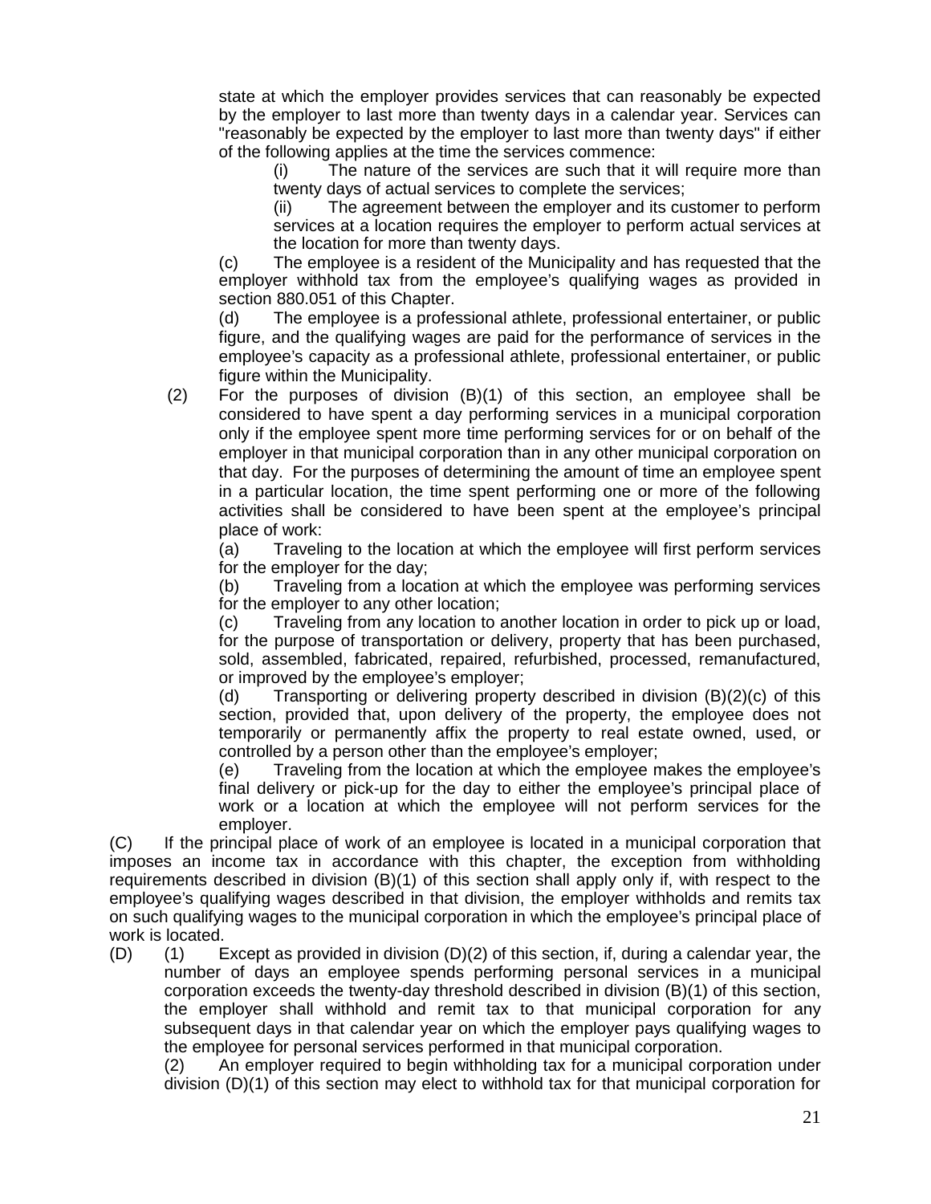state at which the employer provides services that can reasonably be expected by the employer to last more than twenty days in a calendar year. Services can "reasonably be expected by the employer to last more than twenty days" if either of the following applies at the time the services commence:

(i) The nature of the services are such that it will require more than twenty days of actual services to complete the services;

(ii) The agreement between the employer and its customer to perform services at a location requires the employer to perform actual services at the location for more than twenty days.

(c) The employee is a resident of the Municipality and has requested that the employer withhold tax from the employee's qualifying wages as provided in section 880.051 of this Chapter.

(d) The employee is a professional athlete, professional entertainer, or public figure, and the qualifying wages are paid for the performance of services in the employee's capacity as a professional athlete, professional entertainer, or public figure within the Municipality.

(2) For the purposes of division (B)(1) of this section, an employee shall be considered to have spent a day performing services in a municipal corporation only if the employee spent more time performing services for or on behalf of the employer in that municipal corporation than in any other municipal corporation on that day. For the purposes of determining the amount of time an employee spent in a particular location, the time spent performing one or more of the following activities shall be considered to have been spent at the employee's principal place of work:

(a) Traveling to the location at which the employee will first perform services for the employer for the day;

(b) Traveling from a location at which the employee was performing services for the employer to any other location;

(c) Traveling from any location to another location in order to pick up or load, for the purpose of transportation or delivery, property that has been purchased, sold, assembled, fabricated, repaired, refurbished, processed, remanufactured, or improved by the employee's employer;

(d) Transporting or delivering property described in division (B)(2)(c) of this section, provided that, upon delivery of the property, the employee does not temporarily or permanently affix the property to real estate owned, used, or controlled by a person other than the employee's employer;

(e) Traveling from the location at which the employee makes the employee's final delivery or pick-up for the day to either the employee's principal place of work or a location at which the employee will not perform services for the employer.

(C) If the principal place of work of an employee is located in a municipal corporation that imposes an income tax in accordance with this chapter, the exception from withholding requirements described in division (B)(1) of this section shall apply only if, with respect to the employee's qualifying wages described in that division, the employer withholds and remits tax on such qualifying wages to the municipal corporation in which the employee's principal place of work is located.

(D) (1) Except as provided in division (D)(2) of this section, if, during a calendar year, the number of days an employee spends performing personal services in a municipal corporation exceeds the twenty-day threshold described in division (B)(1) of this section, the employer shall withhold and remit tax to that municipal corporation for any subsequent days in that calendar year on which the employer pays qualifying wages to the employee for personal services performed in that municipal corporation.

(2) An employer required to begin withholding tax for a municipal corporation under division (D)(1) of this section may elect to withhold tax for that municipal corporation for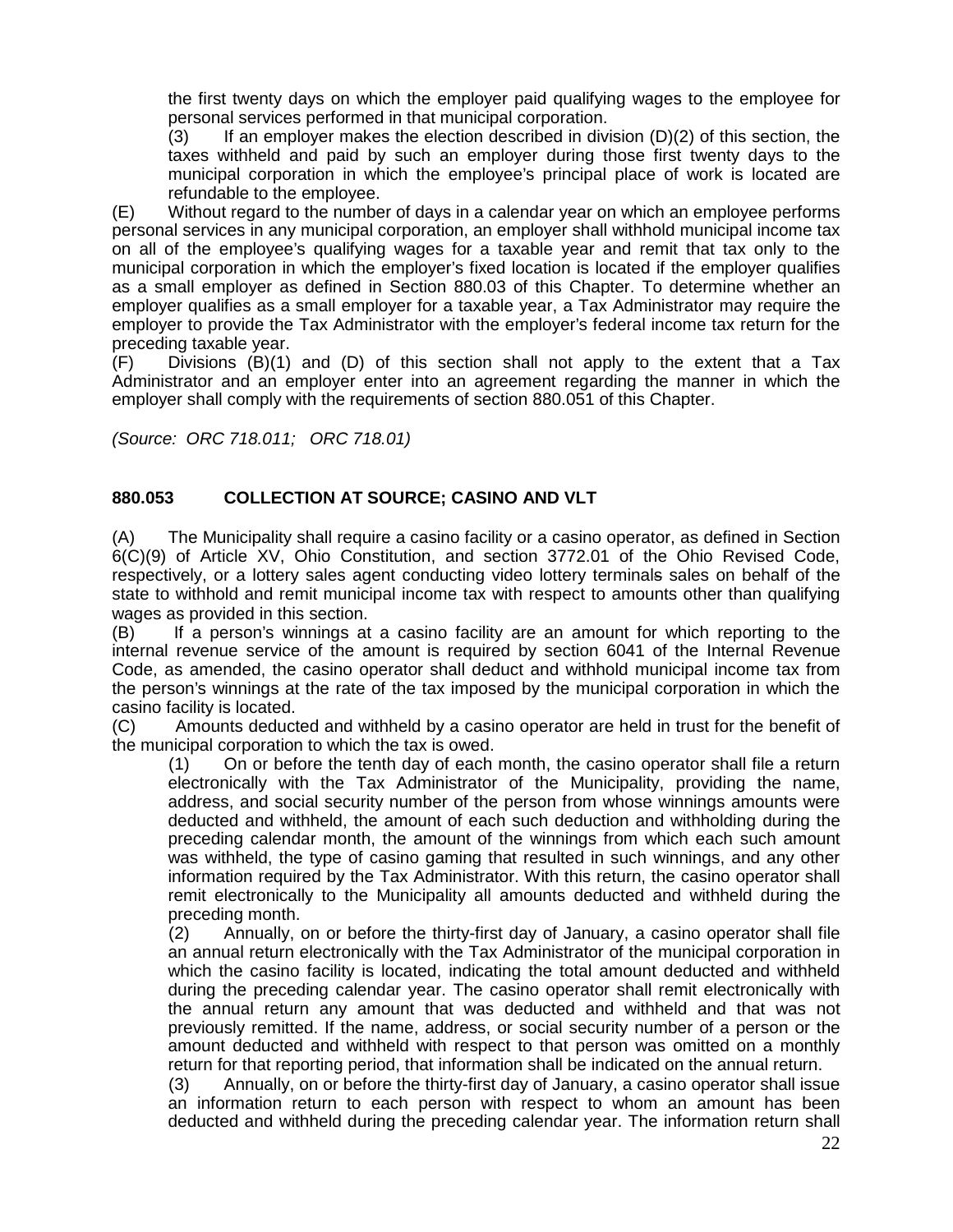the first twenty days on which the employer paid qualifying wages to the employee for personal services performed in that municipal corporation.

(3) If an employer makes the election described in division (D)(2) of this section, the taxes withheld and paid by such an employer during those first twenty days to the municipal corporation in which the employee's principal place of work is located are refundable to the employee.

(E) Without regard to the number of days in a calendar year on which an employee performs personal services in any municipal corporation, an employer shall withhold municipal income tax on all of the employee's qualifying wages for a taxable year and remit that tax only to the municipal corporation in which the employer's fixed location is located if the employer qualifies as a small employer as defined in Section 880.03 of this Chapter. To determine whether an employer qualifies as a small employer for a taxable year, a Tax Administrator may require the employer to provide the Tax Administrator with the employer's federal income tax return for the preceding taxable year.

(F) Divisions (B)(1) and (D) of this section shall not apply to the extent that a Tax Administrator and an employer enter into an agreement regarding the manner in which the employer shall comply with the requirements of section 880.051 of this Chapter.

*(Source: ORC 718.011; ORC 718.01)*

**880.053 COLLECTION AT SOURCE; CASINO AND VLT**

(A) The Municipality shall require a casino facility or a casino operator, as defined in Section 6(C)(9) of Article XV, Ohio Constitution, and section 3772.01 of the Ohio Revised Code, respectively, or a lottery sales agent conducting video lottery terminals sales on behalf of the state to withhold and remit municipal income tax with respect to amounts other than qualifying wages as provided in this section.

(B) If a person's winnings at a casino facility are an amount for which reporting to the internal revenue service of the amount is required by section 6041 of the Internal Revenue Code, as amended, the casino operator shall deduct and withhold municipal income tax from the person's winnings at the rate of the tax imposed by the municipal corporation in which the casino facility is located.

(C) Amounts deducted and withheld by a casino operator are held in trust for the benefit of the municipal corporation to which the tax is owed.

(1) On or before the tenth day of each month, the casino operator shall file a return electronically with the Tax Administrator of the Municipality, providing the name, address, and social security number of the person from whose winnings amounts were deducted and withheld, the amount of each such deduction and withholding during the preceding calendar month, the amount of the winnings from which each such amount was withheld, the type of casino gaming that resulted in such winnings, and any other information required by the Tax Administrator. With this return, the casino operator shall remit electronically to the Municipality all amounts deducted and withheld during the preceding month.

(2) Annually, on or before the thirty-first day of January, a casino operator shall file an annual return electronically with the Tax Administrator of the municipal corporation in which the casino facility is located, indicating the total amount deducted and withheld during the preceding calendar year. The casino operator shall remit electronically with the annual return any amount that was deducted and withheld and that was not previously remitted. If the name, address, or social security number of a person or the amount deducted and withheld with respect to that person was omitted on a monthly return for that reporting period, that information shall be indicated on the annual return.

(3) Annually, on or before the thirty-first day of January, a casino operator shall issue an information return to each person with respect to whom an amount has been deducted and withheld during the preceding calendar year. The information return shall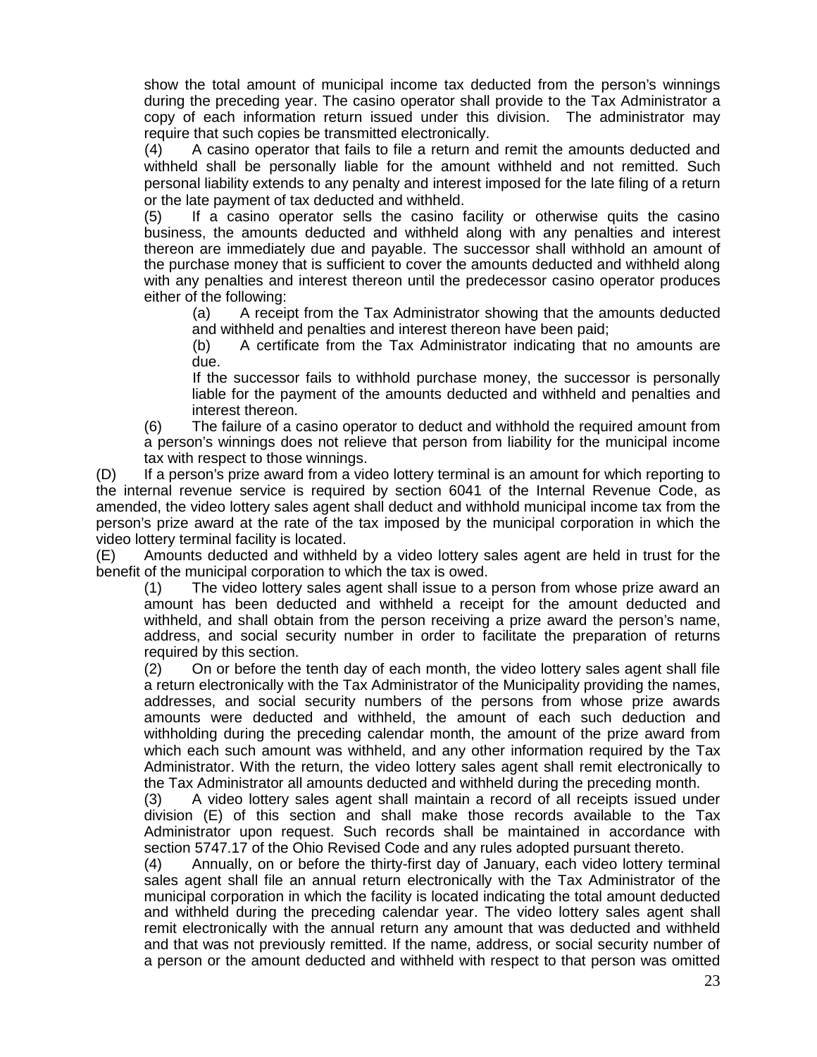show the total amount of municipal income tax deducted from the person's winnings during the preceding year. The casino operator shall provide to the Tax Administrator a copy of each information return issued under this division. The administrator may require that such copies be transmitted electronically.

(4) A casino operator that fails to file a return and remit the amounts deducted and withheld shall be personally liable for the amount withheld and not remitted. Such personal liability extends to any penalty and interest imposed for the late filing of a return or the late payment of tax deducted and withheld.

(5) If a casino operator sells the casino facility or otherwise quits the casino business, the amounts deducted and withheld along with any penalties and interest thereon are immediately due and payable. The successor shall withhold an amount of the purchase money that is sufficient to cover the amounts deducted and withheld along with any penalties and interest thereon until the predecessor casino operator produces either of the following:

(a) A receipt from the Tax Administrator showing that the amounts deducted and withheld and penalties and interest thereon have been paid;

(b) A certificate from the Tax Administrator indicating that no amounts are due.

If the successor fails to withhold purchase money, the successor is personally liable for the payment of the amounts deducted and withheld and penalties and interest thereon.

(6) The failure of a casino operator to deduct and withhold the required amount from a person's winnings does not relieve that person from liability for the municipal income tax with respect to those winnings.

(D) If a person's prize award from a video lottery terminal is an amount for which reporting to the internal revenue service is required by section 6041 of the Internal Revenue Code, as amended, the video lottery sales agent shall deduct and withhold municipal income tax from the person's prize award at the rate of the tax imposed by the municipal corporation in which the video lottery terminal facility is located.

(E) Amounts deducted and withheld by a video lottery sales agent are held in trust for the benefit of the municipal corporation to which the tax is owed.

(1) The video lottery sales agent shall issue to a person from whose prize award an amount has been deducted and withheld a receipt for the amount deducted and withheld, and shall obtain from the person receiving a prize award the person's name, address, and social security number in order to facilitate the preparation of returns required by this section.

(2) On or before the tenth day of each month, the video lottery sales agent shall file a return electronically with the Tax Administrator of the Municipality providing the names, addresses, and social security numbers of the persons from whose prize awards amounts were deducted and withheld, the amount of each such deduction and withholding during the preceding calendar month, the amount of the prize award from which each such amount was withheld, and any other information required by the Tax Administrator. With the return, the video lottery sales agent shall remit electronically to the Tax Administrator all amounts deducted and withheld during the preceding month.

(3) A video lottery sales agent shall maintain a record of all receipts issued under division (E) of this section and shall make those records available to the Tax Administrator upon request. Such records shall be maintained in accordance with section 5747.17 of the Ohio Revised Code and any rules adopted pursuant thereto.

(4) Annually, on or before the thirty-first day of January, each video lottery terminal sales agent shall file an annual return electronically with the Tax Administrator of the municipal corporation in which the facility is located indicating the total amount deducted and withheld during the preceding calendar year. The video lottery sales agent shall remit electronically with the annual return any amount that was deducted and withheld and that was not previously remitted. If the name, address, or social security number of a person or the amount deducted and withheld with respect to that person was omitted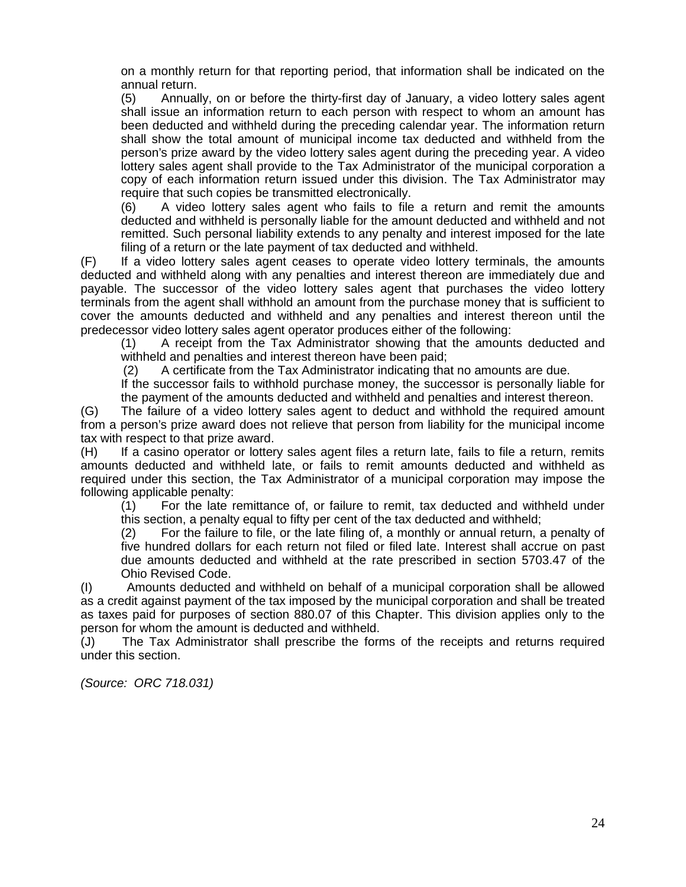on a monthly return for that reporting period, that information shall be indicated on the annual return.

(5) Annually, on or before the thirty-first day of January, a video lottery sales agent shall issue an information return to each person with respect to whom an amount has been deducted and withheld during the preceding calendar year. The information return shall show the total amount of municipal income tax deducted and withheld from the person's prize award by the video lottery sales agent during the preceding year. A video lottery sales agent shall provide to the Tax Administrator of the municipal corporation a copy of each information return issued under this division. The Tax Administrator may require that such copies be transmitted electronically.

(6) A video lottery sales agent who fails to file a return and remit the amounts deducted and withheld is personally liable for the amount deducted and withheld and not remitted. Such personal liability extends to any penalty and interest imposed for the late filing of a return or the late payment of tax deducted and withheld.

(F) If a video lottery sales agent ceases to operate video lottery terminals, the amounts deducted and withheld along with any penalties and interest thereon are immediately due and payable. The successor of the video lottery sales agent that purchases the video lottery terminals from the agent shall withhold an amount from the purchase money that is sufficient to cover the amounts deducted and withheld and any penalties and interest thereon until the predecessor video lottery sales agent operator produces either of the following:

(1) A receipt from the Tax Administrator showing that the amounts deducted and withheld and penalties and interest thereon have been paid;

(2) A certificate from the Tax Administrator indicating that no amounts are due.

If the successor fails to withhold purchase money, the successor is personally liable for the payment of the amounts deducted and withheld and penalties and interest thereon.

(G) The failure of a video lottery sales agent to deduct and withhold the required amount from a person's prize award does not relieve that person from liability for the municipal income tax with respect to that prize award.

(H) If a casino operator or lottery sales agent files a return late, fails to file a return, remits amounts deducted and withheld late, or fails to remit amounts deducted and withheld as required under this section, the Tax Administrator of a municipal corporation may impose the following applicable penalty:

(1) For the late remittance of, or failure to remit, tax deducted and withheld under this section, a penalty equal to fifty per cent of the tax deducted and withheld;

(2) For the failure to file, or the late filing of, a monthly or annual return, a penalty of five hundred dollars for each return not filed or filed late. Interest shall accrue on past due amounts deducted and withheld at the rate prescribed in section 5703.47 of the Ohio Revised Code.

(I) Amounts deducted and withheld on behalf of a municipal corporation shall be allowed as a credit against payment of the tax imposed by the municipal corporation and shall be treated as taxes paid for purposes of section 880.07 of this Chapter. This division applies only to the person for whom the amount is deducted and withheld.

(J) The Tax Administrator shall prescribe the forms of the receipts and returns required under this section.

*(Source: ORC 718.031)*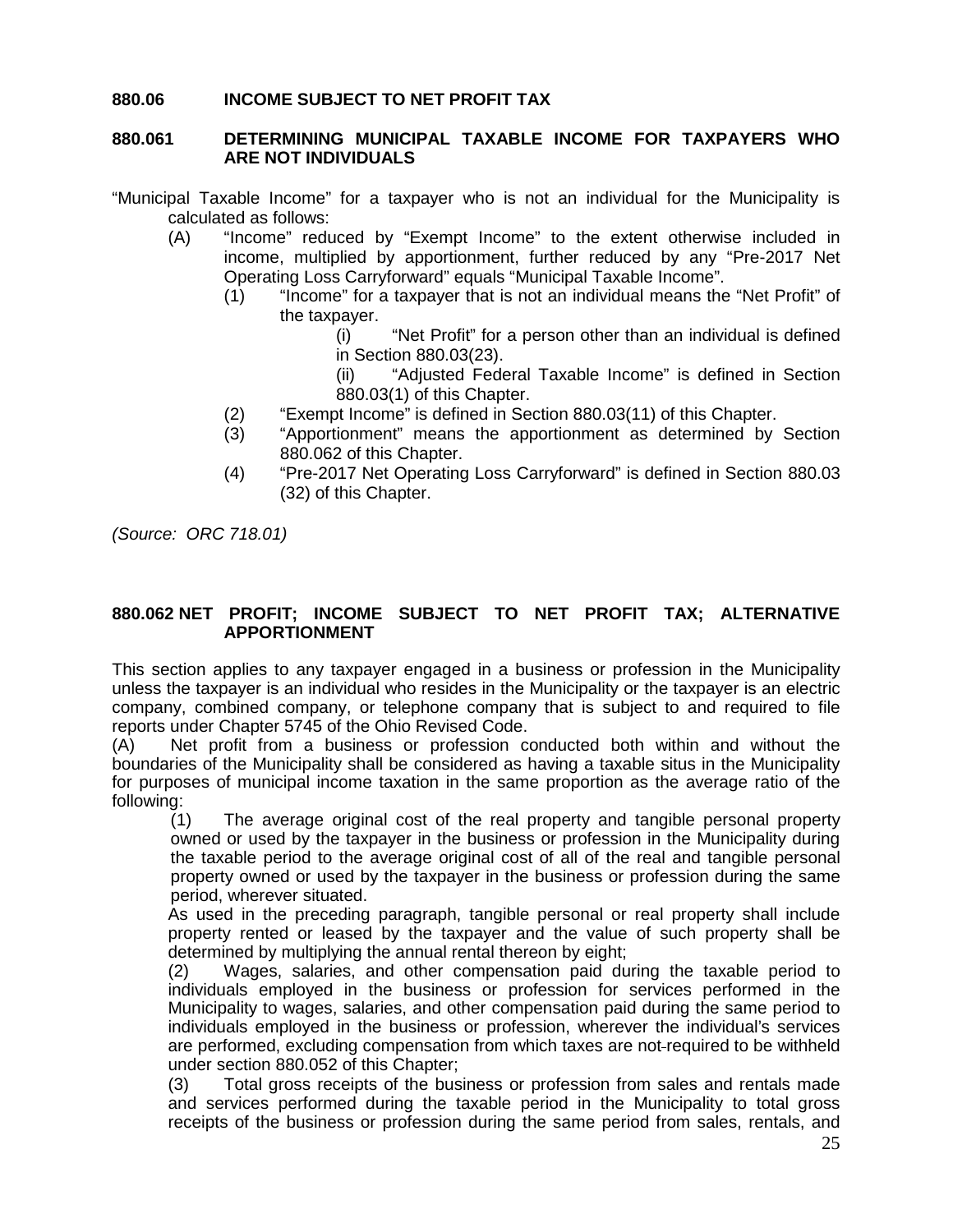### 880.06 INCOME SUBJECT TO NET PROFIT TAX

### 880.061 DETERMINING MUNICIPAL TAXABLE INCOME FOR TAXPAYERS WHO ARE NOT INDIVIDUALS

"Municipal Taxable Income" for a taxpayer who is not an individual for the Municipality is calculated as follows:

(A) "Income" reduced by "Exempt Income" to the extent otherwise included in income, multiplied by apportionment, further reduced by any "Pre-2017 Net Operating Loss Carryforward" equals "Municipal Taxable Income".

(1) "Income" for a taxpayer that is not an individual means the "Net Profit" of the taxpayer.

(i) "Net Profit" for a person other than an individual is defined in Section 880.03(23).

(ii) "Adjusted Federal Taxable Income" is defined in Section 880.03(1) of this Chapter.

(2) "Exempt Income" is defined in Section 880.03(11) of this Chapter.

(3) "Apportionment" means the apportionment as determined by Section 880.062 of this Chapter.

(4) "Pre-2017 Net Operating Loss Carryforward" is defined in Section 880.03 (32) of this Chapter.

*(Source: ORC 718.01)*

### 880.062 NET PROFIT; INCOME SUBJECT TO NET PROFIT TAX; ALTERNATIVE APPORTIONMENT

This section applies to any taxpayer engaged in a business or profession in the Municipality unless the taxpayer is an individual who resides in the Municipality or the taxpayer is an electric company, combined company, or telephone company that is subject to and required to file reports under Chapter 5745 of the Ohio Revised Code.

(A) Net profit from a business or profession conducted both within and without the boundaries of the Municipality shall be considered as having a taxable situs in the Municipality for purposes of municipal income taxation in the same proportion as the average ratio of the following:

(1) The average original cost of the real property and tangible personal property owned or used by the taxpayer in the business or profession in the Municipality during the taxable period to the average original cost of all of the real and tangible personal property owned or used by the taxpayer in the business or profession during the same period, wherever situated.

As used in the preceding paragraph, tangible personal or real property shall include property rented or leased by the taxpayer and the value of such property shall be determined by multiplying the annual rental thereon by eight;

(2) Wages, salaries, and other compensation paid during the taxable period to individuals employed in the business or profession for services performed in the Municipality to wages, salaries, and other compensation paid during the same period to individuals employed in the business or profession, wherever the individual's services are performed, excluding compensation from which taxes are not required to be withheld under section 880.052 of this Chapter;

(3) Total gross receipts of the business or profession from sales and rentals made and services performed during the taxable period in the Municipality to total gross receipts of the business or profession during the same period from sales, rentals, and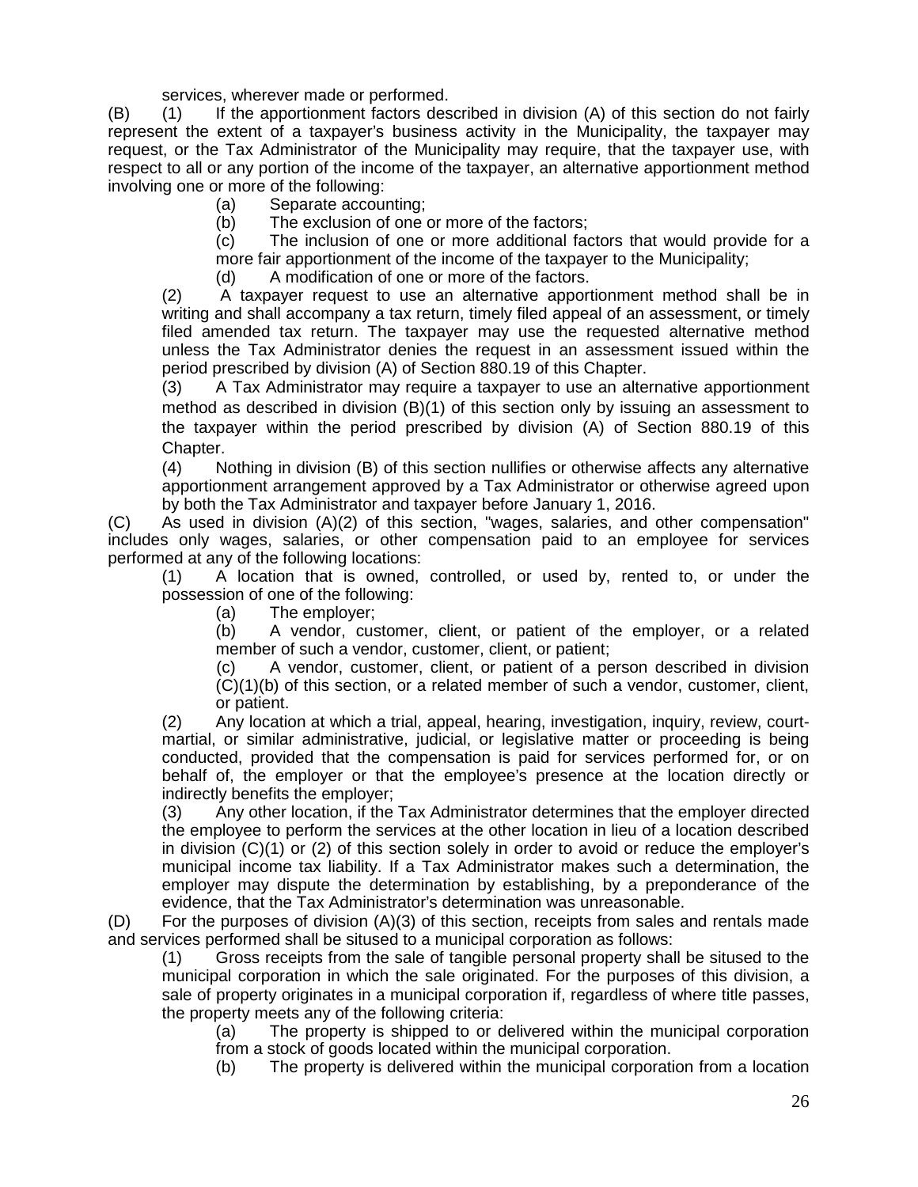services, wherever made or performed.

(B) (1) If the apportionment factors described in division (A) of this section do not fairly represent the extent of a taxpayer's business activity in the Municipality, the taxpayer may request, or the Tax Administrator of the Municipality may require, that the taxpayer use, with respect to all or any portion of the income of the taxpayer, an alternative apportionment method involving one or more of the following:

(a) Separate accounting;

(b) The exclusion of one or more of the factors;

(c) The inclusion of one or more additional factors that would provide for a more fair apportionment of the income of the taxpayer to the Municipality;

(d) A modification of one or more of the factors.

(2) A taxpayer request to use an alternative apportionment method shall be in writing and shall accompany a tax return, timely filed appeal of an assessment, or timely filed amended tax return. The taxpayer may use the requested alternative method unless the Tax Administrator denies the request in an assessment issued within the period prescribed by division (A) of Section 880.19 of this Chapter.

(3) A Tax Administrator may require a taxpayer to use an alternative apportionment method as described in division (B)(1) of this section only by issuing an assessment to the taxpayer within the period prescribed by division (A) of Section 880.19 of this Chapter.

(4) Nothing in division (B) of this section nullifies or otherwise affects any alternative apportionment arrangement approved by a Tax Administrator or otherwise agreed upon by both the Tax Administrator and taxpayer before January 1, 2016.

(C) As used in division (A)(2) of this section, "wages, salaries, and other compensation" includes only wages, salaries, or other compensation paid to an employee for services performed at any of the following locations:

(1) A location that is owned, controlled, or used by, rented to, or under the possession of one of the following:

(a) The employer;

(b) A vendor, customer, client, or patient of the employer, or a related member of such a vendor, customer, client, or patient;

(c) A vendor, customer, client, or patient of a person described in division (C)(1)(b) of this section, or a related member of such a vendor, customer, client, or patient.

(2) Any location at which a trial, appeal, hearing, investigation, inquiry, review, court-martial, or similar administrative, judicial, or legislative matter or proceeding is being conducted, provided that the compensation is paid for services performed for, or on behalf of, the employer or that the employee's presence at the location directly or indirectly benefits the employer;

(3) Any other location, if the Tax Administrator determines that the employer directed the employee to perform the services at the other location in lieu of a location described in division (C)(1) or (2) of this section solely in order to avoid or reduce the employer's municipal income tax liability. If a Tax Administrator makes such a determination, the employer may dispute the determination by establishing, by a preponderance of the evidence, that the Tax Administrator's determination was unreasonable.

(D) For the purposes of division (A)(3) of this section, receipts from sales and rentals made and services performed shall be sitused to a municipal corporation as follows:

(1) Gross receipts from the sale of tangible personal property shall be sitused to the municipal corporation in which the sale originated. For the purposes of this division, a sale of property originates in a municipal corporation if, regardless of where title passes, the property meets any of the following criteria:

(a) The property is shipped to or delivered within the municipal corporation from a stock of goods located within the municipal corporation.

(b) The property is delivered within the municipal corporation from a location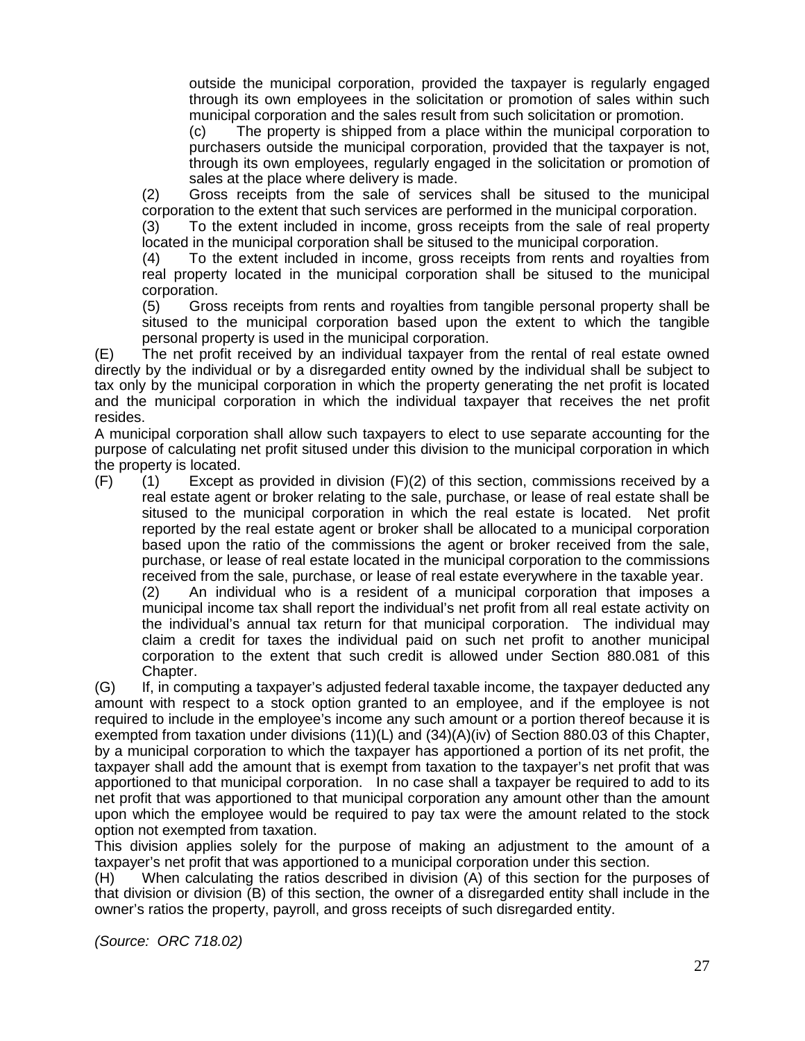outside the municipal corporation, provided the taxpayer is regularly engaged through its own employees in the solicitation or promotion of sales within such municipal corporation and the sales result from such solicitation or promotion.

(c) The property is shipped from a place within the municipal corporation to purchasers outside the municipal corporation, provided that the taxpayer is not, through its own employees, regularly engaged in the solicitation or promotion of sales at the place where delivery is made.

(2) Gross receipts from the sale of services shall be sitused to the municipal corporation to the extent that such services are performed in the municipal corporation.

(3) To the extent included in income, gross receipts from the sale of real property located in the municipal corporation shall be sitused to the municipal corporation.

(4) To the extent included in income, gross receipts from rents and royalties from real property located in the municipal corporation shall be sitused to the municipal corporation.

(5) Gross receipts from rents and royalties from tangible personal property shall be sitused to the municipal corporation based upon the extent to which the tangible personal property is used in the municipal corporation.

(E) The net profit received by an individual taxpayer from the rental of real estate owned directly by the individual or by a disregarded entity owned by the individual shall be subject to tax only by the municipal corporation in which the property generating the net profit is located and the municipal corporation in which the individual taxpayer that receives the net profit resides.

A municipal corporation shall allow such taxpayers to elect to use separate accounting for the purpose of calculating net profit sitused under this division to the municipal corporation in which the property is located.

(F) (1) Except as provided in division (F)(2) of this section, commissions received by a real estate agent or broker relating to the sale, purchase, or lease of real estate shall be sitused to the municipal corporation in which the real estate is located. Net profit reported by the real estate agent or broker shall be allocated to a municipal corporation based upon the ratio of the commissions the agent or broker received from the sale, purchase, or lease of real estate located in the municipal corporation to the commissions received from the sale, purchase, or lease of real estate everywhere in the taxable year.

(2) An individual who is a resident of a municipal corporation that imposes a municipal income tax shall report the individual's net profit from all real estate activity on the individual's annual tax return for that municipal corporation. The individual may claim a credit for taxes the individual paid on such net profit to another municipal corporation to the extent that such credit is allowed under Section 880.081 of this Chapter.

(G) If, in computing a taxpayer's adjusted federal taxable income, the taxpayer deducted any amount with respect to a stock option granted to an employee, and if the employee is not required to include in the employee's income any such amount or a portion thereof because it is exempted from taxation under divisions (11)(L) and (34)(A)(iv) of Section 880.03 of this Chapter, by a municipal corporation to which the taxpayer has apportioned a portion of its net profit, the taxpayer shall add the amount that is exempt from taxation to the taxpayer's net profit that was apportioned to that municipal corporation. In no case shall a taxpayer be required to add to its net profit that was apportioned to that municipal corporation any amount other than the amount upon which the employee would be required to pay tax were the amount related to the stock option not exempted from taxation.

This division applies solely for the purpose of making an adjustment to the amount of a taxpayer's net profit that was apportioned to a municipal corporation under this section.

(H) When calculating the ratios described in division (A) of this section for the purposes of that division or division (B) of this section, the owner of a disregarded entity shall include in the owner's ratios the property, payroll, and gross receipts of such disregarded entity.

*(Source: ORC 718.02)*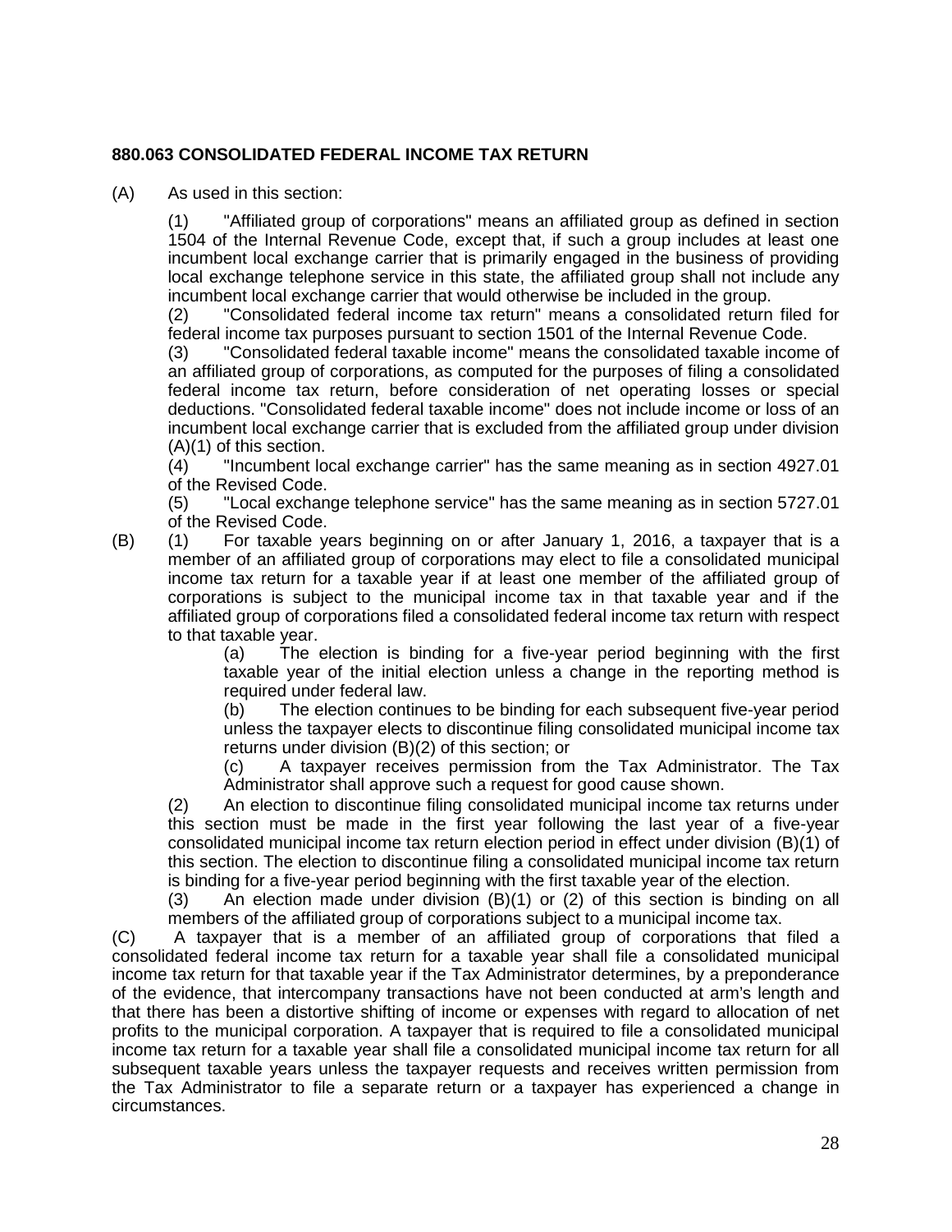**880.063 CONSOLIDATED FEDERAL INCOME TAX RETURN**

(A) As used in this section:

(1) "Affiliated group of corporations" means an affiliated group as defined in section 1504 of the Internal Revenue Code, except that, if such a group includes at least one incumbent local exchange carrier that is primarily engaged in the business of providing local exchange telephone service in this state, the affiliated group shall not include any incumbent local exchange carrier that would otherwise be included in the group.

(2) "Consolidated federal income tax return" means a consolidated return filed for federal income tax purposes pursuant to section 1501 of the Internal Revenue Code.

(3) "Consolidated federal taxable income" means the consolidated taxable income of an affiliated group of corporations, as computed for the purposes of filing a consolidated federal income tax return, before consideration of net operating losses or special deductions. "Consolidated federal taxable income" does not include income or loss of an incumbent local exchange carrier that is excluded from the affiliated group under division (A)(1) of this section.

(4) "Incumbent local exchange carrier" has the same meaning as in section 4927.01 of the Revised Code.

(5) "Local exchange telephone service" has the same meaning as in section 5727.01 of the Revised Code.

(B) (1) For taxable years beginning on or after January 1, 2016, a taxpayer that is a member of an affiliated group of corporations may elect to file a consolidated municipal income tax return for a taxable year if at least one member of the affiliated group of corporations is subject to the municipal income tax in that taxable year and if the affiliated group of corporations filed a consolidated federal income tax return with respect to that taxable year.

(a) The election is binding for a five-year period beginning with the first taxable year of the initial election unless a change in the reporting method is required under federal law.

(b) The election continues to be binding for each subsequent five-year period unless the taxpayer elects to discontinue filing consolidated municipal income tax returns under division (B)(2) of this section; or

(c) A taxpayer receives permission from the Tax Administrator. The Tax Administrator shall approve such a request for good cause shown.

(2) An election to discontinue filing consolidated municipal income tax returns under this section must be made in the first year following the last year of a five-year consolidated municipal income tax return election period in effect under division (B)(1) of this section. The election to discontinue filing a consolidated municipal income tax return is binding for a five-year period beginning with the first taxable year of the election.

(3) An election made under division (B)(1) or (2) of this section is binding on all members of the affiliated group of corporations subject to a municipal income tax.

(C) A taxpayer that is a member of an affiliated group of corporations that filed a consolidated federal income tax return for a taxable year shall file a consolidated municipal income tax return for that taxable year if the Tax Administrator determines, by a preponderance of the evidence, that intercompany transactions have not been conducted at arm's length and that there has been a distortive shifting of income or expenses with regard to allocation of net profits to the municipal corporation. A taxpayer that is required to file a consolidated municipal income tax return for a taxable year shall file a consolidated municipal income tax return for all subsequent taxable years unless the taxpayer requests and receives written permission from the Tax Administrator to file a separate return or a taxpayer has experienced a change in circumstances.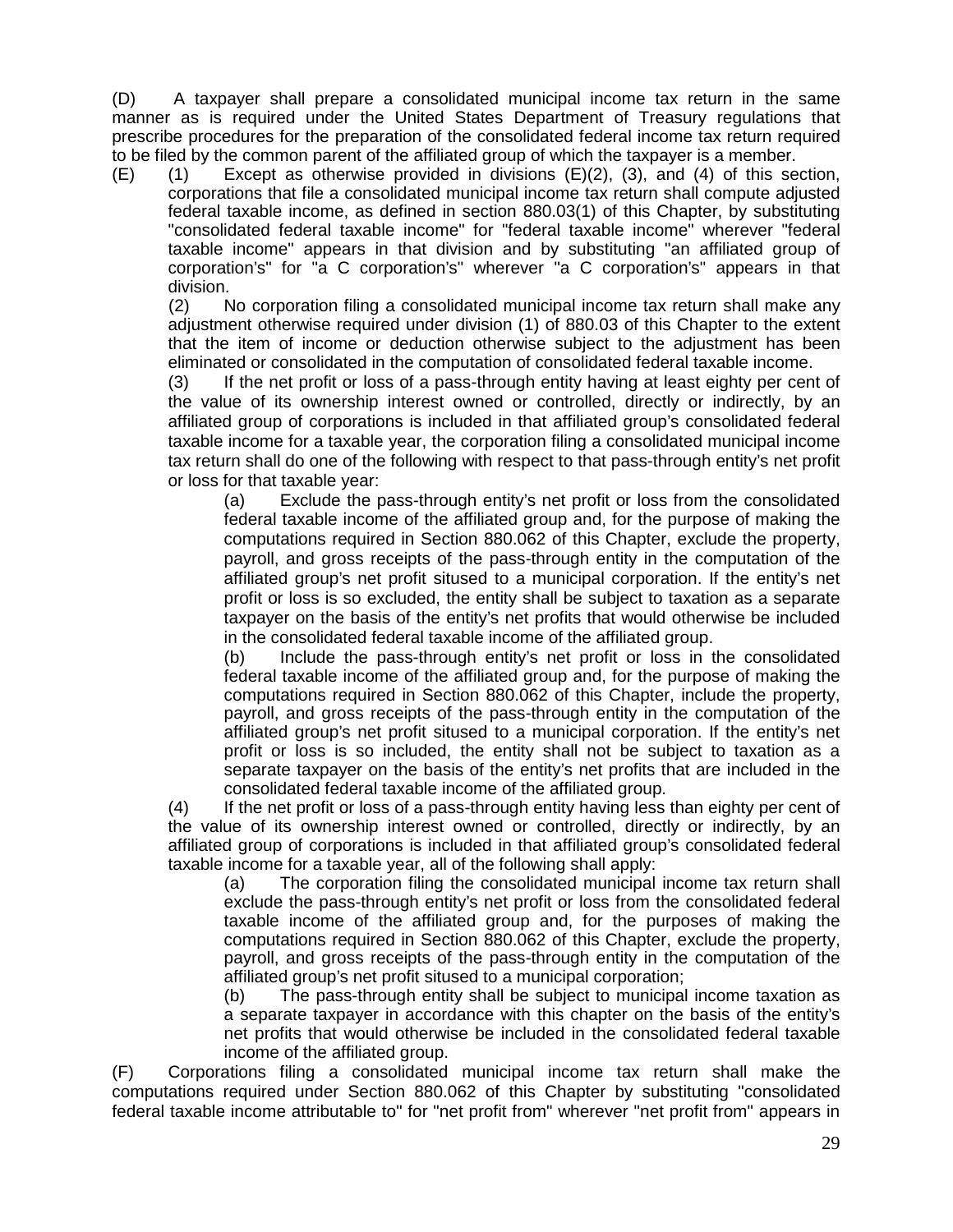(D) A taxpayer shall prepare a consolidated municipal income tax return in the same manner as is required under the United States Department of Treasury regulations that prescribe procedures for the preparation of the consolidated federal income tax return required to be filed by the common parent of the affiliated group of which the taxpayer is a member.

(E) (1) Except as otherwise provided in divisions (E)(2), (3), and (4) of this section, corporations that file a consolidated municipal income tax return shall compute adjusted federal taxable income, as defined in section 880.03(1) of this Chapter, by substituting "consolidated federal taxable income" for "federal taxable income" wherever "federal taxable income" appears in that division and by substituting "an affiliated group of corporation's" for "a C corporation's" wherever "a C corporation's" appears in that division.

(2) No corporation filing a consolidated municipal income tax return shall make any adjustment otherwise required under division (1) of 880.03 of this Chapter to the extent that the item of income or deduction otherwise subject to the adjustment has been eliminated or consolidated in the computation of consolidated federal taxable income.

(3) If the net profit or loss of a pass-through entity having at least eighty per cent of the value of its ownership interest owned or controlled, directly or indirectly, by an affiliated group of corporations is included in that affiliated group's consolidated federal taxable income for a taxable year, the corporation filing a consolidated municipal income tax return shall do one of the following with respect to that pass-through entity's net profit or loss for that taxable year:

(a) Exclude the pass-through entity's net profit or loss from the consolidated federal taxable income of the affiliated group and, for the purpose of making the computations required in Section 880.062 of this Chapter, exclude the property, payroll, and gross receipts of the pass-through entity in the computation of the affiliated group's net profit sitused to a municipal corporation. If the entity's net profit or loss is so excluded, the entity shall be subject to taxation as a separate taxpayer on the basis of the entity's net profits that would otherwise be included in the consolidated federal taxable income of the affiliated group.

(b) Include the pass-through entity's net profit or loss in the consolidated federal taxable income of the affiliated group and, for the purpose of making the computations required in Section 880.062 of this Chapter, include the property, payroll, and gross receipts of the pass-through entity in the computation of the affiliated group's net profit sitused to a municipal corporation. If the entity's net profit or loss is so included, the entity shall not be subject to taxation as a separate taxpayer on the basis of the entity's net profits that are included in the consolidated federal taxable income of the affiliated group.

(4) If the net profit or loss of a pass-through entity having less than eighty per cent of the value of its ownership interest owned or controlled, directly or indirectly, by an affiliated group of corporations is included in that affiliated group's consolidated federal taxable income for a taxable year, all of the following shall apply:

(a) The corporation filing the consolidated municipal income tax return shall exclude the pass-through entity's net profit or loss from the consolidated federal taxable income of the affiliated group and, for the purposes of making the computations required in Section 880.062 of this Chapter, exclude the property, payroll, and gross receipts of the pass-through entity in the computation of the affiliated group's net profit sitused to a municipal corporation;

(b) The pass-through entity shall be subject to municipal income taxation as a separate taxpayer in accordance with this chapter on the basis of the entity's net profits that would otherwise be included in the consolidated federal taxable income of the affiliated group.

(F) Corporations filing a consolidated municipal income tax return shall make the computations required under Section 880.062 of this Chapter by substituting "consolidated federal taxable income attributable to" for "net profit from" wherever "net profit from" appears in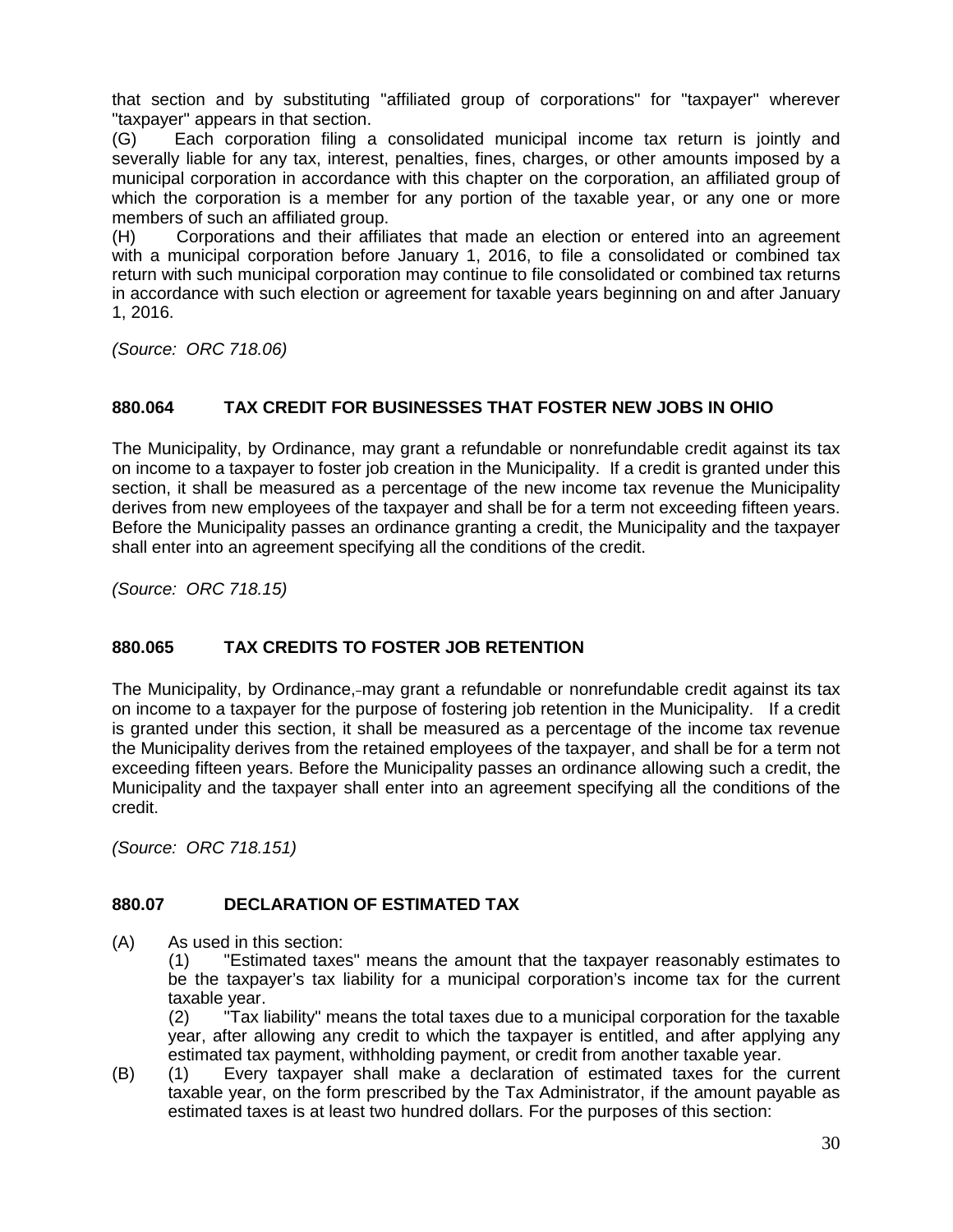that section and by substituting "affiliated group of corporations" for "taxpayer" wherever "taxpayer" appears in that section.

(G) Each corporation filing a consolidated municipal income tax return is jointly and severally liable for any tax, interest, penalties, fines, charges, or other amounts imposed by a municipal corporation in accordance with this chapter on the corporation, an affiliated group of which the corporation is a member for any portion of the taxable year, or any one or more members of such an affiliated group.

(H) Corporations and their affiliates that made an election or entered into an agreement with a municipal corporation before January 1, 2016, to file a consolidated or combined tax return with such municipal corporation may continue to file consolidated or combined tax returns in accordance with such election or agreement for taxable years beginning on and after January 1, 2016.

*(Source: ORC 718.06)*

## 880.064 TAX CREDIT FOR BUSINESSES THAT FOSTER NEW JOBS IN OHIO

The Municipality, by Ordinance, may grant a refundable or nonrefundable credit against its tax on income to a taxpayer to foster job creation in the Municipality. If a credit is granted under this section, it shall be measured as a percentage of the new income tax revenue the Municipality derives from new employees of the taxpayer and shall be for a term not exceeding fifteen years. Before the Municipality passes an ordinance granting a credit, the Municipality and the taxpayer shall enter into an agreement specifying all the conditions of the credit.

*(Source: ORC 718.15)*

## 880.065 TAX CREDITS TO FOSTER JOB RETENTION

The Municipality, by Ordinance, may grant a refundable or nonrefundable credit against its tax on income to a taxpayer for the purpose of fostering job retention in the Municipality. If a credit is granted under this section, it shall be measured as a percentage of the income tax revenue the Municipality derives from the retained employees of the taxpayer, and shall be for a term not exceeding fifteen years. Before the Municipality passes an ordinance allowing such a credit, the Municipality and the taxpayer shall enter into an agreement specifying all the conditions of the credit.

*(Source: ORC 718.151)*

## 880.07 DECLARATION OF ESTIMATED TAX

(A) As used in this section:

(1) "Estimated taxes" means the amount that the taxpayer reasonably estimates to be the taxpayer's tax liability for a municipal corporation's income tax for the current taxable year.

(2) "Tax liability" means the total taxes due to a municipal corporation for the taxable year, after allowing any credit to which the taxpayer is entitled, and after applying any estimated tax payment, withholding payment, or credit from another taxable year.

(B) (1) Every taxpayer shall make a declaration of estimated taxes for the current taxable year, on the form prescribed by the Tax Administrator, if the amount payable as estimated taxes is at least two hundred dollars. For the purposes of this section: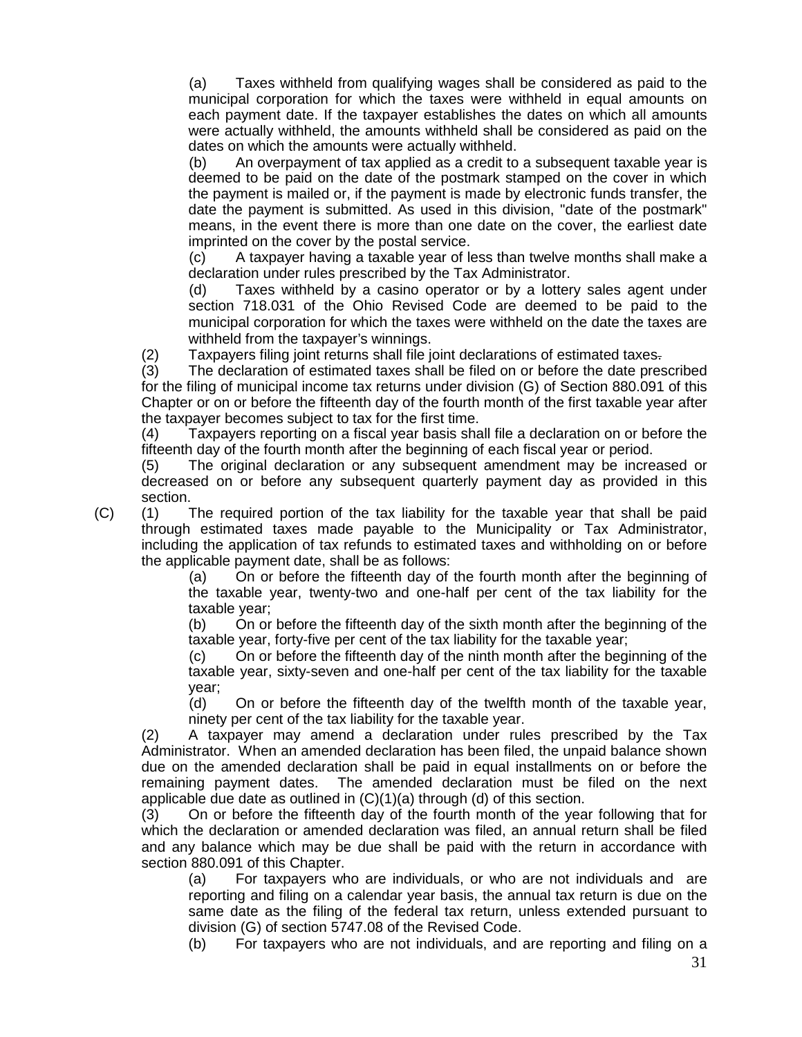(a) Taxes withheld from qualifying wages shall be considered as paid to the municipal corporation for which the taxes were withheld in equal amounts on each payment date. If the taxpayer establishes the dates on which all amounts were actually withheld, the amounts withheld shall be considered as paid on the dates on which the amounts were actually withheld.

(b) An overpayment of tax applied as a credit to a subsequent taxable year is deemed to be paid on the date of the postmark stamped on the cover in which the payment is mailed or, if the payment is made by electronic funds transfer, the date the payment is submitted. As used in this division, "date of the postmark" means, in the event there is more than one date on the cover, the earliest date imprinted on the cover by the postal service.

(c) A taxpayer having a taxable year of less than twelve months shall make a declaration under rules prescribed by the Tax Administrator.

(d) Taxes withheld by a casino operator or by a lottery sales agent under section 718.031 of the Ohio Revised Code are deemed to be paid to the municipal corporation for which the taxes were withheld on the date the taxes are withheld from the taxpayer's winnings.

(2) Taxpayers filing joint returns shall file joint declarations of estimated taxes.

(3) The declaration of estimated taxes shall be filed on or before the date prescribed for the filing of municipal income tax returns under division (G) of Section 880.091 of this Chapter or on or before the fifteenth day of the fourth month of the first taxable year after the taxpayer becomes subject to tax for the first time.

(4) Taxpayers reporting on a fiscal year basis shall file a declaration on or before the fifteenth day of the fourth month after the beginning of each fiscal year or period.

(5) The original declaration or any subsequent amendment may be increased or decreased on or before any subsequent quarterly payment day as provided in this section.

(C) (1) The required portion of the tax liability for the taxable year that shall be paid through estimated taxes made payable to the Municipality or Tax Administrator, including the application of tax refunds to estimated taxes and withholding on or before the applicable payment date, shall be as follows:

(a) On or before the fifteenth day of the fourth month after the beginning of the taxable year, twenty-two and one-half per cent of the tax liability for the taxable year;

(b) On or before the fifteenth day of the sixth month after the beginning of the taxable year, forty-five per cent of the tax liability for the taxable year;

(c) On or before the fifteenth day of the ninth month after the beginning of the taxable year, sixty-seven and one-half per cent of the tax liability for the taxable year;

(d) On or before the fifteenth day of the twelfth month of the taxable year, ninety per cent of the tax liability for the taxable year.

(2) A taxpayer may amend a declaration under rules prescribed by the Tax Administrator. When an amended declaration has been filed, the unpaid balance shown due on the amended declaration shall be paid in equal installments on or before the remaining payment dates. The amended declaration must be filed on the next applicable due date as outlined in (C)(1)(a) through (d) of this section.

(3) On or before the fifteenth day of the fourth month of the year following that for which the declaration or amended declaration was filed, an annual return shall be filed and any balance which may be due shall be paid with the return in accordance with section 880.091 of this Chapter.

(a) For taxpayers who are individuals, or who are not individuals and are reporting and filing on a calendar year basis, the annual tax return is due on the same date as the filing of the federal tax return, unless extended pursuant to division (G) of section 5747.08 of the Revised Code.

(b) For taxpayers who are not individuals, and are reporting and filing on a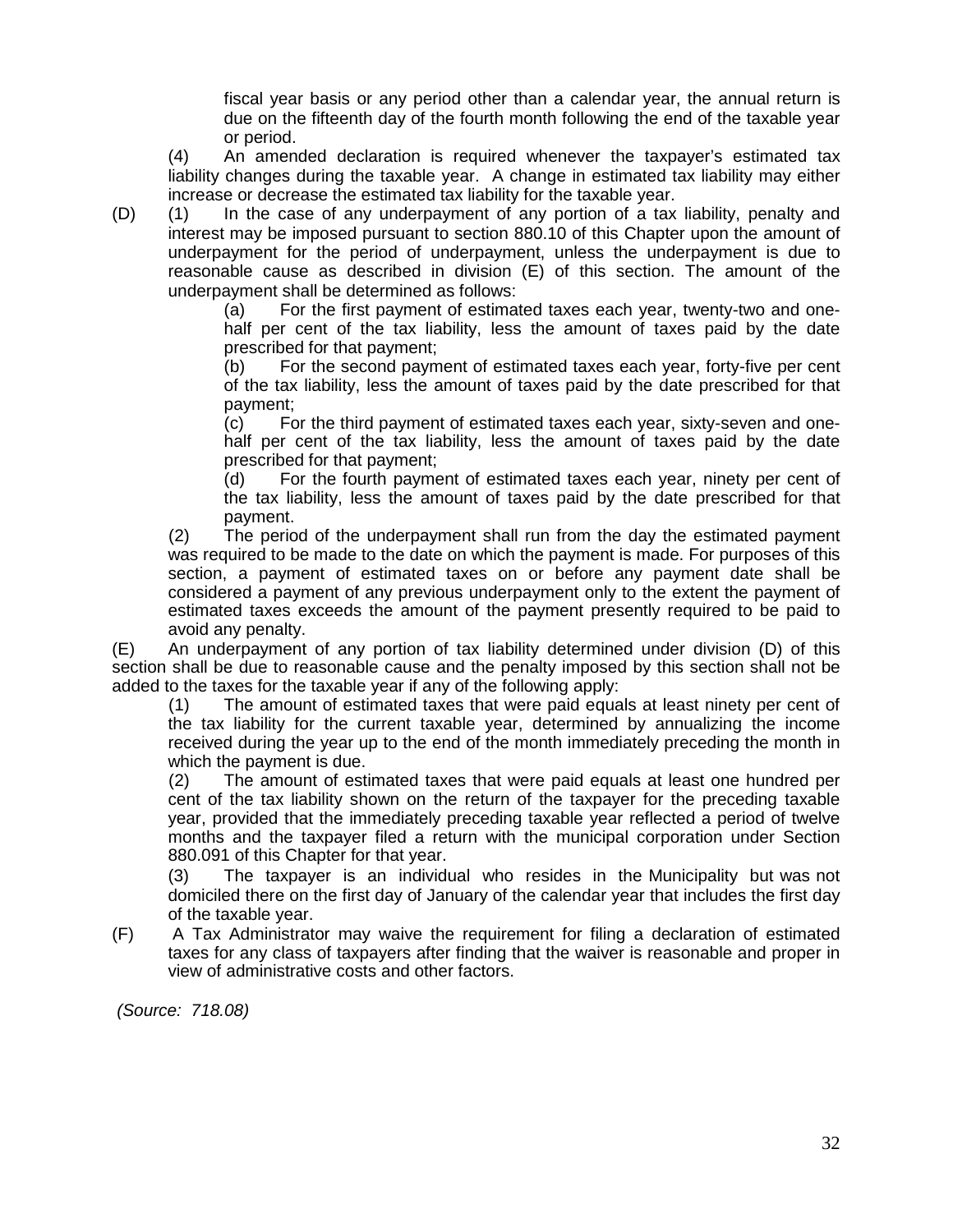fiscal year basis or any period other than a calendar year, the annual return is due on the fifteenth day of the fourth month following the end of the taxable year or period.

(4) An amended declaration is required whenever the taxpayer's estimated tax liability changes during the taxable year. A change in estimated tax liability may either increase or decrease the estimated tax liability for the taxable year.

(D) (1) In the case of any underpayment of any portion of a tax liability, penalty and interest may be imposed pursuant to section 880.10 of this Chapter upon the amount of underpayment for the period of underpayment, unless the underpayment is due to reasonable cause as described in division (E) of this section. The amount of the underpayment shall be determined as follows:

(a) For the first payment of estimated taxes each year, twenty-two and one-half per cent of the tax liability, less the amount of taxes paid by the date prescribed for that payment;

(b) For the second payment of estimated taxes each year, forty-five per cent of the tax liability, less the amount of taxes paid by the date prescribed for that payment;

(c) For the third payment of estimated taxes each year, sixty-seven and one-half per cent of the tax liability, less the amount of taxes paid by the date prescribed for that payment;

(d) For the fourth payment of estimated taxes each year, ninety per cent of the tax liability, less the amount of taxes paid by the date prescribed for that payment.

(2) The period of the underpayment shall run from the day the estimated payment was required to be made to the date on which the payment is made. For purposes of this section, a payment of estimated taxes on or before any payment date shall be considered a payment of any previous underpayment only to the extent the payment of estimated taxes exceeds the amount of the payment presently required to be paid to avoid any penalty.

(E) An underpayment of any portion of tax liability determined under division (D) of this section shall be due to reasonable cause and the penalty imposed by this section shall not be added to the taxes for the taxable year if any of the following apply:

(1) The amount of estimated taxes that were paid equals at least ninety per cent of the tax liability for the current taxable year, determined by annualizing the income received during the year up to the end of the month immediately preceding the month in which the payment is due.

(2) The amount of estimated taxes that were paid equals at least one hundred per cent of the tax liability shown on the return of the taxpayer for the preceding taxable year, provided that the immediately preceding taxable year reflected a period of twelve months and the taxpayer filed a return with the municipal corporation under Section 880.091 of this Chapter for that year.

(3) The taxpayer is an individual who resides in the Municipality but was not domiciled there on the first day of January of the calendar year that includes the first day of the taxable year.

(F) A Tax Administrator may waive the requirement for filing a declaration of estimated taxes for any class of taxpayers after finding that the waiver is reasonable and proper in view of administrative costs and other factors.

*(Source: 718.08)*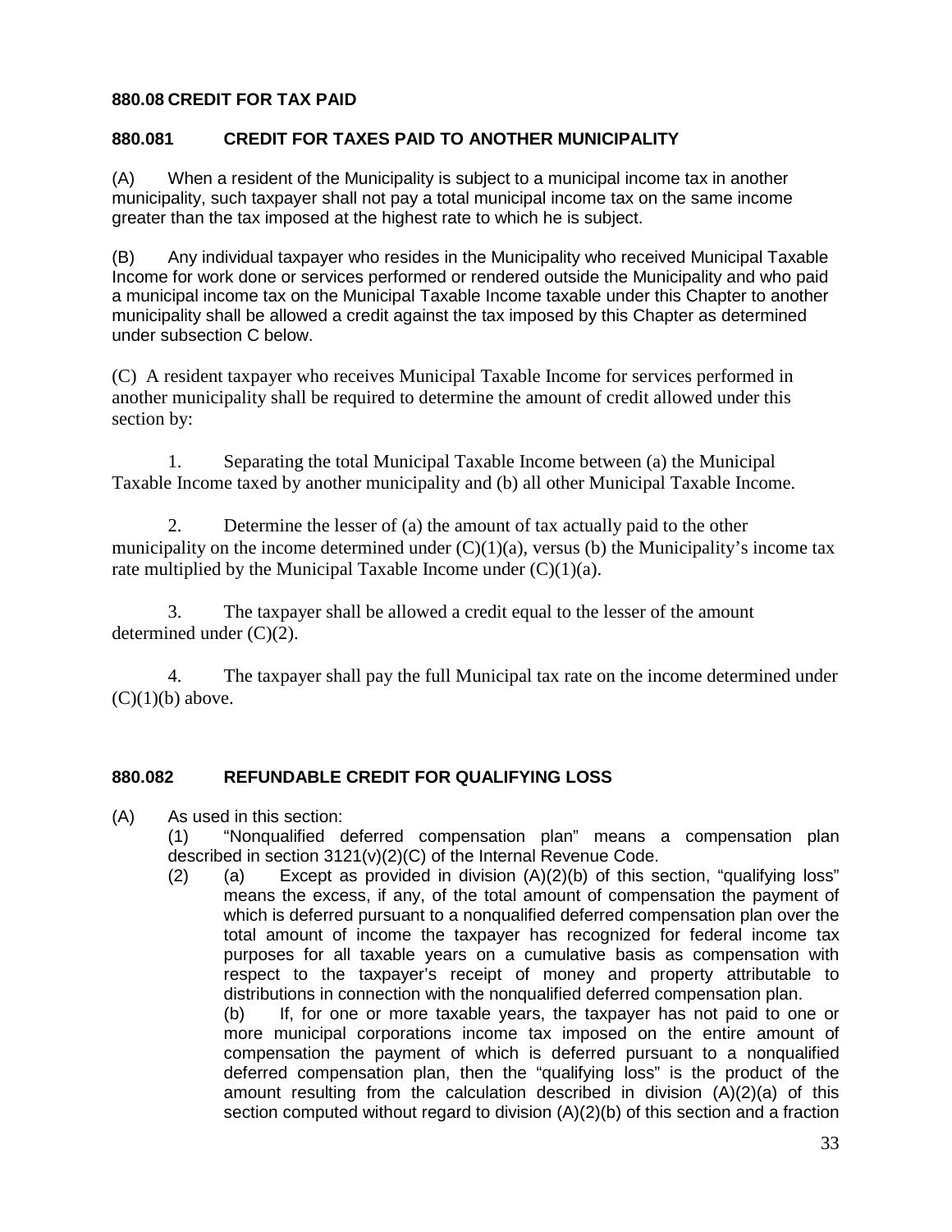### 880.08 CREDIT FOR TAX PAID

### 880.081 CREDIT FOR TAXES PAID TO ANOTHER MUNICIPALITY

(A) When a resident of the Municipality is subject to a municipal income tax in another municipality, such taxpayer shall not pay a total municipal income tax on the same income greater than the tax imposed at the highest rate to which he is subject.

(B) Any individual taxpayer who resides in the Municipality who received Municipal Taxable Income for work done or services performed or rendered outside the Municipality and who paid a municipal income tax on the Municipal Taxable Income taxable under this Chapter to another municipality shall be allowed a credit against the tax imposed by this Chapter as determined under subsection C below.

(C) A resident taxpayer who receives Municipal Taxable Income for services performed in another municipality shall be required to determine the amount of credit allowed under this section by:

1. Separating the total Municipal Taxable Income between (a) the Municipal Taxable Income taxed by another municipality and (b) all other Municipal Taxable Income.

2. Determine the lesser of (a) the amount of tax actually paid to the other municipality on the income determined under (C)(1)(a), versus (b) the Municipality's income tax rate multiplied by the Municipal Taxable Income under (C)(1)(a).

3. The taxpayer shall be allowed a credit equal to the lesser of the amount determined under (C)(2).

4. The taxpayer shall pay the full Municipal tax rate on the income determined under (C)(1)(b) above.

### 880.082 REFUNDABLE CREDIT FOR QUALIFYING LOSS

(A) As used in this section:

(1) "Nonqualified deferred compensation plan" means a compensation plan described in section 3121(v)(2)(C) of the Internal Revenue Code.

(2) (a) Except as provided in division (A)(2)(b) of this section, "qualifying loss" means the excess, if any, of the total amount of compensation the payment of which is deferred pursuant to a nonqualified deferred compensation plan over the total amount of income the taxpayer has recognized for federal income tax purposes for all taxable years on a cumulative basis as compensation with respect to the taxpayer's receipt of money and property attributable to distributions in connection with the nonqualified deferred compensation plan.

(b) If, for one or more taxable years, the taxpayer has not paid to one or more municipal corporations income tax imposed on the entire amount of compensation the payment of which is deferred pursuant to a nonqualified deferred compensation plan, then the "qualifying loss" is the product of the amount resulting from the calculation described in division (A)(2)(a) of this section computed without regard to division (A)(2)(b) of this section and a fraction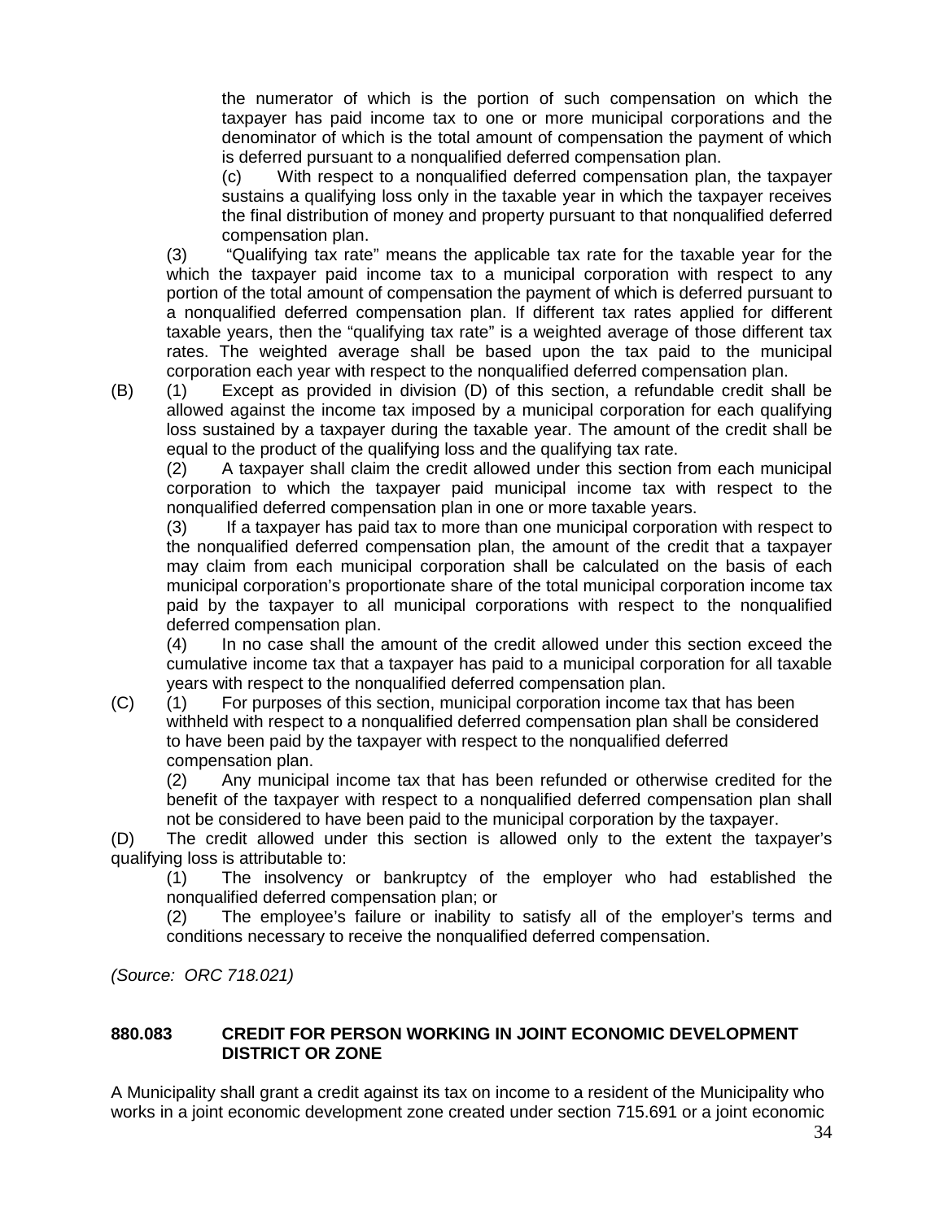the numerator of which is the portion of such compensation on which the taxpayer has paid income tax to one or more municipal corporations and the denominator of which is the total amount of compensation the payment of which is deferred pursuant to a nonqualified deferred compensation plan.

(c) With respect to a nonqualified deferred compensation plan, the taxpayer sustains a qualifying loss only in the taxable year in which the taxpayer receives the final distribution of money and property pursuant to that nonqualified deferred compensation plan.

(3) "Qualifying tax rate" means the applicable tax rate for the taxable year for the which the taxpayer paid income tax to a municipal corporation with respect to any portion of the total amount of compensation the payment of which is deferred pursuant to a nonqualified deferred compensation plan. If different tax rates applied for different taxable years, then the "qualifying tax rate" is a weighted average of those different tax rates. The weighted average shall be based upon the tax paid to the municipal corporation each year with respect to the nonqualified deferred compensation plan.

(B) (1) Except as provided in division (D) of this section, a refundable credit shall be allowed against the income tax imposed by a municipal corporation for each qualifying loss sustained by a taxpayer during the taxable year. The amount of the credit shall be equal to the product of the qualifying loss and the qualifying tax rate.

(2) A taxpayer shall claim the credit allowed under this section from each municipal corporation to which the taxpayer paid municipal income tax with respect to the nonqualified deferred compensation plan in one or more taxable years.

(3) If a taxpayer has paid tax to more than one municipal corporation with respect to the nonqualified deferred compensation plan, the amount of the credit that a taxpayer may claim from each municipal corporation shall be calculated on the basis of each municipal corporation's proportionate share of the total municipal corporation income tax paid by the taxpayer to all municipal corporations with respect to the nonqualified deferred compensation plan.

(4) In no case shall the amount of the credit allowed under this section exceed the cumulative income tax that a taxpayer has paid to a municipal corporation for all taxable years with respect to the nonqualified deferred compensation plan.

(C) (1) For purposes of this section, municipal corporation income tax that has been withheld with respect to a nonqualified deferred compensation plan shall be considered to have been paid by the taxpayer with respect to the nonqualified deferred compensation plan.

(2) Any municipal income tax that has been refunded or otherwise credited for the benefit of the taxpayer with respect to a nonqualified deferred compensation plan shall not be considered to have been paid to the municipal corporation by the taxpayer.

(D) The credit allowed under this section is allowed only to the extent the taxpayer's qualifying loss is attributable to:

(1) The insolvency or bankruptcy of the employer who had established the nonqualified deferred compensation plan; or

(2) The employee's failure or inability to satisfy all of the employer's terms and conditions necessary to receive the nonqualified deferred compensation.

*(Source: ORC 718.021)*

### 880.083 CREDIT FOR PERSON WORKING IN JOINT ECONOMIC DEVELOPMENT DISTRICT OR ZONE

A Municipality shall grant a credit against its tax on income to a resident of the Municipality who works in a joint economic development zone created under section 715.691 or a joint economic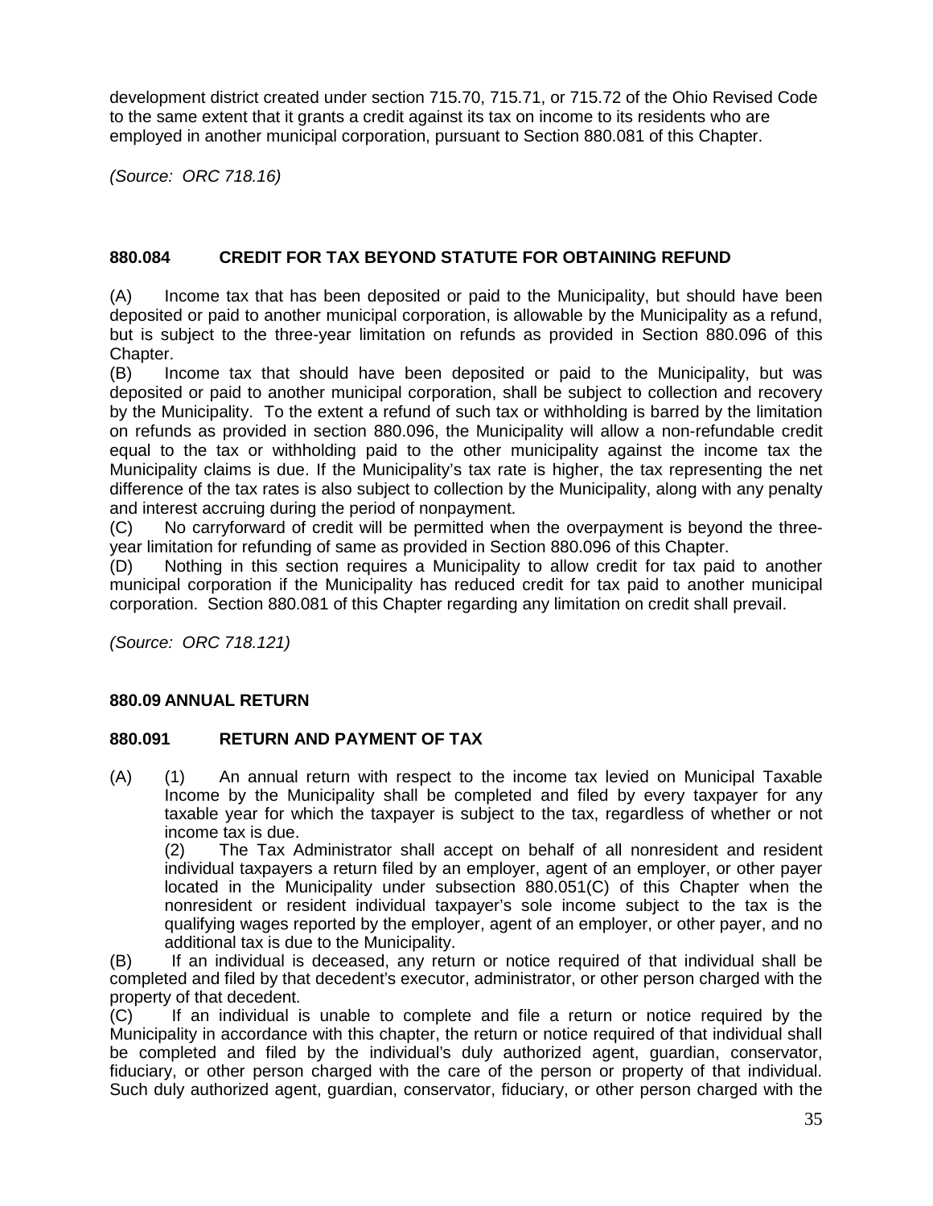development district created under section 715.70, 715.71, or 715.72 of the Ohio Revised Code to the same extent that it grants a credit against its tax on income to its residents who are employed in another municipal corporation, pursuant to Section 880.081 of this Chapter.

*(Source: ORC 718.16)*

### 880.084 CREDIT FOR TAX BEYOND STATUTE FOR OBTAINING REFUND

(A) Income tax that has been deposited or paid to the Municipality, but should have been deposited or paid to another municipal corporation, is allowable by the Municipality as a refund, but is subject to the three-year limitation on refunds as provided in Section 880.096 of this Chapter.

(B) Income tax that should have been deposited or paid to the Municipality, but was deposited or paid to another municipal corporation, shall be subject to collection and recovery by the Municipality. To the extent a refund of such tax or withholding is barred by the limitation on refunds as provided in section 880.096, the Municipality will allow a non-refundable credit equal to the tax or withholding paid to the other municipality against the income tax the Municipality claims is due. If the Municipality's tax rate is higher, the tax representing the net difference of the tax rates is also subject to collection by the Municipality, along with any penalty and interest accruing during the period of nonpayment.

(C) No carryforward of credit will be permitted when the overpayment is beyond the three-year limitation for refunding of same as provided in Section 880.096 of this Chapter.

(D) Nothing in this section requires a Municipality to allow credit for tax paid to another municipal corporation if the Municipality has reduced credit for tax paid to another municipal corporation. Section 880.081 of this Chapter regarding any limitation on credit shall prevail.

*(Source: ORC 718.121)*

## 880.09 ANNUAL RETURN

### 880.091 RETURN AND PAYMENT OF TAX

(A) (1) An annual return with respect to the income tax levied on Municipal Taxable Income by the Municipality shall be completed and filed by every taxpayer for any taxable year for which the taxpayer is subject to the tax, regardless of whether or not income tax is due.

(2) The Tax Administrator shall accept on behalf of all nonresident and resident individual taxpayers a return filed by an employer, agent of an employer, or other payer located in the Municipality under subsection 880.051(C) of this Chapter when the nonresident or resident individual taxpayer's sole income subject to the tax is the qualifying wages reported by the employer, agent of an employer, or other payer, and no additional tax is due to the Municipality.

(B) If an individual is deceased, any return or notice required of that individual shall be completed and filed by that decedent's executor, administrator, or other person charged with the property of that decedent.

(C) If an individual is unable to complete and file a return or notice required by the Municipality in accordance with this chapter, the return or notice required of that individual shall be completed and filed by the individual's duly authorized agent, guardian, conservator, fiduciary, or other person charged with the care of the person or property of that individual. Such duly authorized agent, guardian, conservator, fiduciary, or other person charged with the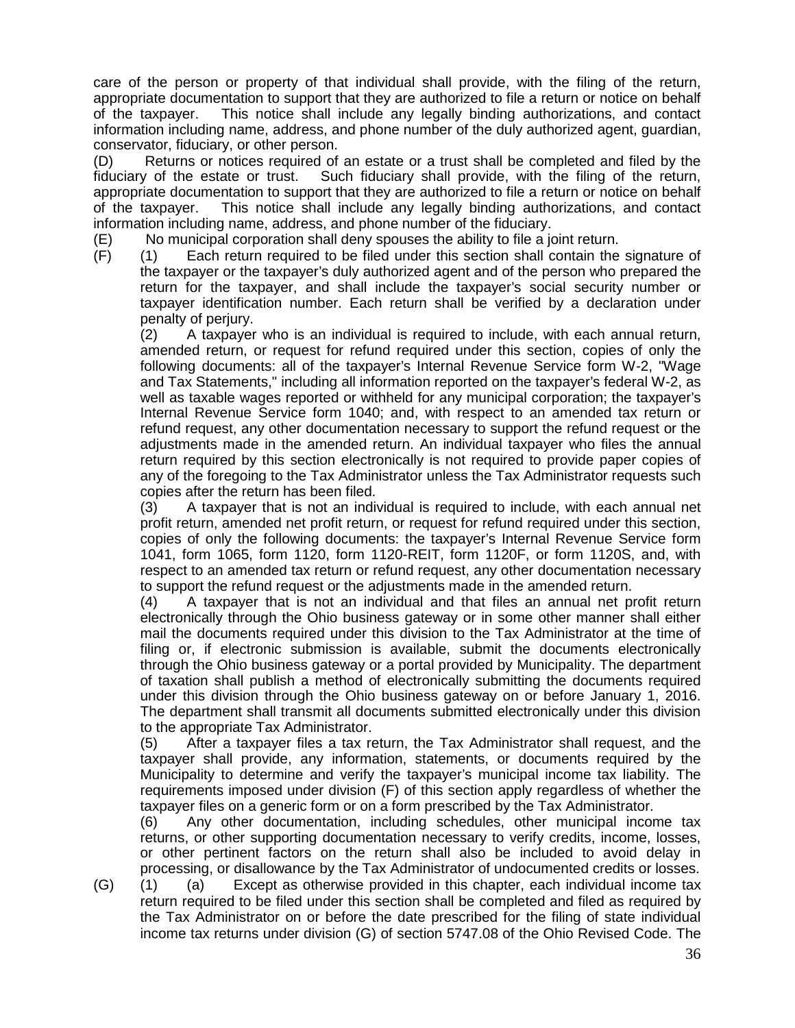care of the person or property of that individual shall provide, with the filing of the return, appropriate documentation to support that they are authorized to file a return or notice on behalf of the taxpayer. This notice shall include any legally binding authorizations, and contact information including name, address, and phone number of the duly authorized agent, guardian, conservator, fiduciary, or other person.

(D) Returns or notices required of an estate or a trust shall be completed and filed by the fiduciary of the estate or trust. Such fiduciary shall provide, with the filing of the return, appropriate documentation to support that they are authorized to file a return or notice on behalf of the taxpayer. This notice shall include any legally binding authorizations, and contact information including name, address, and phone number of the fiduciary.

(E) No municipal corporation shall deny spouses the ability to file a joint return.

(F) (1) Each return required to be filed under this section shall contain the signature of the taxpayer or the taxpayer's duly authorized agent and of the person who prepared the return for the taxpayer, and shall include the taxpayer's social security number or taxpayer identification number. Each return shall be verified by a declaration under penalty of perjury.

(2) A taxpayer who is an individual is required to include, with each annual return, amended return, or request for refund required under this section, copies of only the following documents: all of the taxpayer's Internal Revenue Service form W-2, "Wage and Tax Statements," including all information reported on the taxpayer's federal W-2, as well as taxable wages reported or withheld for any municipal corporation; the taxpayer's Internal Revenue Service form 1040; and, with respect to an amended tax return or refund request, any other documentation necessary to support the refund request or the adjustments made in the amended return. An individual taxpayer who files the annual return required by this section electronically is not required to provide paper copies of any of the foregoing to the Tax Administrator unless the Tax Administrator requests such copies after the return has been filed.

(3) A taxpayer that is not an individual is required to include, with each annual net profit return, amended net profit return, or request for refund required under this section, copies of only the following documents: the taxpayer's Internal Revenue Service form 1041, form 1065, form 1120, form 1120-REIT, form 1120F, or form 1120S, and, with respect to an amended tax return or refund request, any other documentation necessary to support the refund request or the adjustments made in the amended return.

(4) A taxpayer that is not an individual and that files an annual net profit return electronically through the Ohio business gateway or in some other manner shall either mail the documents required under this division to the Tax Administrator at the time of filing or, if electronic submission is available, submit the documents electronically through the Ohio business gateway or a portal provided by Municipality. The department of taxation shall publish a method of electronically submitting the documents required under this division through the Ohio business gateway on or before January 1, 2016. The department shall transmit all documents submitted electronically under this division to the appropriate Tax Administrator.

(5) After a taxpayer files a tax return, the Tax Administrator shall request, and the taxpayer shall provide, any information, statements, or documents required by the Municipality to determine and verify the taxpayer's municipal income tax liability. The requirements imposed under division (F) of this section apply regardless of whether the taxpayer files on a generic form or on a form prescribed by the Tax Administrator.

(6) Any other documentation, including schedules, other municipal income tax returns, or other supporting documentation necessary to verify credits, income, losses, or other pertinent factors on the return shall also be included to avoid delay in processing, or disallowance by the Tax Administrator of undocumented credits or losses.

(G) (1) (a) Except as otherwise provided in this chapter, each individual income tax return required to be filed under this section shall be completed and filed as required by the Tax Administrator on or before the date prescribed for the filing of state individual income tax returns under division (G) of section 5747.08 of the Ohio Revised Code. The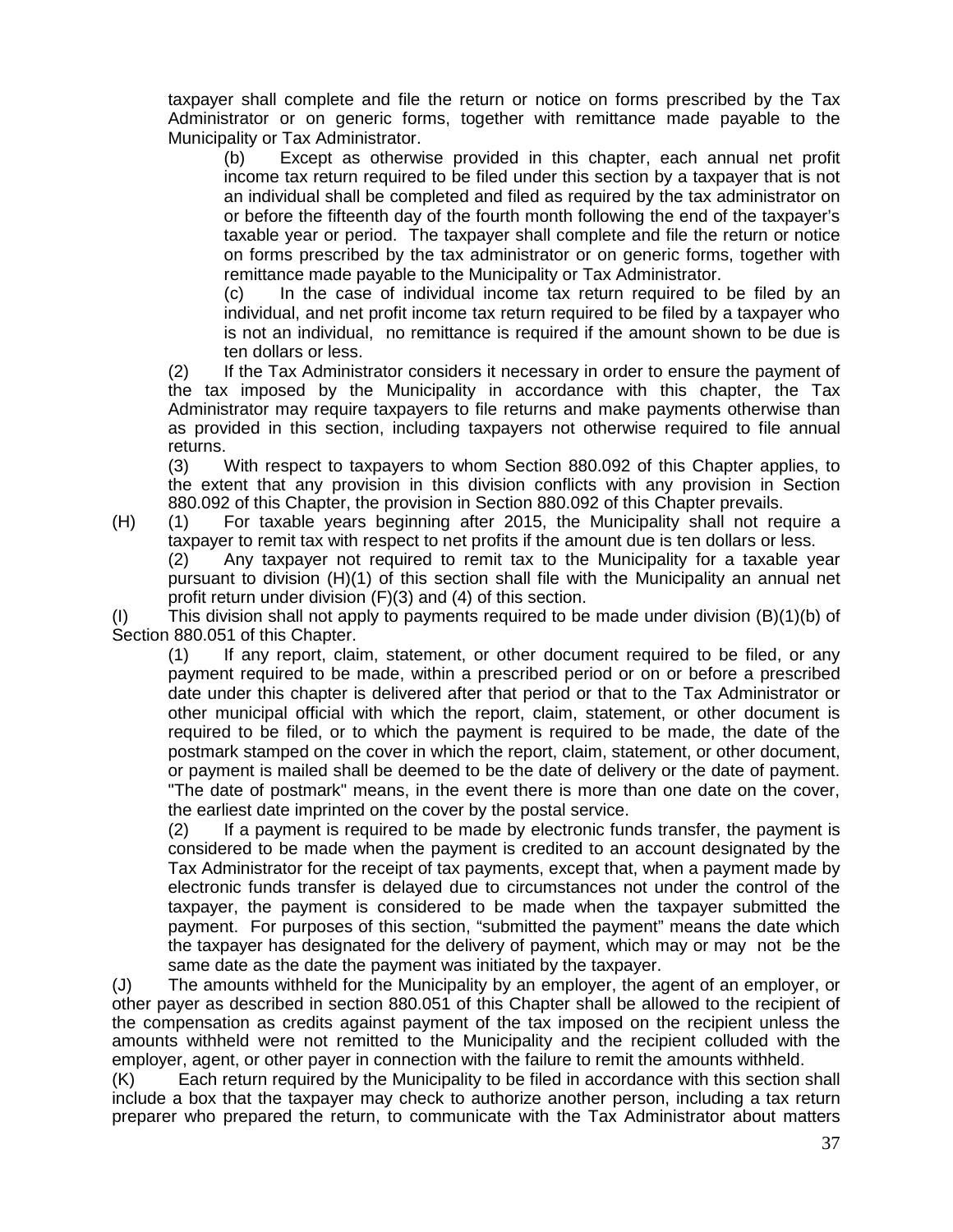taxpayer shall complete and file the return or notice on forms prescribed by the Tax Administrator or on generic forms, together with remittance made payable to the Municipality or Tax Administrator.

(b) Except as otherwise provided in this chapter, each annual net profit income tax return required to be filed under this section by a taxpayer that is not an individual shall be completed and filed as required by the tax administrator on or before the fifteenth day of the fourth month following the end of the taxpayer's taxable year or period. The taxpayer shall complete and file the return or notice on forms prescribed by the tax administrator or on generic forms, together with remittance made payable to the Municipality or Tax Administrator.

(c) In the case of individual income tax return required to be filed by an individual, and net profit income tax return required to be filed by a taxpayer who is not an individual, no remittance is required if the amount shown to be due is ten dollars or less.

(2) If the Tax Administrator considers it necessary in order to ensure the payment of the tax imposed by the Municipality in accordance with this chapter, the Tax Administrator may require taxpayers to file returns and make payments otherwise than as provided in this section, including taxpayers not otherwise required to file annual returns.

(3) With respect to taxpayers to whom Section 880.092 of this Chapter applies, to the extent that any provision in this division conflicts with any provision in Section 880.092 of this Chapter, the provision in Section 880.092 of this Chapter prevails.

(H) (1) For taxable years beginning after 2015, the Municipality shall not require a taxpayer to remit tax with respect to net profits if the amount due is ten dollars or less.

(2) Any taxpayer not required to remit tax to the Municipality for a taxable year pursuant to division (H)(1) of this section shall file with the Municipality an annual net profit return under division (F)(3) and (4) of this section.

(I) This division shall not apply to payments required to be made under division (B)(1)(b) of Section 880.051 of this Chapter.

(1) If any report, claim, statement, or other document required to be filed, or any payment required to be made, within a prescribed period or on or before a prescribed date under this chapter is delivered after that period or that to the Tax Administrator or other municipal official with which the report, claim, statement, or other document is required to be filed, or to which the payment is required to be made, the date of the postmark stamped on the cover in which the report, claim, statement, or other document, or payment is mailed shall be deemed to be the date of delivery or the date of payment. "The date of postmark" means, in the event there is more than one date on the cover, the earliest date imprinted on the cover by the postal service.

(2) If a payment is required to be made by electronic funds transfer, the payment is considered to be made when the payment is credited to an account designated by the Tax Administrator for the receipt of tax payments, except that, when a payment made by electronic funds transfer is delayed due to circumstances not under the control of the taxpayer, the payment is considered to be made when the taxpayer submitted the payment. For purposes of this section, "submitted the payment" means the date which the taxpayer has designated for the delivery of payment, which may or may not be the same date as the date the payment was initiated by the taxpayer.

(J) The amounts withheld for the Municipality by an employer, the agent of an employer, or other payer as described in section 880.051 of this Chapter shall be allowed to the recipient of the compensation as credits against payment of the tax imposed on the recipient unless the amounts withheld were not remitted to the Municipality and the recipient colluded with the employer, agent, or other payer in connection with the failure to remit the amounts withheld.

(K) Each return required by the Municipality to be filed in accordance with this section shall include a box that the taxpayer may check to authorize another person, including a tax return preparer who prepared the return, to communicate with the Tax Administrator about matters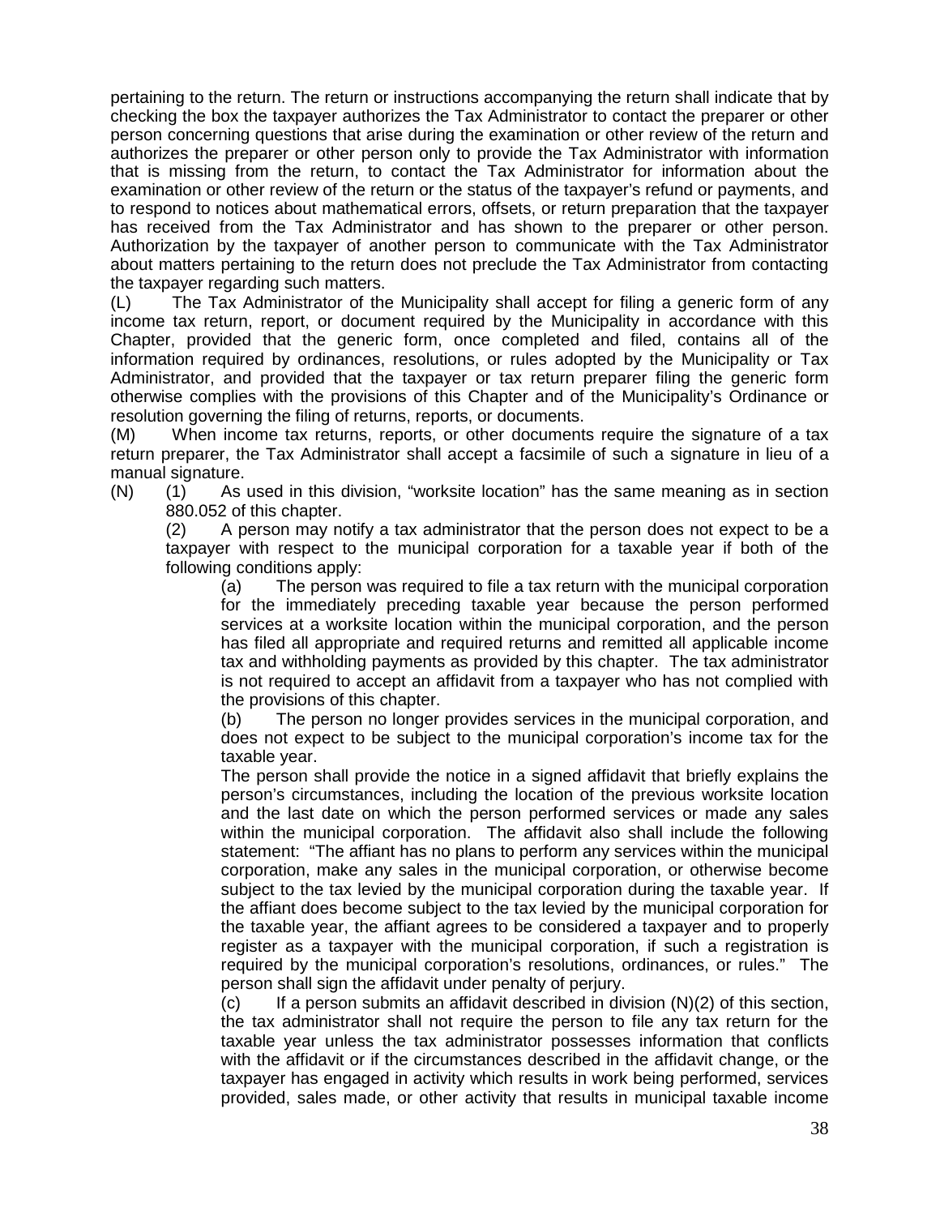pertaining to the return. The return or instructions accompanying the return shall indicate that by checking the box the taxpayer authorizes the Tax Administrator to contact the preparer or other person concerning questions that arise during the examination or other review of the return and authorizes the preparer or other person only to provide the Tax Administrator with information that is missing from the return, to contact the Tax Administrator for information about the examination or other review of the return or the status of the taxpayer's refund or payments, and to respond to notices about mathematical errors, offsets, or return preparation that the taxpayer has received from the Tax Administrator and has shown to the preparer or other person. Authorization by the taxpayer of another person to communicate with the Tax Administrator about matters pertaining to the return does not preclude the Tax Administrator from contacting the taxpayer regarding such matters.

(L) The Tax Administrator of the Municipality shall accept for filing a generic form of any income tax return, report, or document required by the Municipality in accordance with this Chapter, provided that the generic form, once completed and filed, contains all of the information required by ordinances, resolutions, or rules adopted by the Municipality or Tax Administrator, and provided that the taxpayer or tax return preparer filing the generic form otherwise complies with the provisions of this Chapter and of the Municipality's Ordinance or resolution governing the filing of returns, reports, or documents.

(M) When income tax returns, reports, or other documents require the signature of a tax return preparer, the Tax Administrator shall accept a facsimile of such a signature in lieu of a manual signature.

(N) (1) As used in this division, "worksite location" has the same meaning as in section 880.052 of this chapter.

(2) A person may notify a tax administrator that the person does not expect to be a taxpayer with respect to the municipal corporation for a taxable year if both of the following conditions apply:

(a) The person was required to file a tax return with the municipal corporation for the immediately preceding taxable year because the person performed services at a worksite location within the municipal corporation, and the person has filed all appropriate and required returns and remitted all applicable income tax and withholding payments as provided by this chapter. The tax administrator is not required to accept an affidavit from a taxpayer who has not complied with the provisions of this chapter.

(b) The person no longer provides services in the municipal corporation, and does not expect to be subject to the municipal corporation's income tax for the taxable year.

The person shall provide the notice in a signed affidavit that briefly explains the person's circumstances, including the location of the previous worksite location and the last date on which the person performed services or made any sales within the municipal corporation. The affidavit also shall include the following statement: "The affiant has no plans to perform any services within the municipal corporation, make any sales in the municipal corporation, or otherwise become subject to the tax levied by the municipal corporation during the taxable year. If the affiant does become subject to the tax levied by the municipal corporation for the taxable year, the affiant agrees to be considered a taxpayer and to properly register as a taxpayer with the municipal corporation, if such a registration is required by the municipal corporation's resolutions, ordinances, or rules." The person shall sign the affidavit under penalty of perjury.

(c) If a person submits an affidavit described in division (N)(2) of this section, the tax administrator shall not require the person to file any tax return for the taxable year unless the tax administrator possesses information that conflicts with the affidavit or if the circumstances described in the affidavit change, or the taxpayer has engaged in activity which results in work being performed, services provided, sales made, or other activity that results in municipal taxable income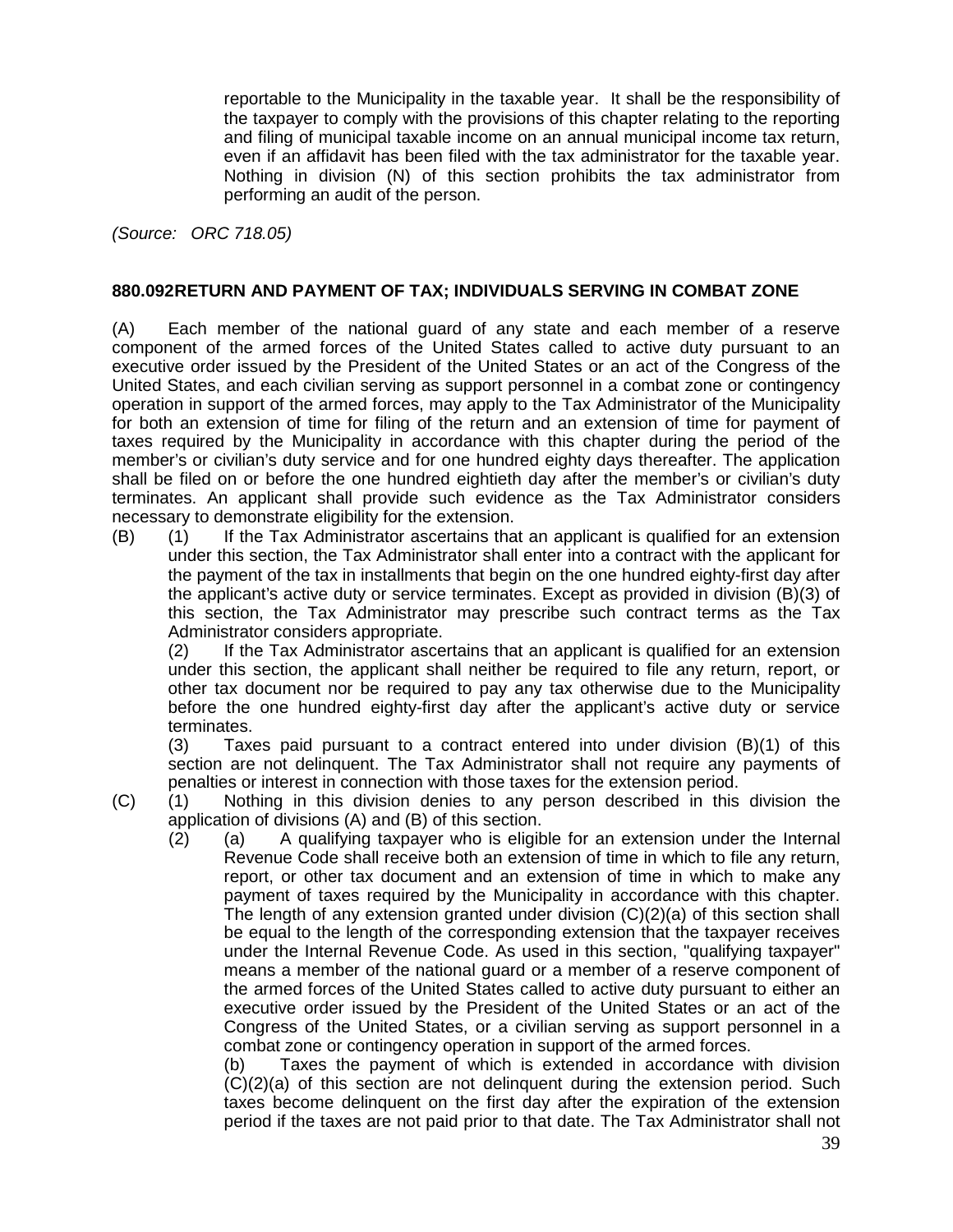reportable to the Municipality in the taxable year. It shall be the responsibility of the taxpayer to comply with the provisions of this chapter relating to the reporting and filing of municipal taxable income on an annual municipal income tax return, even if an affidavit has been filed with the tax administrator for the taxable year. Nothing in division (N) of this section prohibits the tax administrator from performing an audit of the person.

*(Source: ORC 718.05)*

**880.092RETURN AND PAYMENT OF TAX; INDIVIDUALS SERVING IN COMBAT ZONE**

(A) Each member of the national guard of any state and each member of a reserve component of the armed forces of the United States called to active duty pursuant to an executive order issued by the President of the United States or an act of the Congress of the United States, and each civilian serving as support personnel in a combat zone or contingency operation in support of the armed forces, may apply to the Tax Administrator of the Municipality for both an extension of time for filing of the return and an extension of time for payment of taxes required by the Municipality in accordance with this chapter during the period of the member's or civilian's duty service and for one hundred eighty days thereafter. The application shall be filed on or before the one hundred eightieth day after the member's or civilian's duty terminates. An applicant shall provide such evidence as the Tax Administrator considers necessary to demonstrate eligibility for the extension.

(B) (1) If the Tax Administrator ascertains that an applicant is qualified for an extension under this section, the Tax Administrator shall enter into a contract with the applicant for the payment of the tax in installments that begin on the one hundred eighty-first day after the applicant's active duty or service terminates. Except as provided in division (B)(3) of this section, the Tax Administrator may prescribe such contract terms as the Tax Administrator considers appropriate.

(2) If the Tax Administrator ascertains that an applicant is qualified for an extension under this section, the applicant shall neither be required to file any return, report, or other tax document nor be required to pay any tax otherwise due to the Municipality before the one hundred eighty-first day after the applicant's active duty or service terminates.

(3) Taxes paid pursuant to a contract entered into under division (B)(1) of this section are not delinquent. The Tax Administrator shall not require any payments of penalties or interest in connection with those taxes for the extension period.

(C) (1) Nothing in this division denies to any person described in this division the application of divisions (A) and (B) of this section.

(2) (a) A qualifying taxpayer who is eligible for an extension under the Internal Revenue Code shall receive both an extension of time in which to file any return, report, or other tax document and an extension of time in which to make any payment of taxes required by the Municipality in accordance with this chapter. The length of any extension granted under division (C)(2)(a) of this section shall be equal to the length of the corresponding extension that the taxpayer receives under the Internal Revenue Code. As used in this section, "qualifying taxpayer" means a member of the national guard or a member of a reserve component of the armed forces of the United States called to active duty pursuant to either an executive order issued by the President of the United States or an act of the Congress of the United States, or a civilian serving as support personnel in a combat zone or contingency operation in support of the armed forces.

(b) Taxes the payment of which is extended in accordance with division (C)(2)(a) of this section are not delinquent during the extension period. Such taxes become delinquent on the first day after the expiration of the extension period if the taxes are not paid prior to that date. The Tax Administrator shall not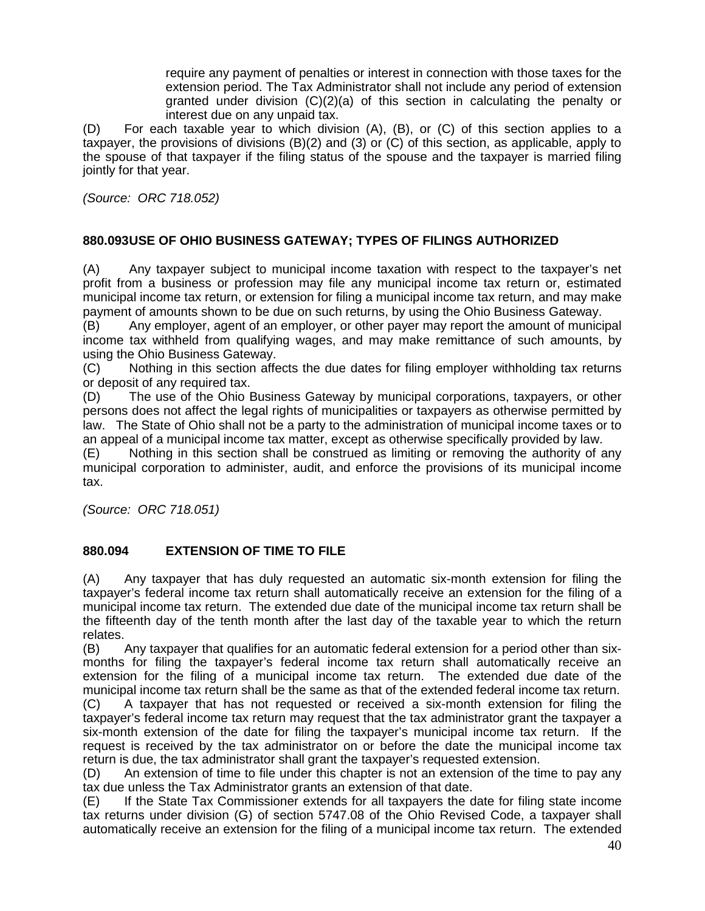require any payment of penalties or interest in connection with those taxes for the extension period. The Tax Administrator shall not include any period of extension granted under division (C)(2)(a) of this section in calculating the penalty or interest due on any unpaid tax.

(D) For each taxable year to which division (A), (B), or (C) of this section applies to a taxpayer, the provisions of divisions (B)(2) and (3) or (C) of this section, as applicable, apply to the spouse of that taxpayer if the filing status of the spouse and the taxpayer is married filing jointly for that year.

*(Source: ORC 718.052)*

### 880.093USE OF OHIO BUSINESS GATEWAY; TYPES OF FILINGS AUTHORIZED

(A) Any taxpayer subject to municipal income taxation with respect to the taxpayer's net profit from a business or profession may file any municipal income tax return or, estimated municipal income tax return, or extension for filing a municipal income tax return, and may make payment of amounts shown to be due on such returns, by using the Ohio Business Gateway.

(B) Any employer, agent of an employer, or other payer may report the amount of municipal income tax withheld from qualifying wages, and may make remittance of such amounts, by using the Ohio Business Gateway.

(C) Nothing in this section affects the due dates for filing employer withholding tax returns or deposit of any required tax.

(D) The use of the Ohio Business Gateway by municipal corporations, taxpayers, or other persons does not affect the legal rights of municipalities or taxpayers as otherwise permitted by law. The State of Ohio shall not be a party to the administration of municipal income taxes or to an appeal of a municipal income tax matter, except as otherwise specifically provided by law.

(E) Nothing in this section shall be construed as limiting or removing the authority of any municipal corporation to administer, audit, and enforce the provisions of its municipal income tax.

*(Source: ORC 718.051)*

### 880.094 EXTENSION OF TIME TO FILE

(A) Any taxpayer that has duly requested an automatic six-month extension for filing the taxpayer's federal income tax return shall automatically receive an extension for the filing of a municipal income tax return. The extended due date of the municipal income tax return shall be the fifteenth day of the tenth month after the last day of the taxable year to which the return relates.

(B) Any taxpayer that qualifies for an automatic federal extension for a period other than six-months for filing the taxpayer's federal income tax return shall automatically receive an extension for the filing of a municipal income tax return. The extended due date of the municipal income tax return shall be the same as that of the extended federal income tax return.

(C) A taxpayer that has not requested or received a six-month extension for filing the taxpayer's federal income tax return may request that the tax administrator grant the taxpayer a six-month extension of the date for filing the taxpayer's municipal income tax return. If the request is received by the tax administrator on or before the date the municipal income tax return is due, the tax administrator shall grant the taxpayer's requested extension.

(D) An extension of time to file under this chapter is not an extension of the time to pay any tax due unless the Tax Administrator grants an extension of that date.

(E) If the State Tax Commissioner extends for all taxpayers the date for filing state income tax returns under division (G) of section 5747.08 of the Ohio Revised Code, a taxpayer shall automatically receive an extension for the filing of a municipal income tax return. The extended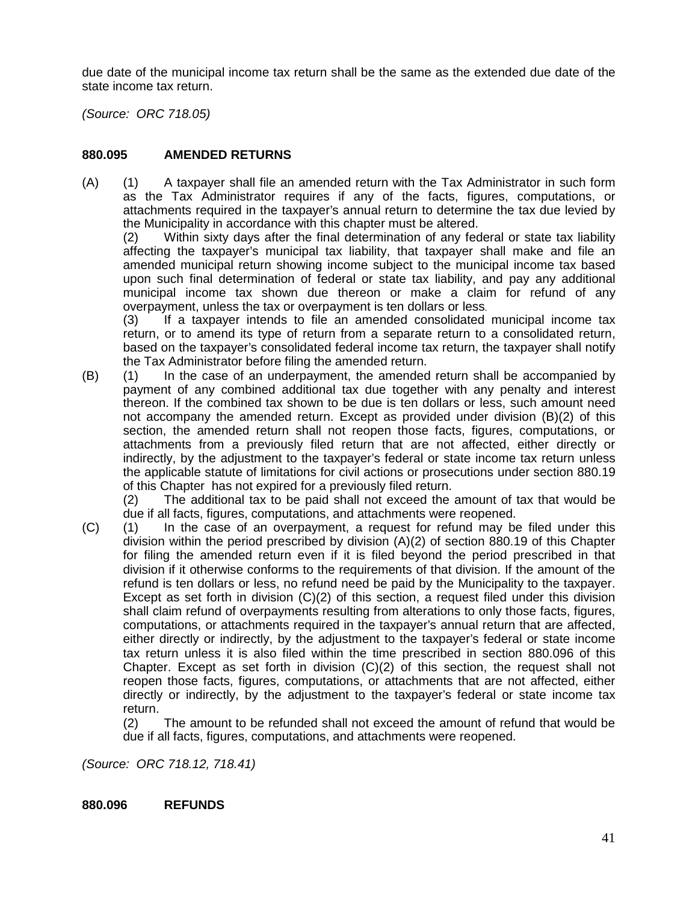due date of the municipal income tax return shall be the same as the extended due date of the state income tax return.

*(Source: ORC 718.05)*

**880.095 AMENDED RETURNS**

(A) (1) A taxpayer shall file an amended return with the Tax Administrator in such form as the Tax Administrator requires if any of the facts, figures, computations, or attachments required in the taxpayer's annual return to determine the tax due levied by the Municipality in accordance with this chapter must be altered.

(2) Within sixty days after the final determination of any federal or state tax liability affecting the taxpayer's municipal tax liability, that taxpayer shall make and file an amended municipal return showing income subject to the municipal income tax based upon such final determination of federal or state tax liability, and pay any additional municipal income tax shown due thereon or make a claim for refund of any overpayment, unless the tax or overpayment is ten dollars or less.

(3) If a taxpayer intends to file an amended consolidated municipal income tax return, or to amend its type of return from a separate return to a consolidated return, based on the taxpayer's consolidated federal income tax return, the taxpayer shall notify the Tax Administrator before filing the amended return.

(B) (1) In the case of an underpayment, the amended return shall be accompanied by payment of any combined additional tax due together with any penalty and interest thereon. If the combined tax shown to be due is ten dollars or less, such amount need not accompany the amended return. Except as provided under division (B)(2) of this section, the amended return shall not reopen those facts, figures, computations, or attachments from a previously filed return that are not affected, either directly or indirectly, by the adjustment to the taxpayer's federal or state income tax return unless the applicable statute of limitations for civil actions or prosecutions under section 880.19 of this Chapter has not expired for a previously filed return.

(2) The additional tax to be paid shall not exceed the amount of tax that would be due if all facts, figures, computations, and attachments were reopened.

(C) (1) In the case of an overpayment, a request for refund may be filed under this division within the period prescribed by division (A)(2) of section 880.19 of this Chapter for filing the amended return even if it is filed beyond the period prescribed in that division if it otherwise conforms to the requirements of that division. If the amount of the refund is ten dollars or less, no refund need be paid by the Municipality to the taxpayer. Except as set forth in division (C)(2) of this section, a request filed under this division shall claim refund of overpayments resulting from alterations to only those facts, figures, computations, or attachments required in the taxpayer's annual return that are affected, either directly or indirectly, by the adjustment to the taxpayer's federal or state income tax return unless it is also filed within the time prescribed in section 880.096 of this Chapter. Except as set forth in division (C)(2) of this section, the request shall not reopen those facts, figures, computations, or attachments that are not affected, either directly or indirectly, by the adjustment to the taxpayer's federal or state income tax return.

(2) The amount to be refunded shall not exceed the amount of refund that would be due if all facts, figures, computations, and attachments were reopened.

*(Source: ORC 718.12, 718.41)*

**880.096 REFUNDS**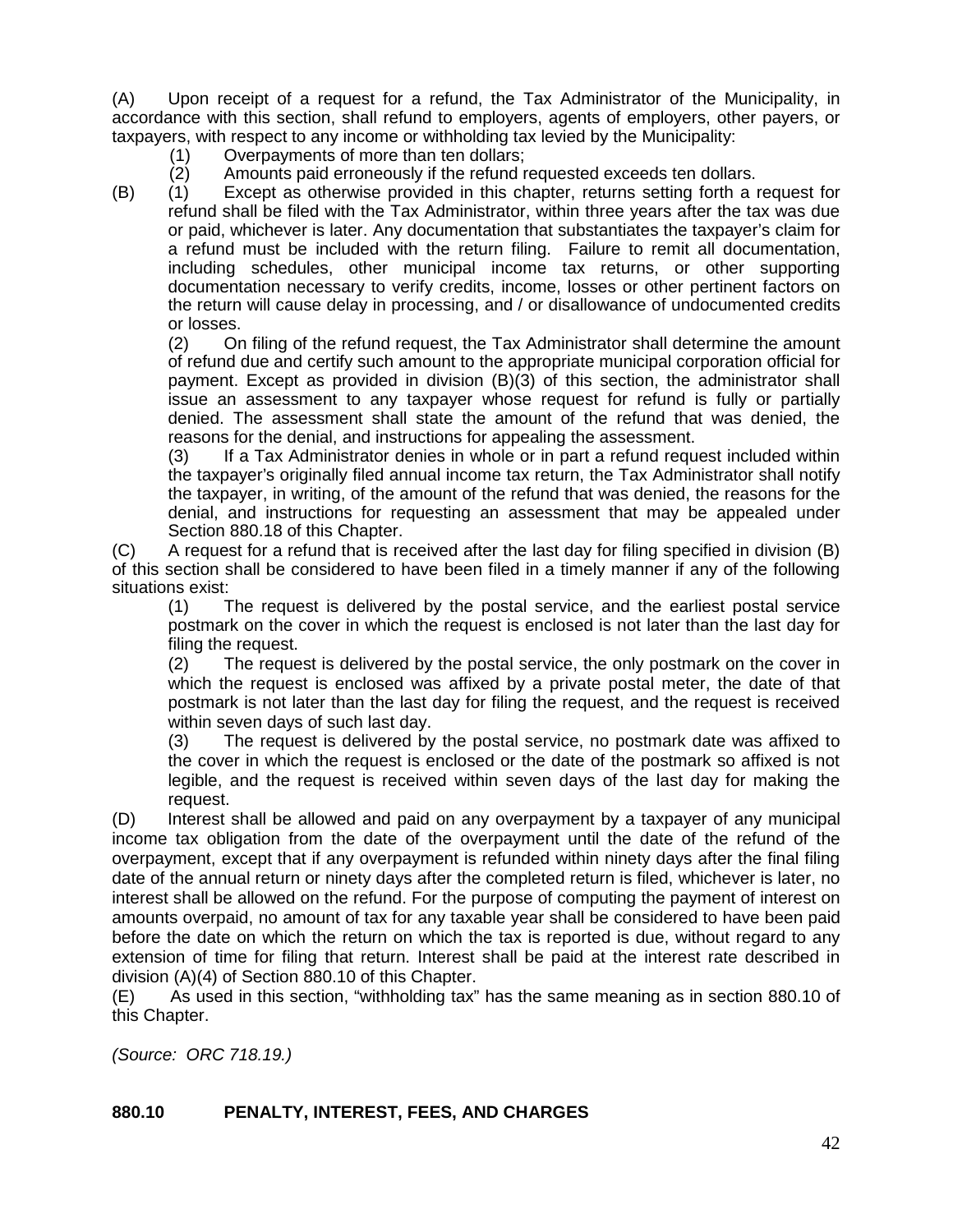(A) Upon receipt of a request for a refund, the Tax Administrator of the Municipality, in accordance with this section, shall refund to employers, agents of employers, other payers, or taxpayers, with respect to any income or withholding tax levied by the Municipality:

(1) Overpayments of more than ten dollars;

(2) Amounts paid erroneously if the refund requested exceeds ten dollars.

(B) (1) Except as otherwise provided in this chapter, returns setting forth a request for refund shall be filed with the Tax Administrator, within three years after the tax was due or paid, whichever is later. Any documentation that substantiates the taxpayer's claim for a refund must be included with the return filing. Failure to remit all documentation, including schedules, other municipal income tax returns, or other supporting documentation necessary to verify credits, income, losses or other pertinent factors on the return will cause delay in processing, and / or disallowance of undocumented credits or losses.

(2) On filing of the refund request, the Tax Administrator shall determine the amount of refund due and certify such amount to the appropriate municipal corporation official for payment. Except as provided in division (B)(3) of this section, the administrator shall issue an assessment to any taxpayer whose request for refund is fully or partially denied. The assessment shall state the amount of the refund that was denied, the reasons for the denial, and instructions for appealing the assessment.

(3) If a Tax Administrator denies in whole or in part a refund request included within the taxpayer's originally filed annual income tax return, the Tax Administrator shall notify the taxpayer, in writing, of the amount of the refund that was denied, the reasons for the denial, and instructions for requesting an assessment that may be appealed under Section 880.18 of this Chapter.

(C) A request for a refund that is received after the last day for filing specified in division (B) of this section shall be considered to have been filed in a timely manner if any of the following situations exist:

(1) The request is delivered by the postal service, and the earliest postal service postmark on the cover in which the request is enclosed is not later than the last day for filing the request.

(2) The request is delivered by the postal service, the only postmark on the cover in which the request is enclosed was affixed by a private postal meter, the date of that postmark is not later than the last day for filing the request, and the request is received within seven days of such last day.

(3) The request is delivered by the postal service, no postmark date was affixed to the cover in which the request is enclosed or the date of the postmark so affixed is not legible, and the request is received within seven days of the last day for making the request.

(D) Interest shall be allowed and paid on any overpayment by a taxpayer of any municipal income tax obligation from the date of the overpayment until the date of the refund of the overpayment, except that if any overpayment is refunded within ninety days after the final filing date of the annual return or ninety days after the completed return is filed, whichever is later, no interest shall be allowed on the refund. For the purpose of computing the payment of interest on amounts overpaid, no amount of tax for any taxable year shall be considered to have been paid before the date on which the return on which the tax is reported is due, without regard to any extension of time for filing that return. Interest shall be paid at the interest rate described in division (A)(4) of Section 880.10 of this Chapter.

(E) As used in this section, "withholding tax" has the same meaning as in section 880.10 of this Chapter.

*(Source: ORC 718.19.)*

## 880.10 PENALTY, INTEREST, FEES, AND CHARGES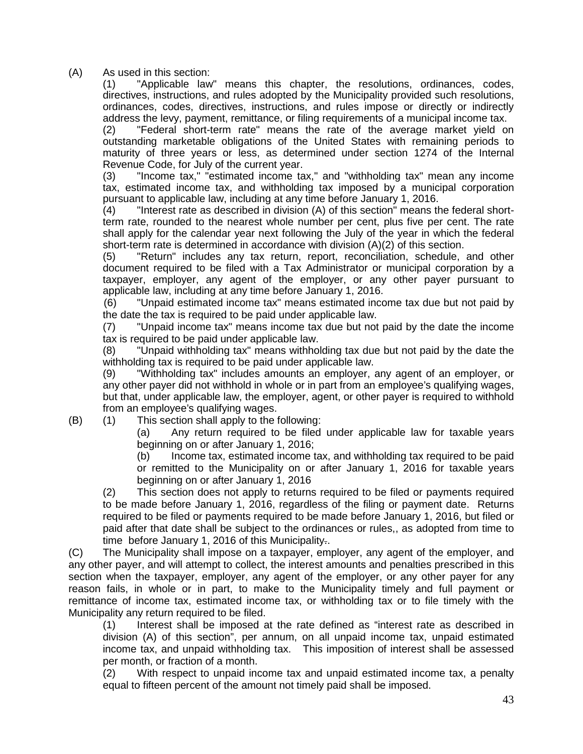(A) As used in this section:

(1) "Applicable law" means this chapter, the resolutions, ordinances, codes, directives, instructions, and rules adopted by the Municipality provided such resolutions, ordinances, codes, directives, instructions, and rules impose or directly or indirectly address the levy, payment, remittance, or filing requirements of a municipal income tax.

(2) "Federal short-term rate" means the rate of the average market yield on outstanding marketable obligations of the United States with remaining periods to maturity of three years or less, as determined under section 1274 of the Internal Revenue Code, for July of the current year.

(3) "Income tax," "estimated income tax," and "withholding tax" mean any income tax, estimated income tax, and withholding tax imposed by a municipal corporation pursuant to applicable law, including at any time before January 1, 2016.

(4) "Interest rate as described in division (A) of this section" means the federal short-term rate, rounded to the nearest whole number per cent, plus five per cent. The rate shall apply for the calendar year next following the July of the year in which the federal short-term rate is determined in accordance with division (A)(2) of this section.

(5) "Return" includes any tax return, report, reconciliation, schedule, and other document required to be filed with a Tax Administrator or municipal corporation by a taxpayer, employer, any agent of the employer, or any other payer pursuant to applicable law, including at any time before January 1, 2016.

(6) "Unpaid estimated income tax" means estimated income tax due but not paid by the date the tax is required to be paid under applicable law.

(7) "Unpaid income tax" means income tax due but not paid by the date the income tax is required to be paid under applicable law.

(8) "Unpaid withholding tax" means withholding tax due but not paid by the date the withholding tax is required to be paid under applicable law.

(9) "Withholding tax" includes amounts an employer, any agent of an employer, or any other payer did not withhold in whole or in part from an employee's qualifying wages, but that, under applicable law, the employer, agent, or other payer is required to withhold from an employee's qualifying wages.

(B) (1) This section shall apply to the following:

(a) Any return required to be filed under applicable law for taxable years beginning on or after January 1, 2016;

(b) Income tax, estimated income tax, and withholding tax required to be paid or remitted to the Municipality on or after January 1, 2016 for taxable years beginning on or after January 1, 2016

(2) This section does not apply to returns required to be filed or payments required to be made before January 1, 2016, regardless of the filing or payment date. Returns required to be filed or payments required to be made before January 1, 2016, but filed or paid after that date shall be subject to the ordinances or rules,, as adopted from time to time before January 1, 2016 of this Municipality..

(C) The Municipality shall impose on a taxpayer, employer, any agent of the employer, and any other payer, and will attempt to collect, the interest amounts and penalties prescribed in this section when the taxpayer, employer, any agent of the employer, or any other payer for any reason fails, in whole or in part, to make to the Municipality timely and full payment or remittance of income tax, estimated income tax, or withholding tax or to file timely with the Municipality any return required to be filed.

(1) Interest shall be imposed at the rate defined as "interest rate as described in division (A) of this section", per annum, on all unpaid income tax, unpaid estimated income tax, and unpaid withholding tax. This imposition of interest shall be assessed per month, or fraction of a month.

(2) With respect to unpaid income tax and unpaid estimated income tax, a penalty equal to fifteen percent of the amount not timely paid shall be imposed.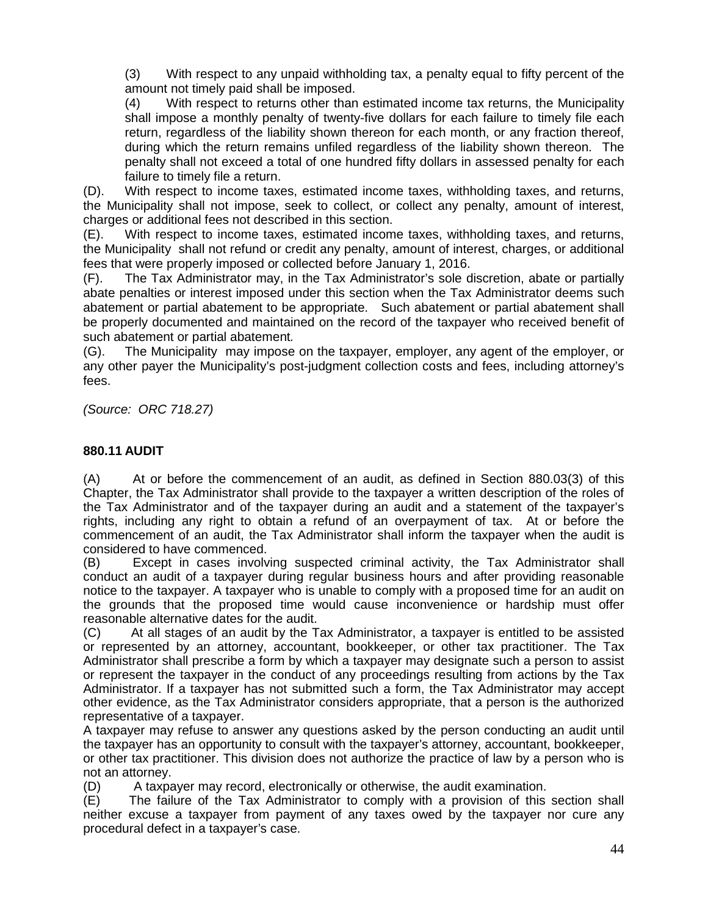(3) With respect to any unpaid withholding tax, a penalty equal to fifty percent of the amount not timely paid shall be imposed.

(4) With respect to returns other than estimated income tax returns, the Municipality shall impose a monthly penalty of twenty-five dollars for each failure to timely file each return, regardless of the liability shown thereon for each month, or any fraction thereof, during which the return remains unfiled regardless of the liability shown thereon. The penalty shall not exceed a total of one hundred fifty dollars in assessed penalty for each failure to timely file a return.

(D). With respect to income taxes, estimated income taxes, withholding taxes, and returns, the Municipality shall not impose, seek to collect, or collect any penalty, amount of interest, charges or additional fees not described in this section.

(E). With respect to income taxes, estimated income taxes, withholding taxes, and returns, the Municipality shall not refund or credit any penalty, amount of interest, charges, or additional fees that were properly imposed or collected before January 1, 2016.

(F). The Tax Administrator may, in the Tax Administrator's sole discretion, abate or partially abate penalties or interest imposed under this section when the Tax Administrator deems such abatement or partial abatement to be appropriate. Such abatement or partial abatement shall be properly documented and maintained on the record of the taxpayer who received benefit of such abatement or partial abatement*.*

(G). The Municipality may impose on the taxpayer, employer, any agent of the employer, or any other payer the Municipality's post-judgment collection costs and fees, including attorney's fees.

*(Source: ORC 718.27)*

### 880.11 AUDIT

(A) At or before the commencement of an audit, as defined in Section 880.03(3) of this Chapter, the Tax Administrator shall provide to the taxpayer a written description of the roles of the Tax Administrator and of the taxpayer during an audit and a statement of the taxpayer's rights, including any right to obtain a refund of an overpayment of tax. At or before the commencement of an audit, the Tax Administrator shall inform the taxpayer when the audit is considered to have commenced.

(B) Except in cases involving suspected criminal activity, the Tax Administrator shall conduct an audit of a taxpayer during regular business hours and after providing reasonable notice to the taxpayer. A taxpayer who is unable to comply with a proposed time for an audit on the grounds that the proposed time would cause inconvenience or hardship must offer reasonable alternative dates for the audit.

(C) At all stages of an audit by the Tax Administrator, a taxpayer is entitled to be assisted or represented by an attorney, accountant, bookkeeper, or other tax practitioner. The Tax Administrator shall prescribe a form by which a taxpayer may designate such a person to assist or represent the taxpayer in the conduct of any proceedings resulting from actions by the Tax Administrator. If a taxpayer has not submitted such a form, the Tax Administrator may accept other evidence, as the Tax Administrator considers appropriate, that a person is the authorized representative of a taxpayer.

A taxpayer may refuse to answer any questions asked by the person conducting an audit until the taxpayer has an opportunity to consult with the taxpayer's attorney, accountant, bookkeeper, or other tax practitioner. This division does not authorize the practice of law by a person who is not an attorney.

(D) A taxpayer may record, electronically or otherwise, the audit examination.

(E) The failure of the Tax Administrator to comply with a provision of this section shall neither excuse a taxpayer from payment of any taxes owed by the taxpayer nor cure any procedural defect in a taxpayer's case.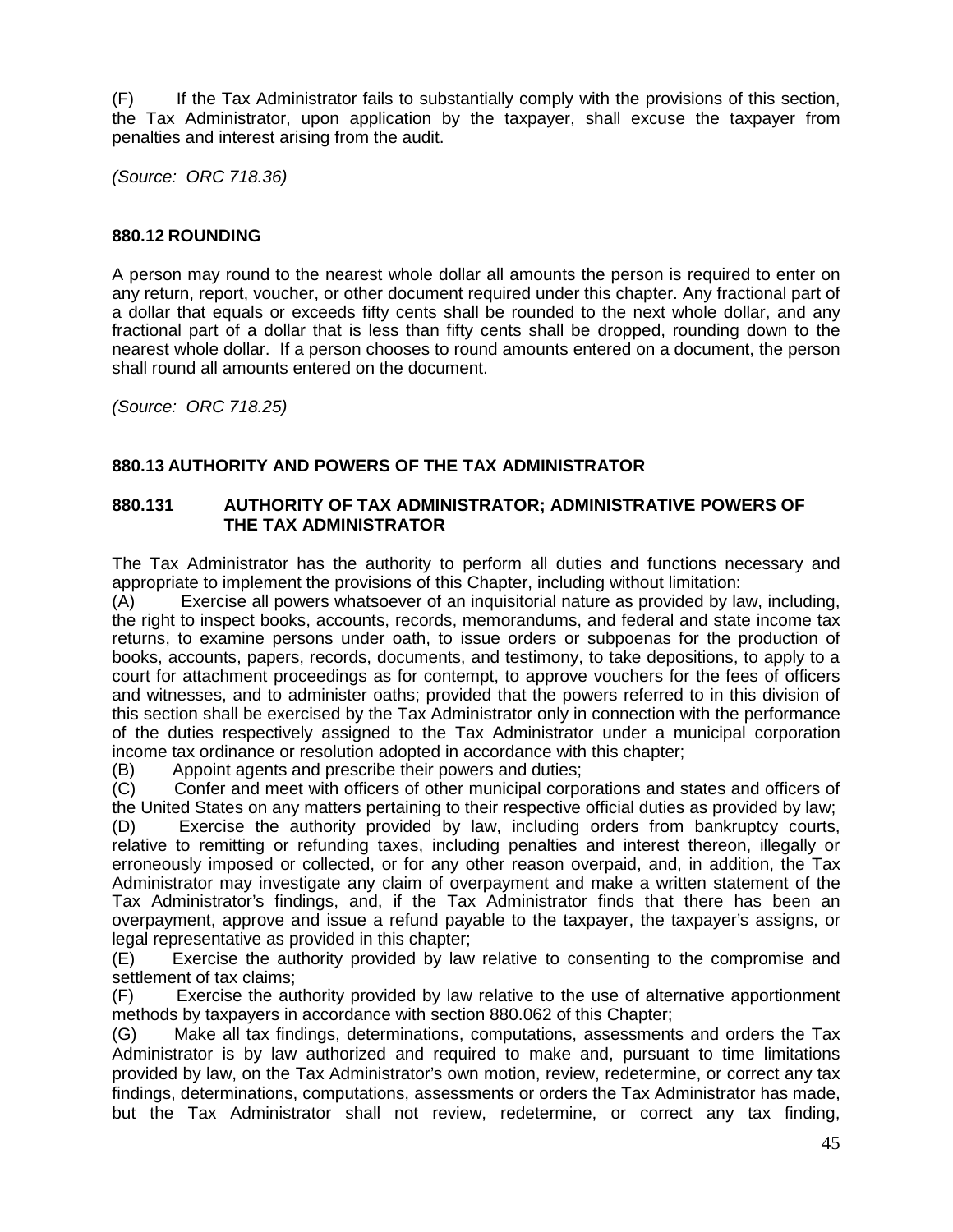(F) If the Tax Administrator fails to substantially comply with the provisions of this section, the Tax Administrator, upon application by the taxpayer, shall excuse the taxpayer from penalties and interest arising from the audit.

*(Source: ORC 718.36)*

### 880.12 ROUNDING

A person may round to the nearest whole dollar all amounts the person is required to enter on any return, report, voucher, or other document required under this chapter. Any fractional part of a dollar that equals or exceeds fifty cents shall be rounded to the next whole dollar, and any fractional part of a dollar that is less than fifty cents shall be dropped, rounding down to the nearest whole dollar. If a person chooses to round amounts entered on a document, the person shall round all amounts entered on the document.

*(Source: ORC 718.25)*

### 880.13 AUTHORITY AND POWERS OF THE TAX ADMINISTRATOR

#### 880.131 AUTHORITY OF TAX ADMINISTRATOR; ADMINISTRATIVE POWERS OF THE TAX ADMINISTRATOR

The Tax Administrator has the authority to perform all duties and functions necessary and appropriate to implement the provisions of this Chapter, including without limitation:

(A) Exercise all powers whatsoever of an inquisitorial nature as provided by law, including, the right to inspect books, accounts, records, memorandums, and federal and state income tax returns, to examine persons under oath, to issue orders or subpoenas for the production of books, accounts, papers, records, documents, and testimony, to take depositions, to apply to a court for attachment proceedings as for contempt, to approve vouchers for the fees of officers and witnesses, and to administer oaths; provided that the powers referred to in this division of this section shall be exercised by the Tax Administrator only in connection with the performance of the duties respectively assigned to the Tax Administrator under a municipal corporation income tax ordinance or resolution adopted in accordance with this chapter;

(B) Appoint agents and prescribe their powers and duties;

(C) Confer and meet with officers of other municipal corporations and states and officers of the United States on any matters pertaining to their respective official duties as provided by law;

(D) Exercise the authority provided by law, including orders from bankruptcy courts, relative to remitting or refunding taxes, including penalties and interest thereon, illegally or erroneously imposed or collected, or for any other reason overpaid, and, in addition, the Tax Administrator may investigate any claim of overpayment and make a written statement of the Tax Administrator's findings, and, if the Tax Administrator finds that there has been an overpayment, approve and issue a refund payable to the taxpayer, the taxpayer's assigns, or legal representative as provided in this chapter;

(E) Exercise the authority provided by law relative to consenting to the compromise and settlement of tax claims;

(F) Exercise the authority provided by law relative to the use of alternative apportionment methods by taxpayers in accordance with section 880.062 of this Chapter;

(G) Make all tax findings, determinations, computations, assessments and orders the Tax Administrator is by law authorized and required to make and, pursuant to time limitations provided by law, on the Tax Administrator's own motion, review, redetermine, or correct any tax findings, determinations, computations, assessments or orders the Tax Administrator has made, but the Tax Administrator shall not review, redetermine, or correct any tax finding,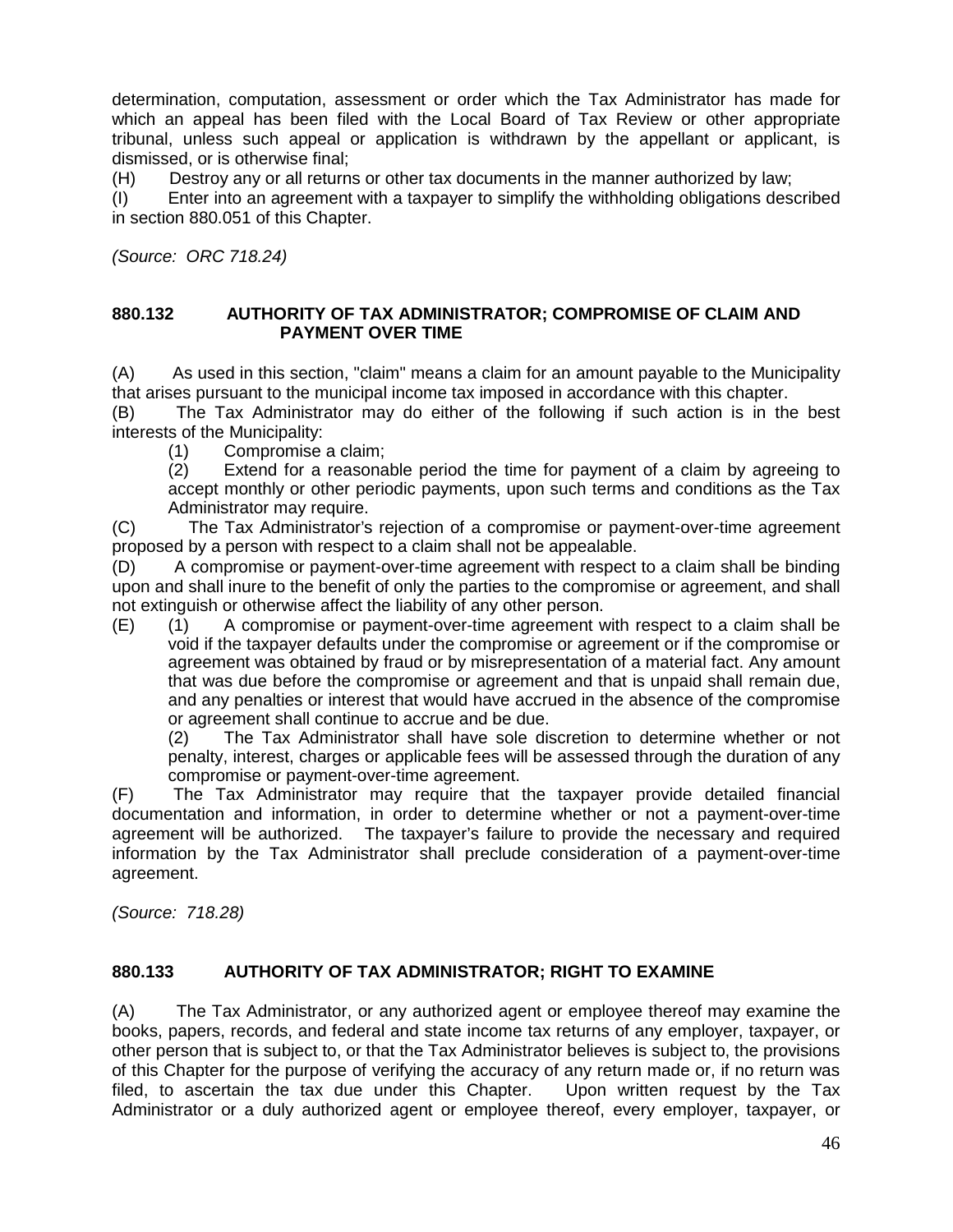determination, computation, assessment or order which the Tax Administrator has made for which an appeal has been filed with the Local Board of Tax Review or other appropriate tribunal, unless such appeal or application is withdrawn by the appellant or applicant, is dismissed, or is otherwise final;

(H) Destroy any or all returns or other tax documents in the manner authorized by law;

(I) Enter into an agreement with a taxpayer to simplify the withholding obligations described in section 880.051 of this Chapter.

*(Source: ORC 718.24)*

### 880.132 AUTHORITY OF TAX ADMINISTRATOR; COMPROMISE OF CLAIM AND PAYMENT OVER TIME

(A) As used in this section, "claim" means a claim for an amount payable to the Municipality that arises pursuant to the municipal income tax imposed in accordance with this chapter.

(B) The Tax Administrator may do either of the following if such action is in the best interests of the Municipality:

- (1) Compromise a claim;
- (2) Extend for a reasonable period the time for payment of a claim by agreeing to accept monthly or other periodic payments, upon such terms and conditions as the Tax Administrator may require.

(C) The Tax Administrator's rejection of a compromise or payment-over-time agreement proposed by a person with respect to a claim shall not be appealable.

(D) A compromise or payment-over-time agreement with respect to a claim shall be binding upon and shall inure to the benefit of only the parties to the compromise or agreement, and shall not extinguish or otherwise affect the liability of any other person.

(E)
- (1) A compromise or payment-over-time agreement with respect to a claim shall be void if the taxpayer defaults under the compromise or agreement or if the compromise or agreement was obtained by fraud or by misrepresentation of a material fact. Any amount that was due before the compromise or agreement and that is unpaid shall remain due, and any penalties or interest that would have accrued in the absence of the compromise or agreement shall continue to accrue and be due.
- (2) The Tax Administrator shall have sole discretion to determine whether or not penalty, interest, charges or applicable fees will be assessed through the duration of any compromise or payment-over-time agreement.

(F) The Tax Administrator may require that the taxpayer provide detailed financial documentation and information, in order to determine whether or not a payment-over-time agreement will be authorized. The taxpayer's failure to provide the necessary and required information by the Tax Administrator shall preclude consideration of a payment-over-time agreement.

*(Source: 718.28)*

### 880.133 AUTHORITY OF TAX ADMINISTRATOR; RIGHT TO EXAMINE

(A) The Tax Administrator, or any authorized agent or employee thereof may examine the books, papers, records, and federal and state income tax returns of any employer, taxpayer, or other person that is subject to, or that the Tax Administrator believes is subject to, the provisions of this Chapter for the purpose of verifying the accuracy of any return made or, if no return was filed, to ascertain the tax due under this Chapter. Upon written request by the Tax Administrator or a duly authorized agent or employee thereof, every employer, taxpayer, or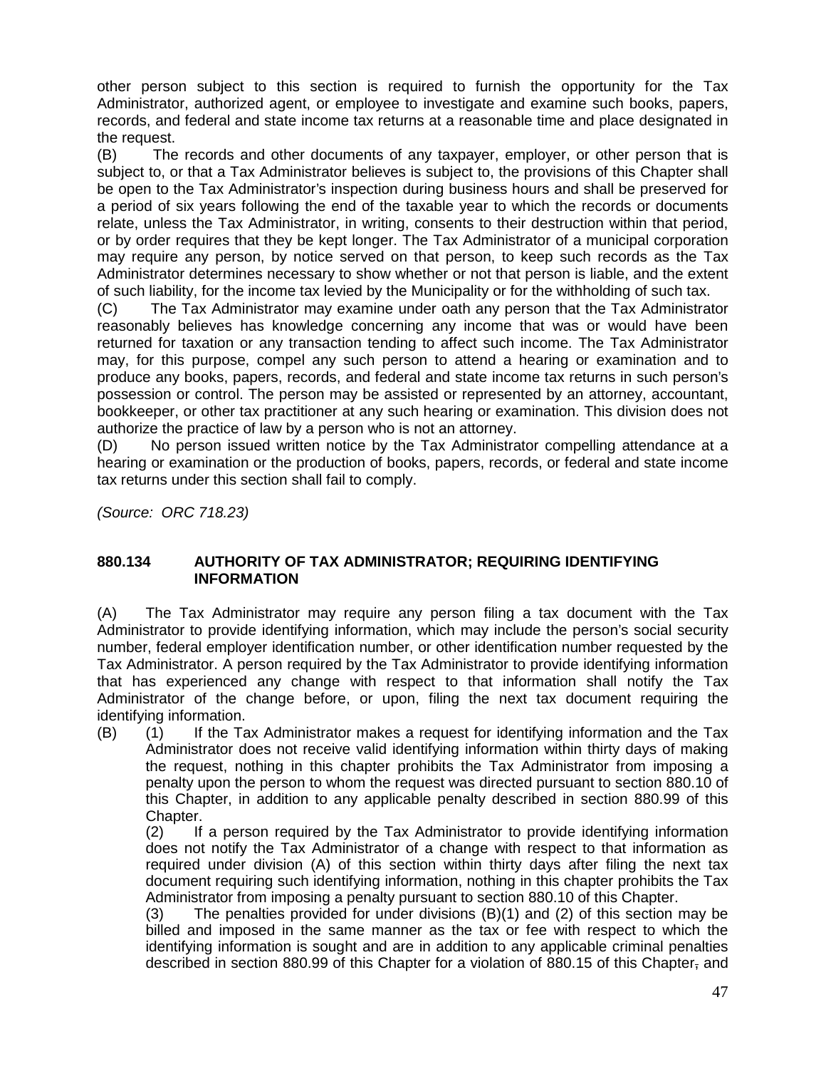other person subject to this section is required to furnish the opportunity for the Tax Administrator, authorized agent, or employee to investigate and examine such books, papers, records, and federal and state income tax returns at a reasonable time and place designated in the request.

(B) The records and other documents of any taxpayer, employer, or other person that is subject to, or that a Tax Administrator believes is subject to, the provisions of this Chapter shall be open to the Tax Administrator's inspection during business hours and shall be preserved for a period of six years following the end of the taxable year to which the records or documents relate, unless the Tax Administrator, in writing, consents to their destruction within that period, or by order requires that they be kept longer. The Tax Administrator of a municipal corporation may require any person, by notice served on that person, to keep such records as the Tax Administrator determines necessary to show whether or not that person is liable, and the extent of such liability, for the income tax levied by the Municipality or for the withholding of such tax.

(C) The Tax Administrator may examine under oath any person that the Tax Administrator reasonably believes has knowledge concerning any income that was or would have been returned for taxation or any transaction tending to affect such income. The Tax Administrator may, for this purpose, compel any such person to attend a hearing or examination and to produce any books, papers, records, and federal and state income tax returns in such person's possession or control. The person may be assisted or represented by an attorney, accountant, bookkeeper, or other tax practitioner at any such hearing or examination. This division does not authorize the practice of law by a person who is not an attorney.

(D) No person issued written notice by the Tax Administrator compelling attendance at a hearing or examination or the production of books, papers, records, or federal and state income tax returns under this section shall fail to comply.

*(Source: ORC 718.23)*

**880.134 AUTHORITY OF TAX ADMINISTRATOR; REQUIRING IDENTIFYING INFORMATION**

(A) The Tax Administrator may require any person filing a tax document with the Tax Administrator to provide identifying information, which may include the person's social security number, federal employer identification number, or other identification number requested by the Tax Administrator. A person required by the Tax Administrator to provide identifying information that has experienced any change with respect to that information shall notify the Tax Administrator of the change before, or upon, filing the next tax document requiring the identifying information.

(B) (1) If the Tax Administrator makes a request for identifying information and the Tax Administrator does not receive valid identifying information within thirty days of making the request, nothing in this chapter prohibits the Tax Administrator from imposing a penalty upon the person to whom the request was directed pursuant to section 880.10 of this Chapter, in addition to any applicable penalty described in section 880.99 of this Chapter.

(2) If a person required by the Tax Administrator to provide identifying information does not notify the Tax Administrator of a change with respect to that information as required under division (A) of this section within thirty days after filing the next tax document requiring such identifying information, nothing in this chapter prohibits the Tax Administrator from imposing a penalty pursuant to section 880.10 of this Chapter.

(3) The penalties provided for under divisions (B)(1) and (2) of this section may be billed and imposed in the same manner as the tax or fee with respect to which the identifying information is sought and are in addition to any applicable criminal penalties described in section 880.99 of this Chapter for a violation of 880.15 of this Chapter~~,~~ and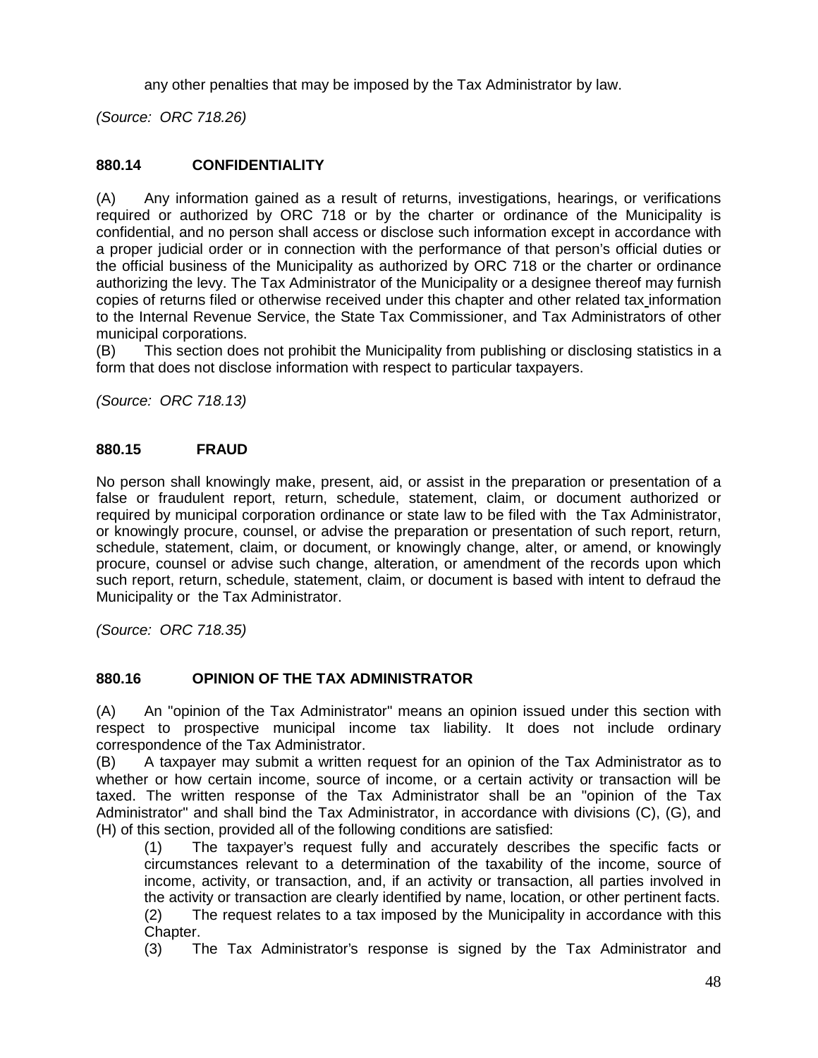any other penalties that may be imposed by the Tax Administrator by law.

*(Source: ORC 718.26)*

### 880.14 CONFIDENTIALITY

(A) Any information gained as a result of returns, investigations, hearings, or verifications required or authorized by ORC 718 or by the charter or ordinance of the Municipality is confidential, and no person shall access or disclose such information except in accordance with a proper judicial order or in connection with the performance of that person's official duties or the official business of the Municipality as authorized by ORC 718 or the charter or ordinance authorizing the levy. The Tax Administrator of the Municipality or a designee thereof may furnish copies of returns filed or otherwise received under this chapter and other related tax information to the Internal Revenue Service, the State Tax Commissioner, and Tax Administrators of other municipal corporations.

(B) This section does not prohibit the Municipality from publishing or disclosing statistics in a form that does not disclose information with respect to particular taxpayers.

*(Source: ORC 718.13)*

### 880.15 FRAUD

No person shall knowingly make, present, aid, or assist in the preparation or presentation of a false or fraudulent report, return, schedule, statement, claim, or document authorized or required by municipal corporation ordinance or state law to be filed with the Tax Administrator, or knowingly procure, counsel, or advise the preparation or presentation of such report, return, schedule, statement, claim, or document, or knowingly change, alter, or amend, or knowingly procure, counsel or advise such change, alteration, or amendment of the records upon which such report, return, schedule, statement, claim, or document is based with intent to defraud the Municipality or the Tax Administrator.

*(Source: ORC 718.35)*

### 880.16 OPINION OF THE TAX ADMINISTRATOR

(A) An "opinion of the Tax Administrator" means an opinion issued under this section with respect to prospective municipal income tax liability. It does not include ordinary correspondence of the Tax Administrator.

(B) A taxpayer may submit a written request for an opinion of the Tax Administrator as to whether or how certain income, source of income, or a certain activity or transaction will be taxed. The written response of the Tax Administrator shall be an "opinion of the Tax Administrator" and shall bind the Tax Administrator, in accordance with divisions (C), (G), and (H) of this section, provided all of the following conditions are satisfied:

(1) The taxpayer's request fully and accurately describes the specific facts or circumstances relevant to a determination of the taxability of the income, source of income, activity, or transaction, and, if an activity or transaction, all parties involved in the activity or transaction are clearly identified by name, location, or other pertinent facts.

(2) The request relates to a tax imposed by the Municipality in accordance with this Chapter.

(3) The Tax Administrator's response is signed by the Tax Administrator and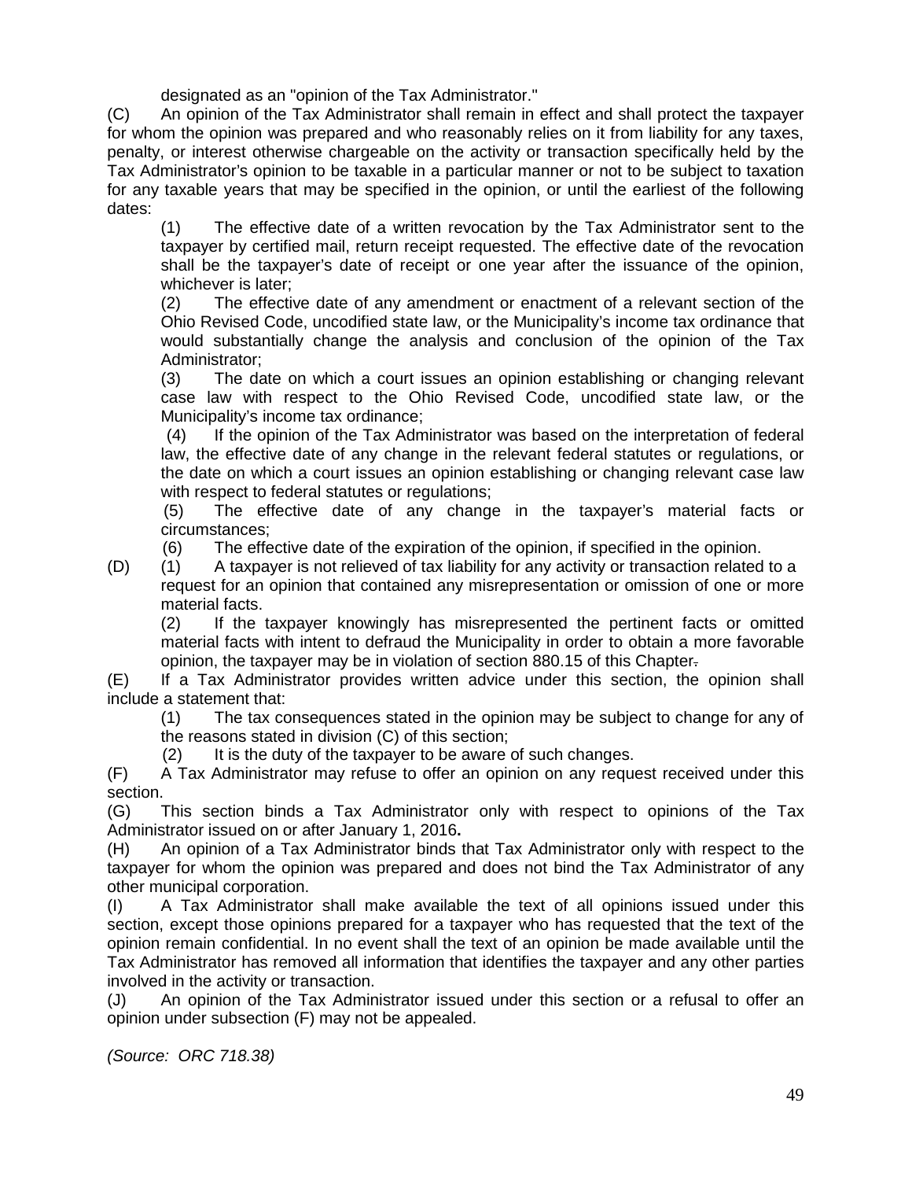designated as an "opinion of the Tax Administrator."

(C) An opinion of the Tax Administrator shall remain in effect and shall protect the taxpayer for whom the opinion was prepared and who reasonably relies on it from liability for any taxes, penalty, or interest otherwise chargeable on the activity or transaction specifically held by the Tax Administrator's opinion to be taxable in a particular manner or not to be subject to taxation for any taxable years that may be specified in the opinion, or until the earliest of the following dates:

(1) The effective date of a written revocation by the Tax Administrator sent to the taxpayer by certified mail, return receipt requested. The effective date of the revocation shall be the taxpayer's date of receipt or one year after the issuance of the opinion, whichever is later;

(2) The effective date of any amendment or enactment of a relevant section of the Ohio Revised Code, uncodified state law, or the Municipality's income tax ordinance that would substantially change the analysis and conclusion of the opinion of the Tax Administrator;

(3) The date on which a court issues an opinion establishing or changing relevant case law with respect to the Ohio Revised Code, uncodified state law, or the Municipality's income tax ordinance;

(4) If the opinion of the Tax Administrator was based on the interpretation of federal law, the effective date of any change in the relevant federal statutes or regulations, or the date on which a court issues an opinion establishing or changing relevant case law with respect to federal statutes or regulations;

(5) The effective date of any change in the taxpayer's material facts or circumstances;

(6) The effective date of the expiration of the opinion, if specified in the opinion.

(D) (1) A taxpayer is not relieved of tax liability for any activity or transaction related to a request for an opinion that contained any misrepresentation or omission of one or more material facts.

(2) If the taxpayer knowingly has misrepresented the pertinent facts or omitted material facts with intent to defraud the Municipality in order to obtain a more favorable opinion, the taxpayer may be in violation of section 880.15 of this Chapter.

(E) If a Tax Administrator provides written advice under this section, the opinion shall include a statement that:

(1) The tax consequences stated in the opinion may be subject to change for any of the reasons stated in division (C) of this section;

(2) It is the duty of the taxpayer to be aware of such changes.

(F) A Tax Administrator may refuse to offer an opinion on any request received under this section.

(G) This section binds a Tax Administrator only with respect to opinions of the Tax Administrator issued on or after January 1, 2016.

(H) An opinion of a Tax Administrator binds that Tax Administrator only with respect to the taxpayer for whom the opinion was prepared and does not bind the Tax Administrator of any other municipal corporation.

(I) A Tax Administrator shall make available the text of all opinions issued under this section, except those opinions prepared for a taxpayer who has requested that the text of the opinion remain confidential. In no event shall the text of an opinion be made available until the Tax Administrator has removed all information that identifies the taxpayer and any other parties involved in the activity or transaction.

(J) An opinion of the Tax Administrator issued under this section or a refusal to offer an opinion under subsection (F) may not be appealed.

*(Source: ORC 718.38)*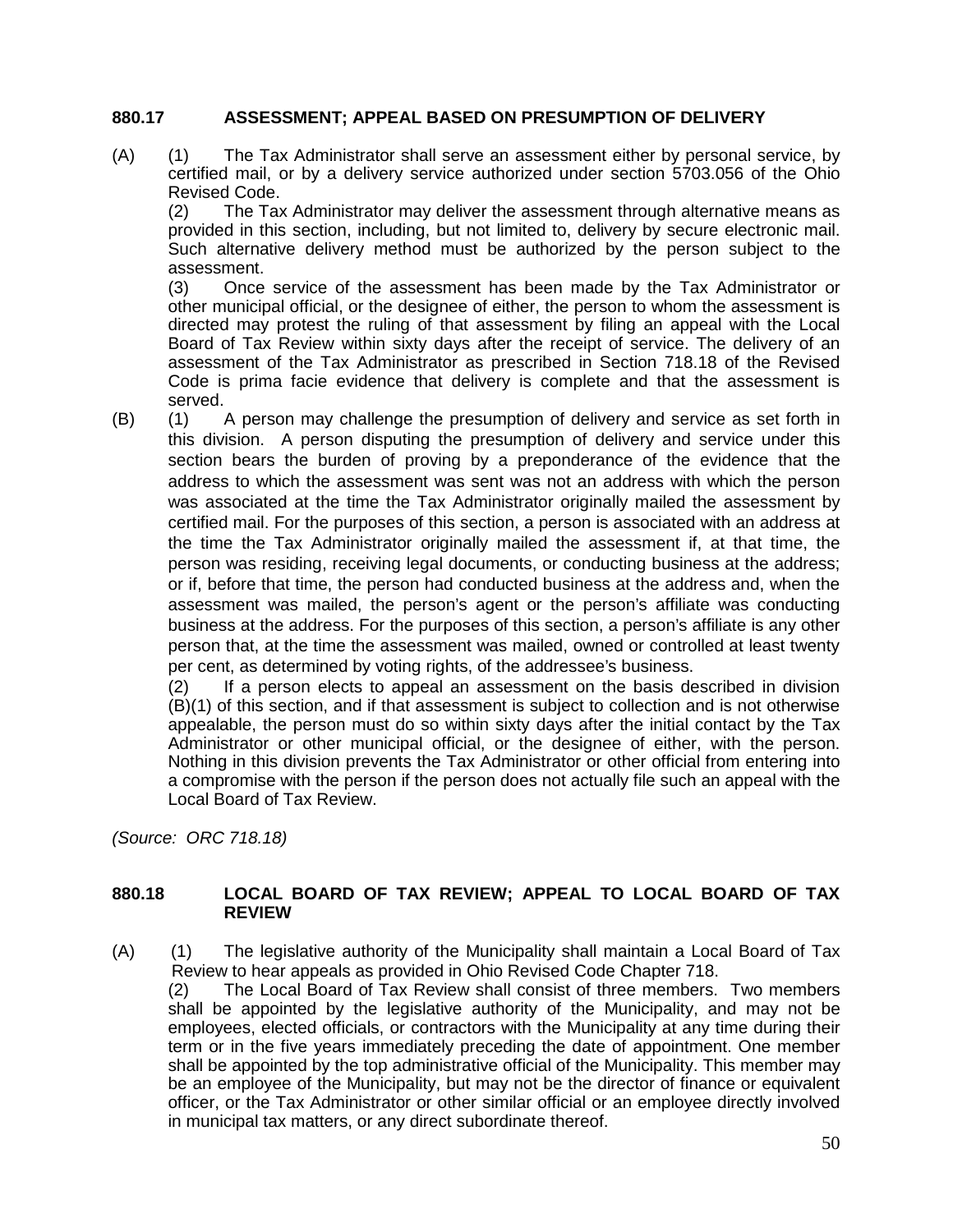### 880.17 ASSESSMENT; APPEAL BASED ON PRESUMPTION OF DELIVERY

(A) (1) The Tax Administrator shall serve an assessment either by personal service, by certified mail, or by a delivery service authorized under section 5703.056 of the Ohio Revised Code.

(2) The Tax Administrator may deliver the assessment through alternative means as provided in this section, including, but not limited to, delivery by secure electronic mail. Such alternative delivery method must be authorized by the person subject to the assessment.

(3) Once service of the assessment has been made by the Tax Administrator or other municipal official, or the designee of either, the person to whom the assessment is directed may protest the ruling of that assessment by filing an appeal with the Local Board of Tax Review within sixty days after the receipt of service. The delivery of an assessment of the Tax Administrator as prescribed in Section 718.18 of the Revised Code is prima facie evidence that delivery is complete and that the assessment is served.

(B) (1) A person may challenge the presumption of delivery and service as set forth in this division. A person disputing the presumption of delivery and service under this section bears the burden of proving by a preponderance of the evidence that the address to which the assessment was sent was not an address with which the person was associated at the time the Tax Administrator originally mailed the assessment by certified mail. For the purposes of this section, a person is associated with an address at the time the Tax Administrator originally mailed the assessment if, at that time, the person was residing, receiving legal documents, or conducting business at the address; or if, before that time, the person had conducted business at the address and, when the assessment was mailed, the person's agent or the person's affiliate was conducting business at the address. For the purposes of this section, a person's affiliate is any other person that, at the time the assessment was mailed, owned or controlled at least twenty per cent, as determined by voting rights, of the addressee's business.

(2) If a person elects to appeal an assessment on the basis described in division (B)(1) of this section, and if that assessment is subject to collection and is not otherwise appealable, the person must do so within sixty days after the initial contact by the Tax Administrator or other municipal official, or the designee of either, with the person. Nothing in this division prevents the Tax Administrator or other official from entering into a compromise with the person if the person does not actually file such an appeal with the Local Board of Tax Review.

*(Source: ORC 718.18)*

### 880.18 LOCAL BOARD OF TAX REVIEW; APPEAL TO LOCAL BOARD OF TAX REVIEW

(A) (1) The legislative authority of the Municipality shall maintain a Local Board of Tax Review to hear appeals as provided in Ohio Revised Code Chapter 718.

(2) The Local Board of Tax Review shall consist of three members. Two members shall be appointed by the legislative authority of the Municipality, and may not be employees, elected officials, or contractors with the Municipality at any time during their term or in the five years immediately preceding the date of appointment. One member shall be appointed by the top administrative official of the Municipality. This member may be an employee of the Municipality, but may not be the director of finance or equivalent officer, or the Tax Administrator or other similar official or an employee directly involved in municipal tax matters, or any direct subordinate thereof.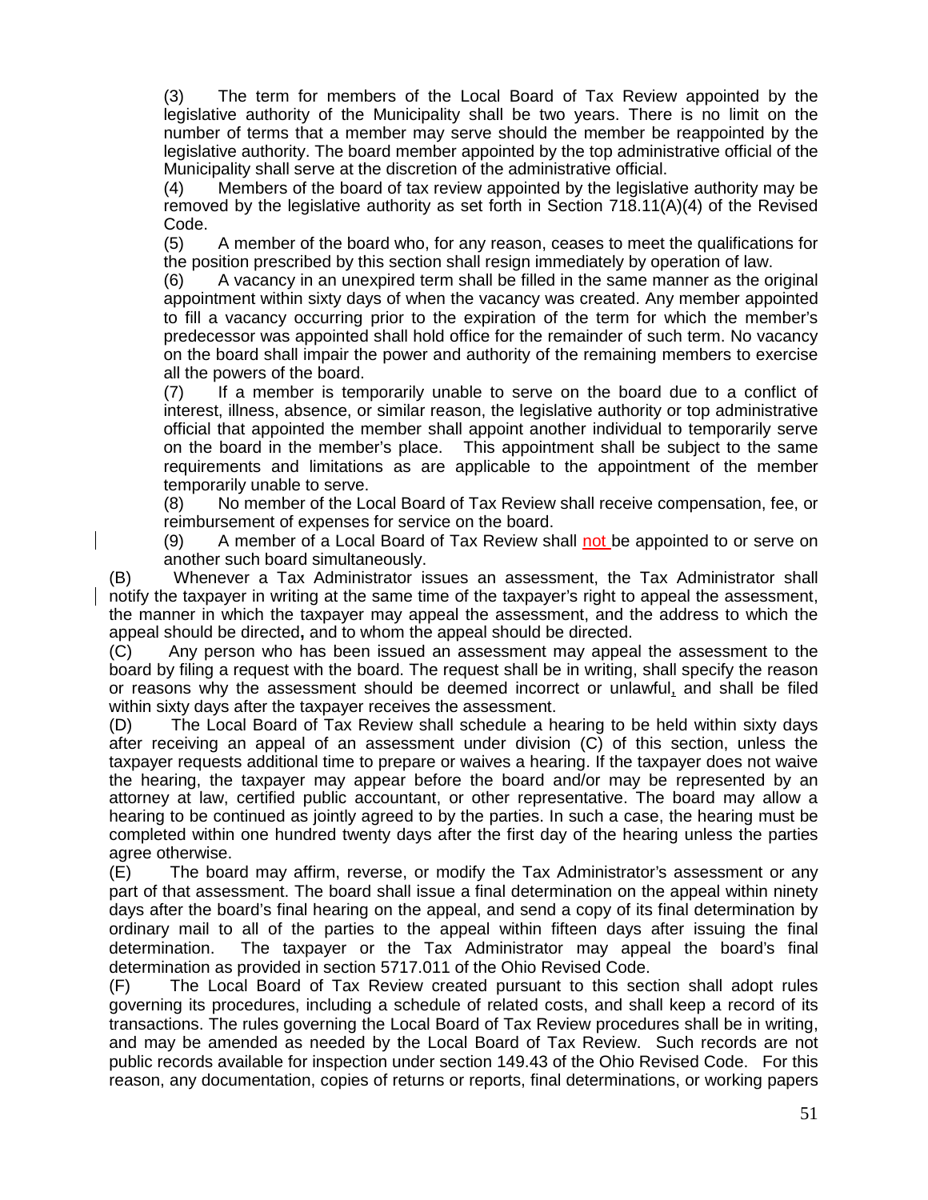(3) The term for members of the Local Board of Tax Review appointed by the legislative authority of the Municipality shall be two years. There is no limit on the number of terms that a member may serve should the member be reappointed by the legislative authority. The board member appointed by the top administrative official of the Municipality shall serve at the discretion of the administrative official.

(4) Members of the board of tax review appointed by the legislative authority may be removed by the legislative authority as set forth in Section 718.11(A)(4) of the Revised Code.

(5) A member of the board who, for any reason, ceases to meet the qualifications for the position prescribed by this section shall resign immediately by operation of law.

(6) A vacancy in an unexpired term shall be filled in the same manner as the original appointment within sixty days of when the vacancy was created. Any member appointed to fill a vacancy occurring prior to the expiration of the term for which the member's predecessor was appointed shall hold office for the remainder of such term. No vacancy on the board shall impair the power and authority of the remaining members to exercise all the powers of the board.

(7) If a member is temporarily unable to serve on the board due to a conflict of interest, illness, absence, or similar reason, the legislative authority or top administrative official that appointed the member shall appoint another individual to temporarily serve on the board in the member's place. This appointment shall be subject to the same requirements and limitations as are applicable to the appointment of the member temporarily unable to serve.

(8) No member of the Local Board of Tax Review shall receive compensation, fee, or reimbursement of expenses for service on the board.

(9) A member of a Local Board of Tax Review shall not be appointed to or serve on another such board simultaneously.

(B) Whenever a Tax Administrator issues an assessment, the Tax Administrator shall notify the taxpayer in writing at the same time of the taxpayer's right to appeal the assessment, the manner in which the taxpayer may appeal the assessment, and the address to which the appeal should be directed**,** and to whom the appeal should be directed.

(C) Any person who has been issued an assessment may appeal the assessment to the board by filing a request with the board. The request shall be in writing, shall specify the reason or reasons why the assessment should be deemed incorrect or unlawful, and shall be filed within sixty days after the taxpayer receives the assessment.

(D) The Local Board of Tax Review shall schedule a hearing to be held within sixty days after receiving an appeal of an assessment under division (C) of this section, unless the taxpayer requests additional time to prepare or waives a hearing. If the taxpayer does not waive the hearing, the taxpayer may appear before the board and/or may be represented by an attorney at law, certified public accountant, or other representative. The board may allow a hearing to be continued as jointly agreed to by the parties. In such a case, the hearing must be completed within one hundred twenty days after the first day of the hearing unless the parties agree otherwise.

(E) The board may affirm, reverse, or modify the Tax Administrator's assessment or any part of that assessment. The board shall issue a final determination on the appeal within ninety days after the board's final hearing on the appeal, and send a copy of its final determination by ordinary mail to all of the parties to the appeal within fifteen days after issuing the final determination. The taxpayer or the Tax Administrator may appeal the board's final determination as provided in section 5717.011 of the Ohio Revised Code.

(F) The Local Board of Tax Review created pursuant to this section shall adopt rules governing its procedures, including a schedule of related costs, and shall keep a record of its transactions. The rules governing the Local Board of Tax Review procedures shall be in writing, and may be amended as needed by the Local Board of Tax Review. Such records are not public records available for inspection under section 149.43 of the Ohio Revised Code. For this reason, any documentation, copies of returns or reports, final determinations, or working papers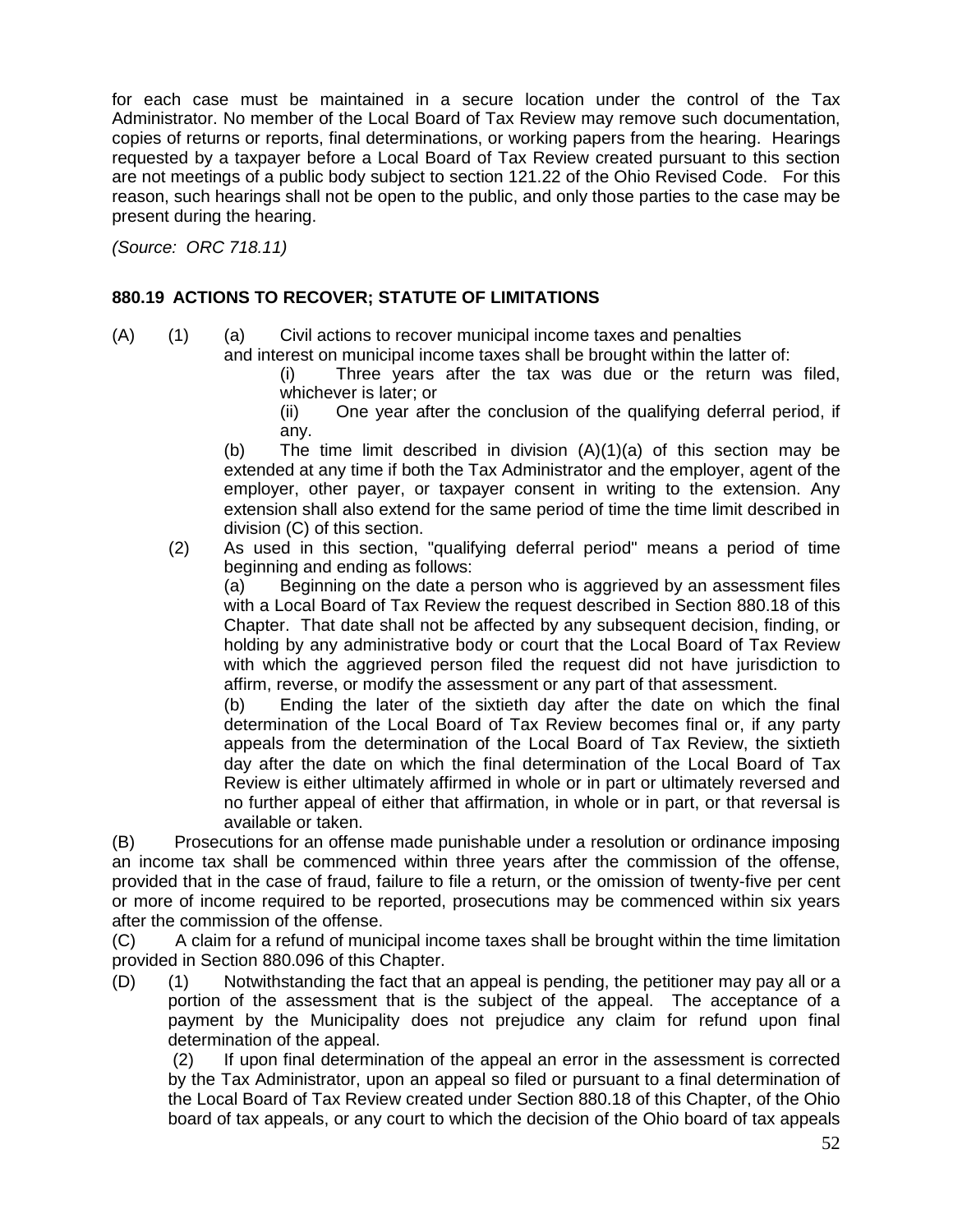for each case must be maintained in a secure location under the control of the Tax Administrator. No member of the Local Board of Tax Review may remove such documentation, copies of returns or reports, final determinations, or working papers from the hearing. Hearings requested by a taxpayer before a Local Board of Tax Review created pursuant to this section are not meetings of a public body subject to section 121.22 of the Ohio Revised Code. For this reason, such hearings shall not be open to the public, and only those parties to the case may be present during the hearing.

*(Source: ORC 718.11)*

**880.19 ACTIONS TO RECOVER; STATUTE OF LIMITATIONS**

(A) (1) (a) Civil actions to recover municipal income taxes and penalties and interest on municipal income taxes shall be brought within the latter of:

(i) Three years after the tax was due or the return was filed, whichever is later; or

(ii) One year after the conclusion of the qualifying deferral period, if any.

(b) The time limit described in division (A)(1)(a) of this section may be extended at any time if both the Tax Administrator and the employer, agent of the employer, other payer, or taxpayer consent in writing to the extension. Any extension shall also extend for the same period of time the time limit described in division (C) of this section.

(2) As used in this section, "qualifying deferral period" means a period of time beginning and ending as follows:

(a) Beginning on the date a person who is aggrieved by an assessment files with a Local Board of Tax Review the request described in Section 880.18 of this Chapter. That date shall not be affected by any subsequent decision, finding, or holding by any administrative body or court that the Local Board of Tax Review with which the aggrieved person filed the request did not have jurisdiction to affirm, reverse, or modify the assessment or any part of that assessment.

(b) Ending the later of the sixtieth day after the date on which the final determination of the Local Board of Tax Review becomes final or, if any party appeals from the determination of the Local Board of Tax Review, the sixtieth day after the date on which the final determination of the Local Board of Tax Review is either ultimately affirmed in whole or in part or ultimately reversed and no further appeal of either that affirmation, in whole or in part, or that reversal is available or taken.

(B) Prosecutions for an offense made punishable under a resolution or ordinance imposing an income tax shall be commenced within three years after the commission of the offense, provided that in the case of fraud, failure to file a return, or the omission of twenty-five per cent or more of income required to be reported, prosecutions may be commenced within six years after the commission of the offense.

(C) A claim for a refund of municipal income taxes shall be brought within the time limitation provided in Section 880.096 of this Chapter.

(D) (1) Notwithstanding the fact that an appeal is pending, the petitioner may pay all or a portion of the assessment that is the subject of the appeal. The acceptance of a payment by the Municipality does not prejudice any claim for refund upon final determination of the appeal.

(2) If upon final determination of the appeal an error in the assessment is corrected by the Tax Administrator, upon an appeal so filed or pursuant to a final determination of the Local Board of Tax Review created under Section 880.18 of this Chapter, of the Ohio board of tax appeals, or any court to which the decision of the Ohio board of tax appeals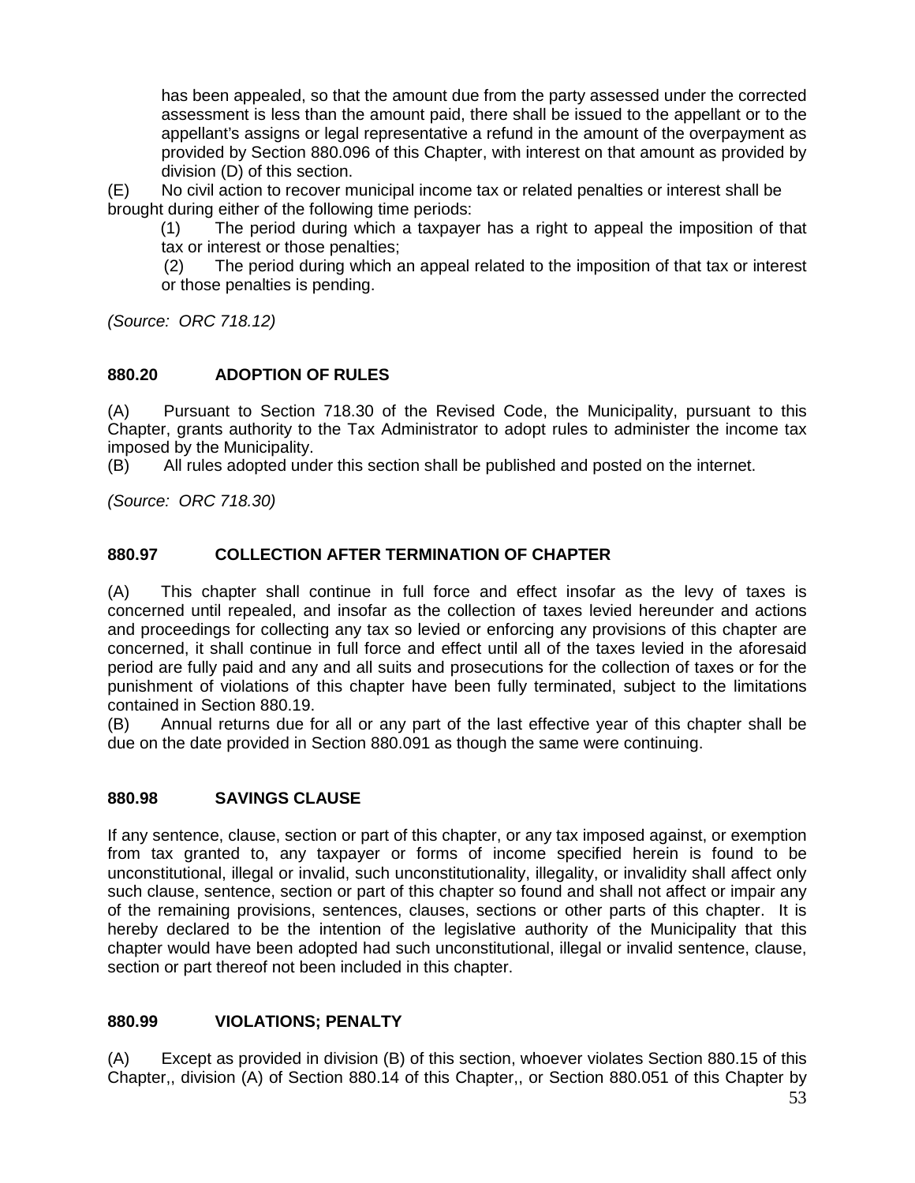has been appealed, so that the amount due from the party assessed under the corrected assessment is less than the amount paid, there shall be issued to the appellant or to the appellant's assigns or legal representative a refund in the amount of the overpayment as provided by Section 880.096 of this Chapter, with interest on that amount as provided by division (D) of this section.

(E) No civil action to recover municipal income tax or related penalties or interest shall be brought during either of the following time periods:

(1) The period during which a taxpayer has a right to appeal the imposition of that tax or interest or those penalties;

(2) The period during which an appeal related to the imposition of that tax or interest or those penalties is pending.

*(Source: ORC 718.12)*

**880.20 ADOPTION OF RULES**

(A) Pursuant to Section 718.30 of the Revised Code, the Municipality, pursuant to this Chapter, grants authority to the Tax Administrator to adopt rules to administer the income tax imposed by the Municipality.

(B) All rules adopted under this section shall be published and posted on the internet.

*(Source: ORC 718.30)*

**880.97 COLLECTION AFTER TERMINATION OF CHAPTER**

(A) This chapter shall continue in full force and effect insofar as the levy of taxes is concerned until repealed, and insofar as the collection of taxes levied hereunder and actions and proceedings for collecting any tax so levied or enforcing any provisions of this chapter are concerned, it shall continue in full force and effect until all of the taxes levied in the aforesaid period are fully paid and any and all suits and prosecutions for the collection of taxes or for the punishment of violations of this chapter have been fully terminated, subject to the limitations contained in Section 880.19.

(B) Annual returns due for all or any part of the last effective year of this chapter shall be due on the date provided in Section 880.091 as though the same were continuing.

**880.98 SAVINGS CLAUSE**

If any sentence, clause, section or part of this chapter, or any tax imposed against, or exemption from tax granted to, any taxpayer or forms of income specified herein is found to be unconstitutional, illegal or invalid, such unconstitutionality, illegality, or invalidity shall affect only such clause, sentence, section or part of this chapter so found and shall not affect or impair any of the remaining provisions, sentences, clauses, sections or other parts of this chapter. It is hereby declared to be the intention of the legislative authority of the Municipality that this chapter would have been adopted had such unconstitutional, illegal or invalid sentence, clause, section or part thereof not been included in this chapter.

**880.99 VIOLATIONS; PENALTY**

(A) Except as provided in division (B) of this section, whoever violates Section 880.15 of this Chapter,, division (A) of Section 880.14 of this Chapter,, or Section 880.051 of this Chapter by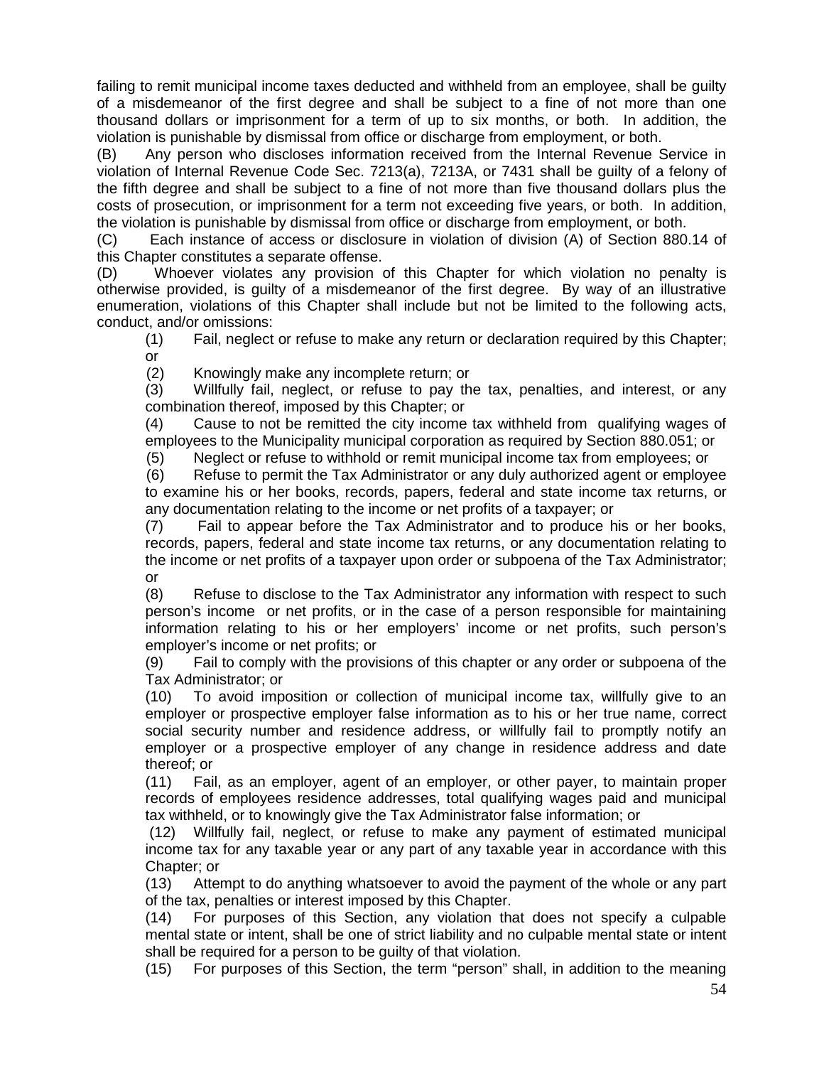failing to remit municipal income taxes deducted and withheld from an employee, shall be guilty of a misdemeanor of the first degree and shall be subject to a fine of not more than one thousand dollars or imprisonment for a term of up to six months, or both. In addition, the violation is punishable by dismissal from office or discharge from employment, or both.

(B) Any person who discloses information received from the Internal Revenue Service in violation of Internal Revenue Code Sec. 7213(a), 7213A, or 7431 shall be guilty of a felony of the fifth degree and shall be subject to a fine of not more than five thousand dollars plus the costs of prosecution, or imprisonment for a term not exceeding five years, or both. In addition, the violation is punishable by dismissal from office or discharge from employment, or both.

(C) Each instance of access or disclosure in violation of division (A) of Section 880.14 of this Chapter constitutes a separate offense.

(D) Whoever violates any provision of this Chapter for which violation no penalty is otherwise provided, is guilty of a misdemeanor of the first degree. By way of an illustrative enumeration, violations of this Chapter shall include but not be limited to the following acts, conduct, and/or omissions:

(1) Fail, neglect or refuse to make any return or declaration required by this Chapter; or

(2) Knowingly make any incomplete return; or

(3) Willfully fail, neglect, or refuse to pay the tax, penalties, and interest, or any combination thereof, imposed by this Chapter; or

(4) Cause to not be remitted the city income tax withheld from qualifying wages of employees to the Municipality municipal corporation as required by Section 880.051; or

(5) Neglect or refuse to withhold or remit municipal income tax from employees; or

(6) Refuse to permit the Tax Administrator or any duly authorized agent or employee to examine his or her books, records, papers, federal and state income tax returns, or any documentation relating to the income or net profits of a taxpayer; or

(7) Fail to appear before the Tax Administrator and to produce his or her books, records, papers, federal and state income tax returns, or any documentation relating to the income or net profits of a taxpayer upon order or subpoena of the Tax Administrator; or

(8) Refuse to disclose to the Tax Administrator any information with respect to such person's income or net profits, or in the case of a person responsible for maintaining information relating to his or her employers' income or net profits, such person's employer's income or net profits; or

(9) Fail to comply with the provisions of this chapter or any order or subpoena of the Tax Administrator; or

(10) To avoid imposition or collection of municipal income tax, willfully give to an employer or prospective employer false information as to his or her true name, correct social security number and residence address, or willfully fail to promptly notify an employer or a prospective employer of any change in residence address and date thereof; or

(11) Fail, as an employer, agent of an employer, or other payer, to maintain proper records of employees residence addresses, total qualifying wages paid and municipal tax withheld, or to knowingly give the Tax Administrator false information; or

(12) Willfully fail, neglect, or refuse to make any payment of estimated municipal income tax for any taxable year or any part of any taxable year in accordance with this Chapter; or

(13) Attempt to do anything whatsoever to avoid the payment of the whole or any part of the tax, penalties or interest imposed by this Chapter.

(14) For purposes of this Section, any violation that does not specify a culpable mental state or intent, shall be one of strict liability and no culpable mental state or intent shall be required for a person to be guilty of that violation.

(15) For purposes of this Section, the term "person" shall, in addition to the meaning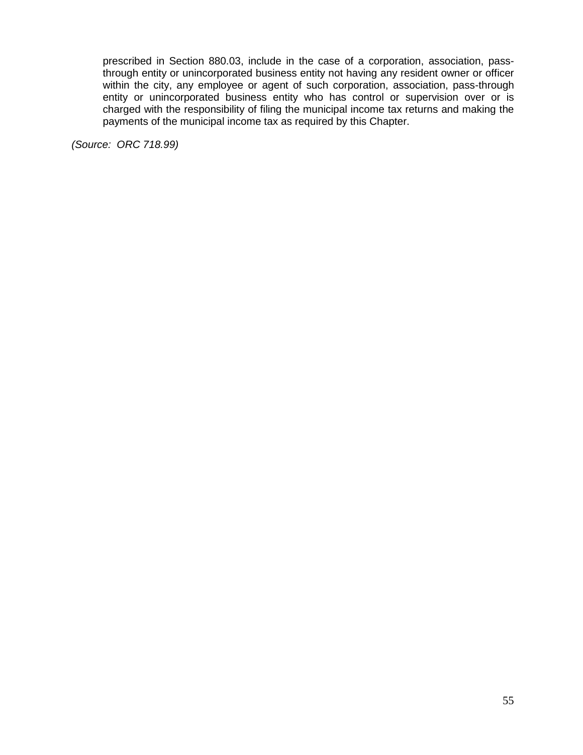prescribed in Section 880.03, include in the case of a corporation, association, pass-through entity or unincorporated business entity not having any resident owner or officer within the city, any employee or agent of such corporation, association, pass-through entity or unincorporated business entity who has control or supervision over or is charged with the responsibility of filing the municipal income tax returns and making the payments of the municipal income tax as required by this Chapter.

*(Source: ORC 718.99)*